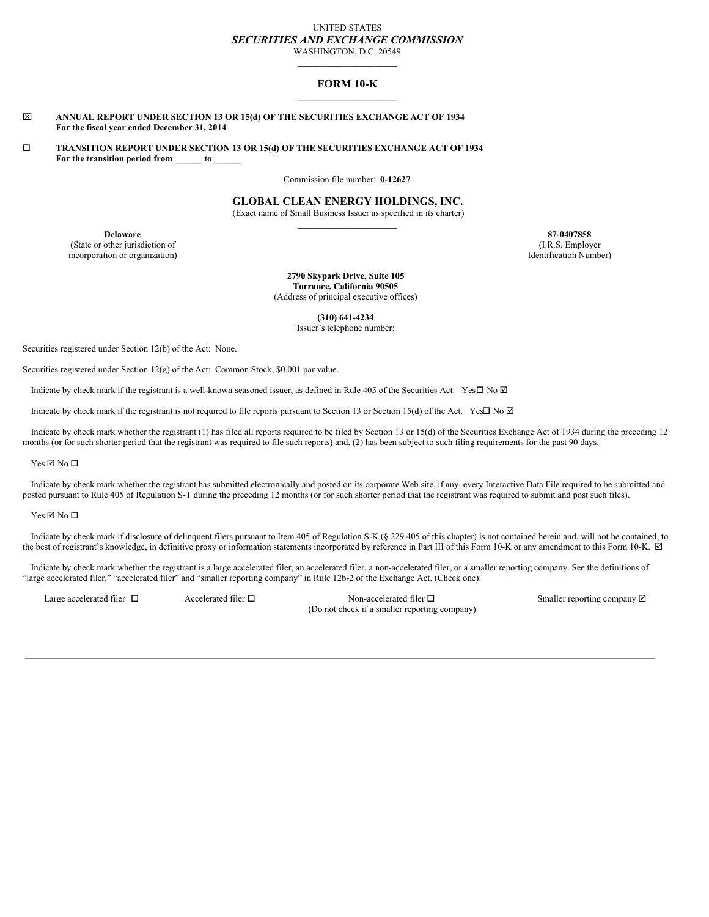UNITED STATES

*SECURITIES AND EXCHANGE COMMISSION*

WASHINGTON, D.C. 20549

# FORM 10-K

☒ **ANNUAL REPORT UNDER SECTION 13 OR 15(d) OF THE SECURITIES EXCHANGE ACT OF 1934**
**For the fiscal year ended December 31, 2014**

☐ **TRANSITION REPORT UNDER SECTION 13 OR 15(d) OF THE SECURITIES EXCHANGE ACT OF 1934**
**For the transition period from ______ to ______**

Commission file number: **0-12627**

## GLOBAL CLEAN ENERGY HOLDINGS, INC.

(Exact name of Small Business Issuer as specified in its charter)

| **Delaware** | **87-0407858** |
|---|---|
| (State or other jurisdiction of incorporation or organization) | (I.R.S. Employer Identification Number) |

**2790 Skypark Drive, Suite 105**
**Torrance, California 90505**
(Address of principal executive offices)

**(310) 641-4234**
Issuer's telephone number:

Securities registered under Section 12(b) of the Act: None.

Securities registered under Section 12(g) of the Act: Common Stock, $0.001 par value.

Indicate by check mark if the registrant is a well-known seasoned issuer, as defined in Rule 405 of the Securities Act. Yes ☐ No ☑

Indicate by check mark if the registrant is not required to file reports pursuant to Section 13 or Section 15(d) of the Act. Yes ☐ No ☑

Indicate by check mark whether the registrant (1) has filed all reports required to be filed by Section 13 or 15(d) of the Securities Exchange Act of 1934 during the preceding 12 months (or for such shorter period that the registrant was required to file such reports) and, (2) has been subject to such filing requirements for the past 90 days.

Yes ☑ No ☐

Indicate by check mark whether the registrant has submitted electronically and posted on its corporate Web site, if any, every Interactive Data File required to be submitted and posted pursuant to Rule 405 of Regulation S-T during the preceding 12 months (or for such shorter period that the registrant was required to submit and post such files).

Yes ☑ No ☐

Indicate by check mark if disclosure of delinquent filers pursuant to Item 405 of Regulation S-K (§ 229.405 of this chapter) is not contained herein and, will not be contained, to the best of registrant's knowledge, in definitive proxy or information statements incorporated by reference in Part III of this Form 10-K or any amendment to this Form 10-K. ☑

Indicate by check mark whether the registrant is a large accelerated filer, an accelerated filer, a non-accelerated filer, or a smaller reporting company. See the definitions of "large accelerated filer," "accelerated filer" and "smaller reporting company" in Rule 12b-2 of the Exchange Act. (Check one):

| Large accelerated filer ☐ | Accelerated filer ☐ | Non-accelerated filer ☐ (Do not check if a smaller reporting company) | Smaller reporting company ☑ |
|---|---|---|---|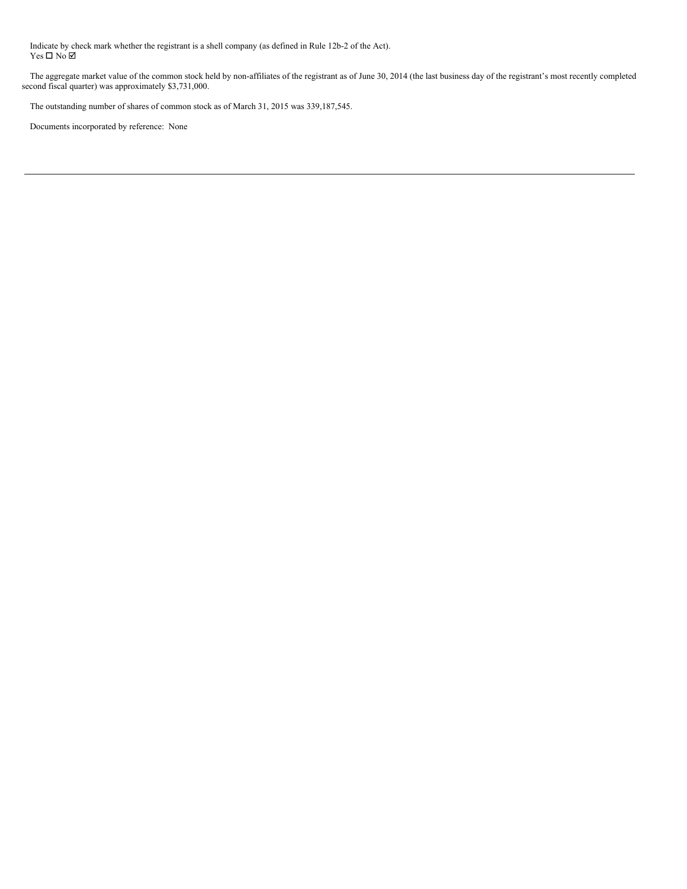Indicate by check mark whether the registrant is a shell company (as defined in Rule 12b-2 of the Act).
Yes ☐ No ☑

The aggregate market value of the common stock held by non-affiliates of the registrant as of June 30, 2014 (the last business day of the registrant's most recently completed second fiscal quarter) was approximately $3,731,000.

The outstanding number of shares of common stock as of March 31, 2015 was 339,187,545.

Documents incorporated by reference: None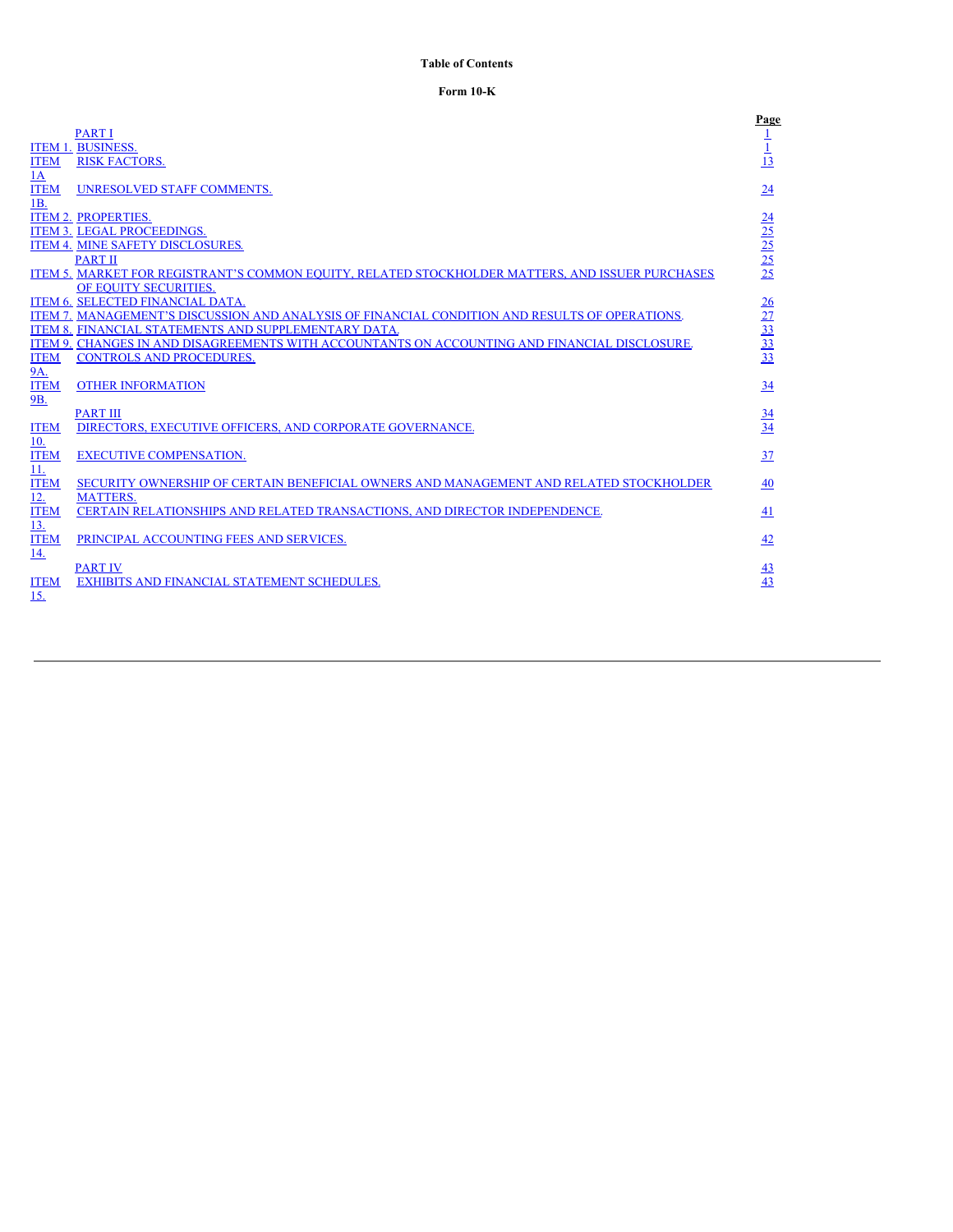**Table of Contents**

**Form 10-K**

| | | Page |
|---|---|---|
| | PART I | 1 |
| ITEM 1. | BUSINESS. | 1 |
| ITEM 1A | RISK FACTORS. | 13 |
| ITEM 1B. | UNRESOLVED STAFF COMMENTS. | 24 |
| ITEM 2. | PROPERTIES. | 24 |
| ITEM 3. | LEGAL PROCEEDINGS. | 25 |
| ITEM 4. | MINE SAFETY DISCLOSURES. | 25 |
| | PART II | 25 |
| ITEM 5. | MARKET FOR REGISTRANT'S COMMON EQUITY, RELATED STOCKHOLDER MATTERS, AND ISSUER PURCHASES OF EQUITY SECURITIES. | 25 |
| ITEM 6. | SELECTED FINANCIAL DATA. | 26 |
| ITEM 7. | MANAGEMENT'S DISCUSSION AND ANALYSIS OF FINANCIAL CONDITION AND RESULTS OF OPERATIONS. | 27 |
| ITEM 8. | FINANCIAL STATEMENTS AND SUPPLEMENTARY DATA. | 33 |
| ITEM 9. | CHANGES IN AND DISAGREEMENTS WITH ACCOUNTANTS ON ACCOUNTING AND FINANCIAL DISCLOSURE. | 33 |
| ITEM 9A. | CONTROLS AND PROCEDURES. | 33 |
| ITEM 9B. | OTHER INFORMATION | 34 |
| | PART III | 34 |
| ITEM 10. | DIRECTORS, EXECUTIVE OFFICERS, AND CORPORATE GOVERNANCE. | 34 |
| ITEM 11. | EXECUTIVE COMPENSATION. | 37 |
| ITEM 12. | SECURITY OWNERSHIP OF CERTAIN BENEFICIAL OWNERS AND MANAGEMENT AND RELATED STOCKHOLDER MATTERS. | 40 |
| ITEM 13. | CERTAIN RELATIONSHIPS AND RELATED TRANSACTIONS, AND DIRECTOR INDEPENDENCE. | 41 |
| ITEM 14. | PRINCIPAL ACCOUNTING FEES AND SERVICES. | 42 |
| | PART IV | 43 |
| ITEM 15. | EXHIBITS AND FINANCIAL STATEMENT SCHEDULES. | 43 |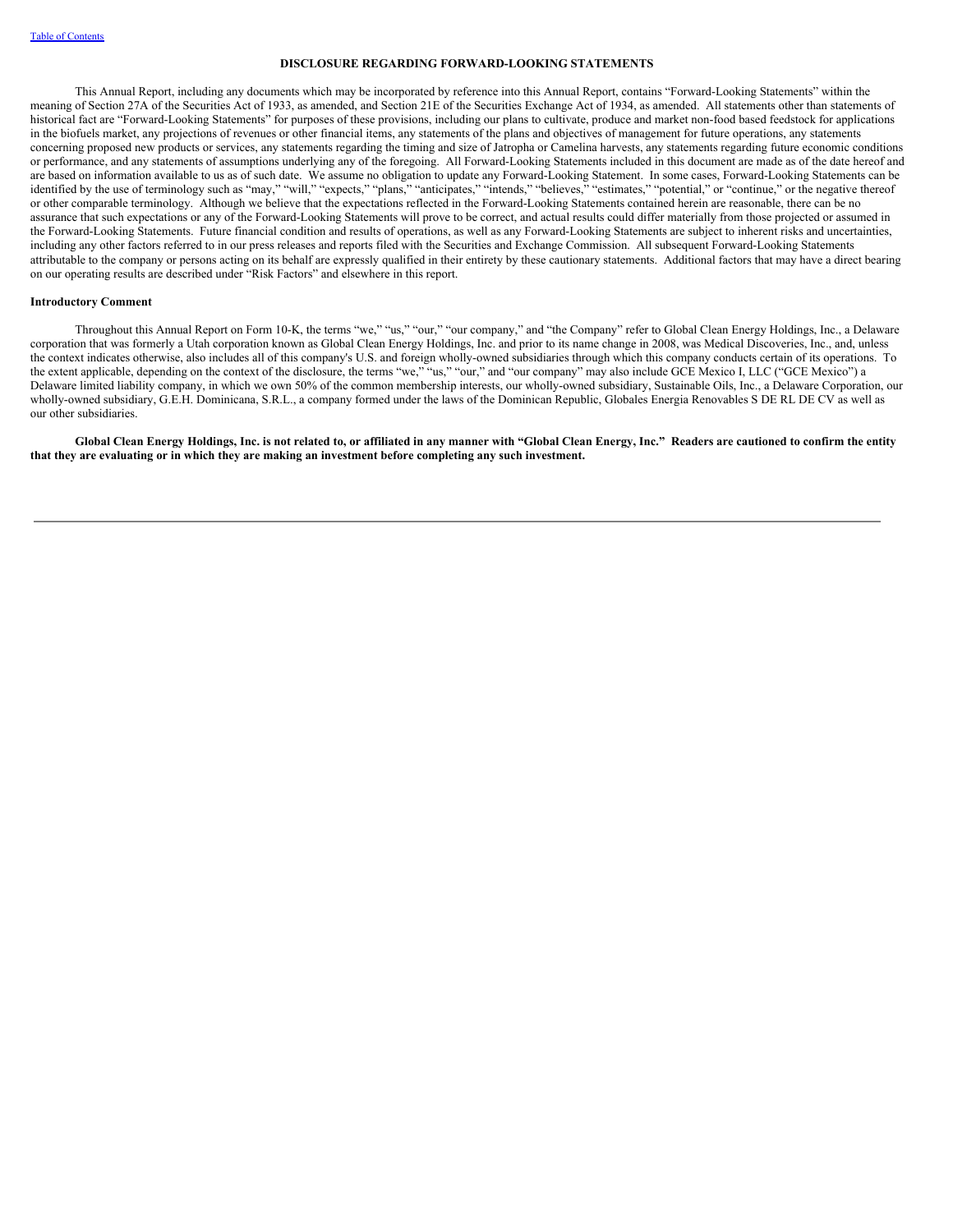## DISCLOSURE REGARDING FORWARD-LOOKING STATEMENTS

This Annual Report, including any documents which may be incorporated by reference into this Annual Report, contains "Forward-Looking Statements" within the meaning of Section 27A of the Securities Act of 1933, as amended, and Section 21E of the Securities Exchange Act of 1934, as amended. All statements other than statements of historical fact are "Forward-Looking Statements" for purposes of these provisions, including our plans to cultivate, produce and market non-food based feedstock for applications in the biofuels market, any projections of revenues or other financial items, any statements of the plans and objectives of management for future operations, any statements concerning proposed new products or services, any statements regarding the timing and size of Jatropha or Camelina harvests, any statements regarding future economic conditions or performance, and any statements of assumptions underlying any of the foregoing. All Forward-Looking Statements included in this document are made as of the date hereof and are based on information available to us as of such date. We assume no obligation to update any Forward-Looking Statement. In some cases, Forward-Looking Statements can be identified by the use of terminology such as "may," "will," "expects," "plans," "anticipates," "intends," "believes," "estimates," "potential," or "continue," or the negative thereof or other comparable terminology. Although we believe that the expectations reflected in the Forward-Looking Statements contained herein are reasonable, there can be no assurance that such expectations or any of the Forward-Looking Statements will prove to be correct, and actual results could differ materially from those projected or assumed in the Forward-Looking Statements. Future financial condition and results of operations, as well as any Forward-Looking Statements are subject to inherent risks and uncertainties, including any other factors referred to in our press releases and reports filed with the Securities and Exchange Commission. All subsequent Forward-Looking Statements attributable to the company or persons acting on its behalf are expressly qualified in their entirety by these cautionary statements. Additional factors that may have a direct bearing on our operating results are described under "Risk Factors" and elsewhere in this report.

**Introductory Comment**

Throughout this Annual Report on Form 10-K, the terms "we," "us," "our," "our company," and "the Company" refer to Global Clean Energy Holdings, Inc., a Delaware corporation that was formerly a Utah corporation known as Global Clean Energy Holdings, Inc. and prior to its name change in 2008, was Medical Discoveries, Inc., and, unless the context indicates otherwise, also includes all of this company's U.S. and foreign wholly-owned subsidiaries through which this company conducts certain of its operations. To the extent applicable, depending on the context of the disclosure, the terms "we," "us," "our," and "our company" may also include GCE Mexico I, LLC ("GCE Mexico") a Delaware limited liability company, in which we own 50% of the common membership interests, our wholly-owned subsidiary, Sustainable Oils, Inc., a Delaware Corporation, our wholly-owned subsidiary, G.E.H. Dominicana, S.R.L., a company formed under the laws of the Dominican Republic, Globales Energia Renovables S DE RL DE CV as well as our other subsidiaries.

**Global Clean Energy Holdings, Inc. is not related to, or affiliated in any manner with "Global Clean Energy, Inc." Readers are cautioned to confirm the entity that they are evaluating or in which they are making an investment before completing any such investment.**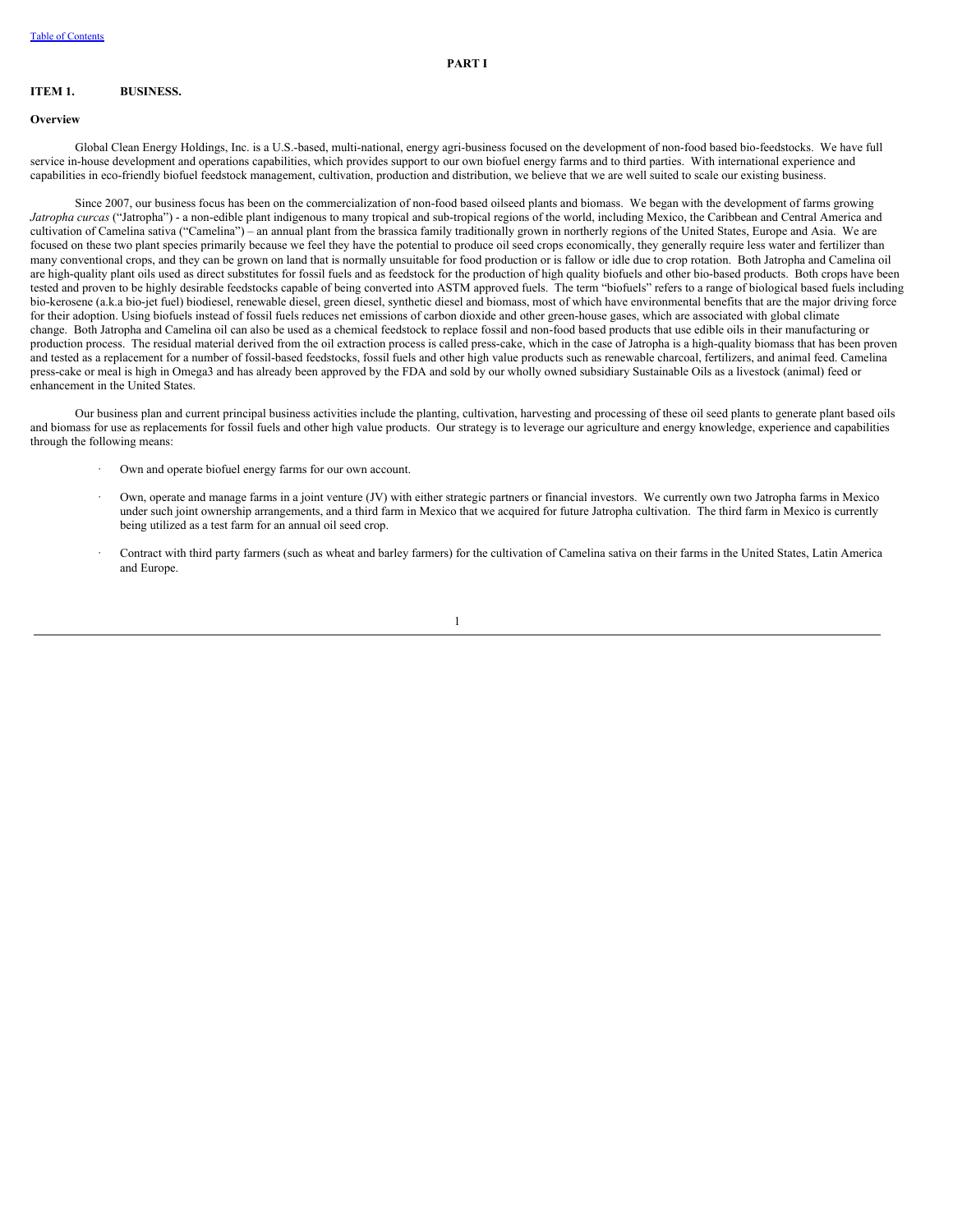# PART I

## ITEM 1. BUSINESS.

### Overview

Global Clean Energy Holdings, Inc. is a U.S.-based, multi-national, energy agri-business focused on the development of non-food based bio-feedstocks. We have full service in-house development and operations capabilities, which provides support to our own biofuel energy farms and to third parties. With international experience and capabilities in eco-friendly biofuel feedstock management, cultivation, production and distribution, we believe that we are well suited to scale our existing business.

Since 2007, our business focus has been on the commercialization of non-food based oilseed plants and biomass. We began with the development of farms growing *Jatropha curcas* ("Jatropha") - a non-edible plant indigenous to many tropical and sub-tropical regions of the world, including Mexico, the Caribbean and Central America and cultivation of Camelina sativa ("Camelina") – an annual plant from the brassica family traditionally grown in northerly regions of the United States, Europe and Asia. We are focused on these two plant species primarily because we feel they have the potential to produce oil seed crops economically, they generally require less water and fertilizer than many conventional crops, and they can be grown on land that is normally unsuitable for food production or is fallow or idle due to crop rotation. Both Jatropha and Camelina oil are high-quality plant oils used as direct substitutes for fossil fuels and as feedstock for the production of high quality biofuels and other bio-based products. Both crops have been tested and proven to be highly desirable feedstocks capable of being converted into ASTM approved fuels. The term "biofuels" refers to a range of biological based fuels including bio-kerosene (a.k.a bio-jet fuel) biodiesel, renewable diesel, green diesel, synthetic diesel and biomass, most of which have environmental benefits that are the major driving force for their adoption. Using biofuels instead of fossil fuels reduces net emissions of carbon dioxide and other green-house gases, which are associated with global climate change. Both Jatropha and Camelina oil can also be used as a chemical feedstock to replace fossil and non-food based products that use edible oils in their manufacturing or production process. The residual material derived from the oil extraction process is called press-cake, which in the case of Jatropha is a high-quality biomass that has been proven and tested as a replacement for a number of fossil-based feedstocks, fossil fuels and other high value products such as renewable charcoal, fertilizers, and animal feed. Camelina press-cake or meal is high in Omega3 and has already been approved by the FDA and sold by our wholly owned subsidiary Sustainable Oils as a livestock (animal) feed or enhancement in the United States.

Our business plan and current principal business activities include the planting, cultivation, harvesting and processing of these oil seed plants to generate plant based oils and biomass for use as replacements for fossil fuels and other high value products. Our strategy is to leverage our agriculture and energy knowledge, experience and capabilities through the following means:

- Own and operate biofuel energy farms for our own account.
- Own, operate and manage farms in a joint venture (JV) with either strategic partners or financial investors. We currently own two Jatropha farms in Mexico under such joint ownership arrangements, and a third farm in Mexico that we acquired for future Jatropha cultivation. The third farm in Mexico is currently being utilized as a test farm for an annual oil seed crop.
- Contract with third party farmers (such as wheat and barley farmers) for the cultivation of Camelina sativa on their farms in the United States, Latin America and Europe.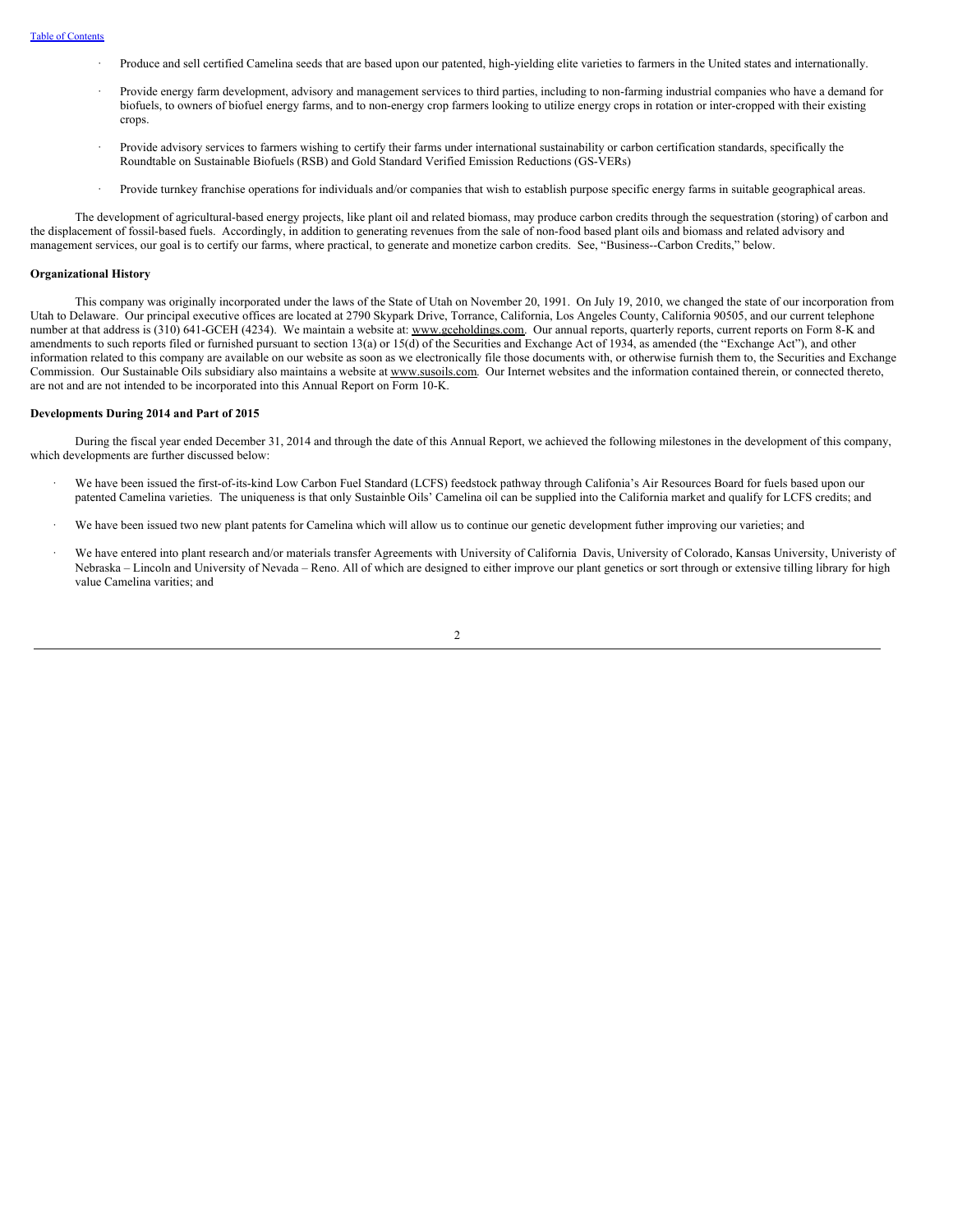- Produce and sell certified Camelina seeds that are based upon our patented, high-yielding elite varieties to farmers in the United states and internationally.

- Provide energy farm development, advisory and management services to third parties, including to non-farming industrial companies who have a demand for biofuels, to owners of biofuel energy farms, and to non-energy crop farmers looking to utilize energy crops in rotation or inter-cropped with their existing crops.

- Provide advisory services to farmers wishing to certify their farms under international sustainability or carbon certification standards, specifically the Roundtable on Sustainable Biofuels (RSB) and Gold Standard Verified Emission Reductions (GS-VERs)

- Provide turnkey franchise operations for individuals and/or companies that wish to establish purpose specific energy farms in suitable geographical areas.

The development of agricultural-based energy projects, like plant oil and related biomass, may produce carbon credits through the sequestration (storing) of carbon and the displacement of fossil-based fuels. Accordingly, in addition to generating revenues from the sale of non-food based plant oils and biomass and related advisory and management services, our goal is to certify our farms, where practical, to generate and monetize carbon credits. See, "Business--Carbon Credits," below.

**Organizational History**

This company was originally incorporated under the laws of the State of Utah on November 20, 1991. On July 19, 2010, we changed the state of our incorporation from Utah to Delaware. Our principal executive offices are located at 2790 Skypark Drive, Torrance, California, Los Angeles County, California 90505, and our current telephone number at that address is (310) 641-GCEH (4234). We maintain a website at: www.gceholdings.com. Our annual reports, quarterly reports, current reports on Form 8-K and amendments to such reports filed or furnished pursuant to section 13(a) or 15(d) of the Securities and Exchange Act of 1934, as amended (the "Exchange Act"), and other information related to this company are available on our website as soon as we electronically file those documents with, or otherwise furnish them to, the Securities and Exchange Commission. Our Sustainable Oils subsidiary also maintains a website at www.susoils.com. Our Internet websites and the information contained therein, or connected thereto, are not and are not intended to be incorporated into this Annual Report on Form 10-K.

**Developments During 2014 and Part of 2015**

During the fiscal year ended December 31, 2014 and through the date of this Annual Report, we achieved the following milestones in the development of this company, which developments are further discussed below:

- We have been issued the first-of-its-kind Low Carbon Fuel Standard (LCFS) feedstock pathway through Califonia's Air Resources Board for fuels based upon our patented Camelina varieties. The uniqueness is that only Sustainble Oils' Camelina oil can be supplied into the California market and qualify for LCFS credits; and

- We have been issued two new plant patents for Camelina which will allow us to continue our genetic development futher improving our varieties; and

- We have entered into plant research and/or materials transfer Agreements with University of California Davis, University of Colorado, Kansas University, Univeristy of Nebraska – Lincoln and University of Nevada – Reno. All of which are designed to either improve our plant genetics or sort through or extensive tilling library for high value Camelina varities; and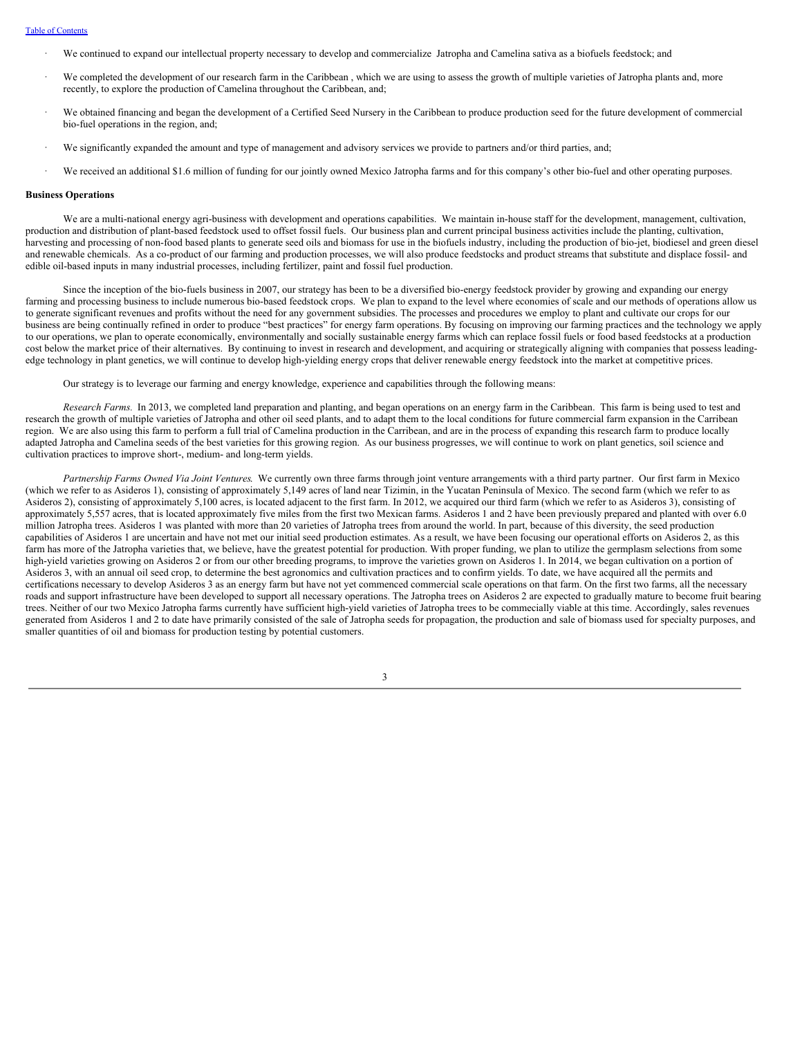- We continued to expand our intellectual property necessary to develop and commercialize Jatropha and Camelina sativa as a biofuels feedstock; and
- We completed the development of our research farm in the Caribbean , which we are using to assess the growth of multiple varieties of Jatropha plants and, more recently, to explore the production of Camelina throughout the Caribbean, and;
- We obtained financing and began the development of a Certified Seed Nursery in the Caribbean to produce production seed for the future development of commercial bio-fuel operations in the region, and;
- We significantly expanded the amount and type of management and advisory services we provide to partners and/or third parties, and;
- We received an additional $1.6 million of funding for our jointly owned Mexico Jatropha farms and for this company's other bio-fuel and other operating purposes.

**Business Operations**

We are a multi-national energy agri-business with development and operations capabilities. We maintain in-house staff for the development, management, cultivation, production and distribution of plant-based feedstock used to offset fossil fuels. Our business plan and current principal business activities include the planting, cultivation, harvesting and processing of non-food based plants to generate seed oils and biomass for use in the biofuels industry, including the production of bio-jet, biodiesel and green diesel and renewable chemicals. As a co-product of our farming and production processes, we will also produce feedstocks and product streams that substitute and displace fossil- and edible oil-based inputs in many industrial processes, including fertilizer, paint and fossil fuel production.

Since the inception of the bio-fuels business in 2007, our strategy has been to be a diversified bio-energy feedstock provider by growing and expanding our energy farming and processing business to include numerous bio-based feedstock crops. We plan to expand to the level where economies of scale and our methods of operations allow us to generate significant revenues and profits without the need for any government subsidies. The processes and procedures we employ to plant and cultivate our crops for our business are being continually refined in order to produce "best practices" for energy farm operations. By focusing on improving our farming practices and the technology we apply to our operations, we plan to operate economically, environmentally and socially sustainable energy farms which can replace fossil fuels or food based feedstocks at a production cost below the market price of their alternatives. By continuing to invest in research and development, and acquiring or strategically aligning with companies that possess leading-edge technology in plant genetics, we will continue to develop high-yielding energy crops that deliver renewable energy feedstock into the market at competitive prices.

Our strategy is to leverage our farming and energy knowledge, experience and capabilities through the following means:

*Research Farms.* In 2013, we completed land preparation and planting, and began operations on an energy farm in the Caribbean. This farm is being used to test and research the growth of multiple varieties of Jatropha and other oil seed plants, and to adapt them to the local conditions for future commercial farm expansion in the Carribean region. We are also using this farm to perform a full trial of Camelina production in the Carribean, and are in the process of expanding this research farm to produce locally adapted Jatropha and Camelina seeds of the best varieties for this growing region. As our business progresses, we will continue to work on plant genetics, soil science and cultivation practices to improve short-, medium- and long-term yields.

*Partnership Farms Owned Via Joint Ventures.* We currently own three farms through joint venture arrangements with a third party partner. Our first farm in Mexico (which we refer to as Asideros 1), consisting of approximately 5,149 acres of land near Tizimin, in the Yucatan Peninsula of Mexico. The second farm (which we refer to as Asideros 2), consisting of approximately 5,100 acres, is located adjacent to the first farm. In 2012, we acquired our third farm (which we refer to as Asideros 3), consisting of approximately 5,557 acres, that is located approximately five miles from the first two Mexican farms. Asideros 1 and 2 have been previously prepared and planted with over 6.0 million Jatropha trees. Asideros 1 was planted with more than 20 varieties of Jatropha trees from around the world. In part, because of this diversity, the seed production capabilities of Asideros 1 are uncertain and have not met our initial seed production estimates. As a result, we have been focusing our operational efforts on Asideros 2, as this farm has more of the Jatropha varieties that, we believe, have the greatest potential for production. With proper funding, we plan to utilize the germplasm selections from some high-yield varieties growing on Asideros 2 or from our other breeding programs, to improve the varieties grown on Asideros 1. In 2014, we began cultivation on a portion of Asideros 3, with an annual oil seed crop, to determine the best agronomics and cultivation practices and to confirm yields. To date, we have acquired all the permits and certifications necessary to develop Asideros 3 as an energy farm but have not yet commenced commercial scale operations on that farm. On the first two farms, all the necessary roads and support infrastructure have been developed to support all necessary operations. The Jatropha trees on Asideros 2 are expected to gradually mature to become fruit bearing trees. Neither of our two Mexico Jatropha farms currently have sufficient high-yield varieties of Jatropha trees to be commecially viable at this time. Accordingly, sales revenues generated from Asideros 1 and 2 to date have primarily consisted of the sale of Jatropha seeds for propagation, the production and sale of biomass used for specialty purposes, and smaller quantities of oil and biomass for production testing by potential customers.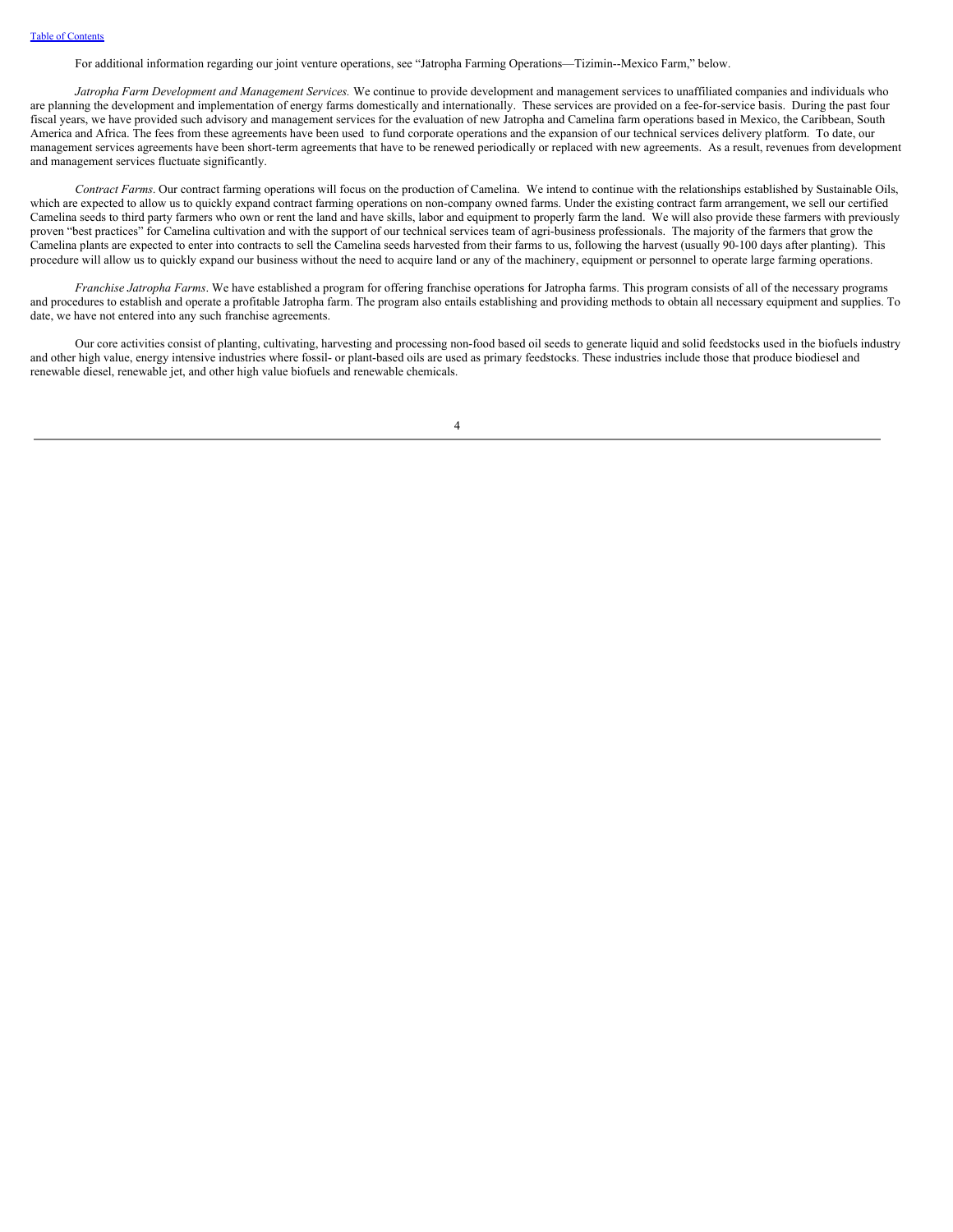For additional information regarding our joint venture operations, see "Jatropha Farming Operations—Tizimin--Mexico Farm," below.

*Jatropha Farm Development and Management Services.* We continue to provide development and management services to unaffiliated companies and individuals who are planning the development and implementation of energy farms domestically and internationally. These services are provided on a fee-for-service basis. During the past four fiscal years, we have provided such advisory and management services for the evaluation of new Jatropha and Camelina farm operations based in Mexico, the Caribbean, South America and Africa. The fees from these agreements have been used to fund corporate operations and the expansion of our technical services delivery platform. To date, our management services agreements have been short-term agreements that have to be renewed periodically or replaced with new agreements. As a result, revenues from development and management services fluctuate significantly.

*Contract Farms*. Our contract farming operations will focus on the production of Camelina. We intend to continue with the relationships established by Sustainable Oils, which are expected to allow us to quickly expand contract farming operations on non-company owned farms. Under the existing contract farm arrangement, we sell our certified Camelina seeds to third party farmers who own or rent the land and have skills, labor and equipment to properly farm the land. We will also provide these farmers with previously proven "best practices" for Camelina cultivation and with the support of our technical services team of agri-business professionals. The majority of the farmers that grow the Camelina plants are expected to enter into contracts to sell the Camelina seeds harvested from their farms to us, following the harvest (usually 90-100 days after planting). This procedure will allow us to quickly expand our business without the need to acquire land or any of the machinery, equipment or personnel to operate large farming operations.

*Franchise Jatropha Farms*. We have established a program for offering franchise operations for Jatropha farms. This program consists of all of the necessary programs and procedures to establish and operate a profitable Jatropha farm. The program also entails establishing and providing methods to obtain all necessary equipment and supplies. To date, we have not entered into any such franchise agreements.

Our core activities consist of planting, cultivating, harvesting and processing non-food based oil seeds to generate liquid and solid feedstocks used in the biofuels industry and other high value, energy intensive industries where fossil- or plant-based oils are used as primary feedstocks. These industries include those that produce biodiesel and renewable diesel, renewable jet, and other high value biofuels and renewable chemicals.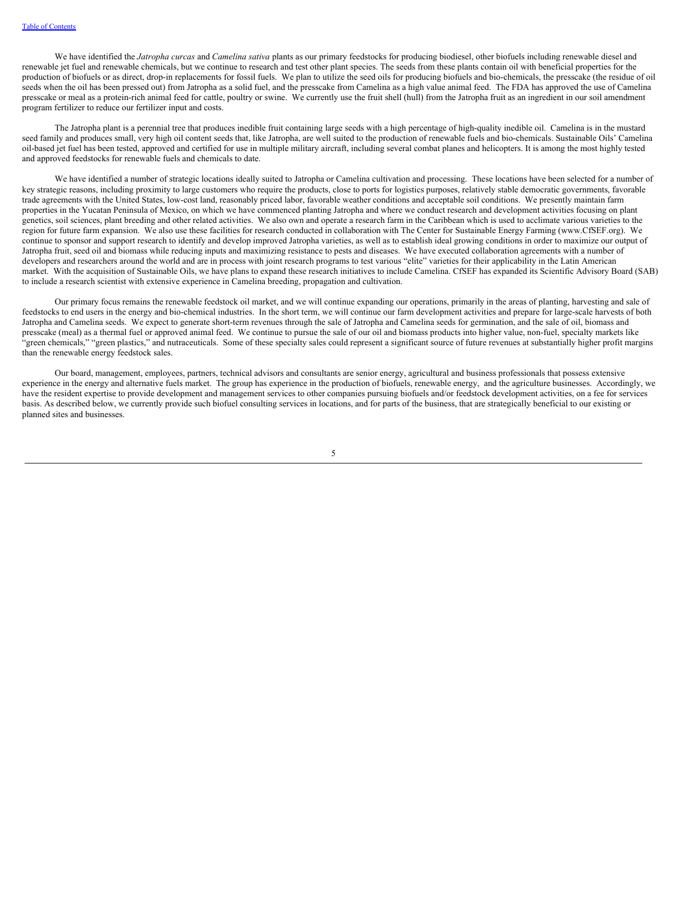We have identified the *Jatropha curcas* and *Camelina sativa* plants as our primary feedstocks for producing biodiesel, other biofuels including renewable diesel and renewable jet fuel and renewable chemicals, but we continue to research and test other plant species. The seeds from these plants contain oil with beneficial properties for the production of biofuels or as direct, drop-in replacements for fossil fuels. We plan to utilize the seed oils for producing biofuels and bio-chemicals, the presscake (the residue of oil seeds when the oil has been pressed out) from Jatropha as a solid fuel, and the presscake from Camelina as a high value animal feed. The FDA has approved the use of Camelina presscake or meal as a protein-rich animal feed for cattle, poultry or swine. We currently use the fruit shell (hull) from the Jatropha fruit as an ingredient in our soil amendment program fertilizer to reduce our fertilizer input and costs.

The Jatropha plant is a perennial tree that produces inedible fruit containing large seeds with a high percentage of high-quality inedible oil. Camelina is in the mustard seed family and produces small, very high oil content seeds that, like Jatropha, are well suited to the production of renewable fuels and bio-chemicals. Sustainable Oils' Camelina oil-based jet fuel has been tested, approved and certified for use in multiple military aircraft, including several combat planes and helicopters. It is among the most highly tested and approved feedstocks for renewable fuels and chemicals to date.

We have identified a number of strategic locations ideally suited to Jatropha or Camelina cultivation and processing. These locations have been selected for a number of key strategic reasons, including proximity to large customers who require the products, close to ports for logistics purposes, relatively stable democratic governments, favorable trade agreements with the United States, low-cost land, reasonably priced labor, favorable weather conditions and acceptable soil conditions. We presently maintain farm properties in the Yucatan Peninsula of Mexico, on which we have commenced planting Jatropha and where we conduct research and development activities focusing on plant genetics, soil sciences, plant breeding and other related activities. We also own and operate a research farm in the Caribbean which is used to acclimate various varieties to the region for future farm expansion. We also use these facilities for research conducted in collaboration with The Center for Sustainable Energy Farming (www.CfSEF.org). We continue to sponsor and support research to identify and develop improved Jatropha varieties, as well as to establish ideal growing conditions in order to maximize our output of Jatropha fruit, seed oil and biomass while reducing inputs and maximizing resistance to pests and diseases. We have executed collaboration agreements with a number of developers and researchers around the world and are in process with joint research programs to test various "elite" varieties for their applicability in the Latin American market. With the acquisition of Sustainable Oils, we have plans to expand these research initiatives to include Camelina. CfSEF has expanded its Scientific Advisory Board (SAB) to include a research scientist with extensive experience in Camelina breeding, propagation and cultivation.

Our primary focus remains the renewable feedstock oil market, and we will continue expanding our operations, primarily in the areas of planting, harvesting and sale of feedstocks to end users in the energy and bio-chemical industries. In the short term, we will continue our farm development activities and prepare for large-scale harvests of both Jatropha and Camelina seeds. We expect to generate short-term revenues through the sale of Jatropha and Camelina seeds for germination, and the sale of oil, biomass and presscake (meal) as a thermal fuel or approved animal feed. We continue to pursue the sale of our oil and biomass products into higher value, non-fuel, specialty markets like "green chemicals," "green plastics," and nutraceuticals. Some of these specialty sales could represent a significant source of future revenues at substantially higher profit margins than the renewable energy feedstock sales.

Our board, management, employees, partners, technical advisors and consultants are senior energy, agricultural and business professionals that possess extensive experience in the energy and alternative fuels market. The group has experience in the production of biofuels, renewable energy, and the agriculture businesses. Accordingly, we have the resident expertise to provide development and management services to other companies pursuing biofuels and/or feedstock development activities, on a fee for services basis. As described below, we currently provide such biofuel consulting services in locations, and for parts of the business, that are strategically beneficial to our existing or planned sites and businesses.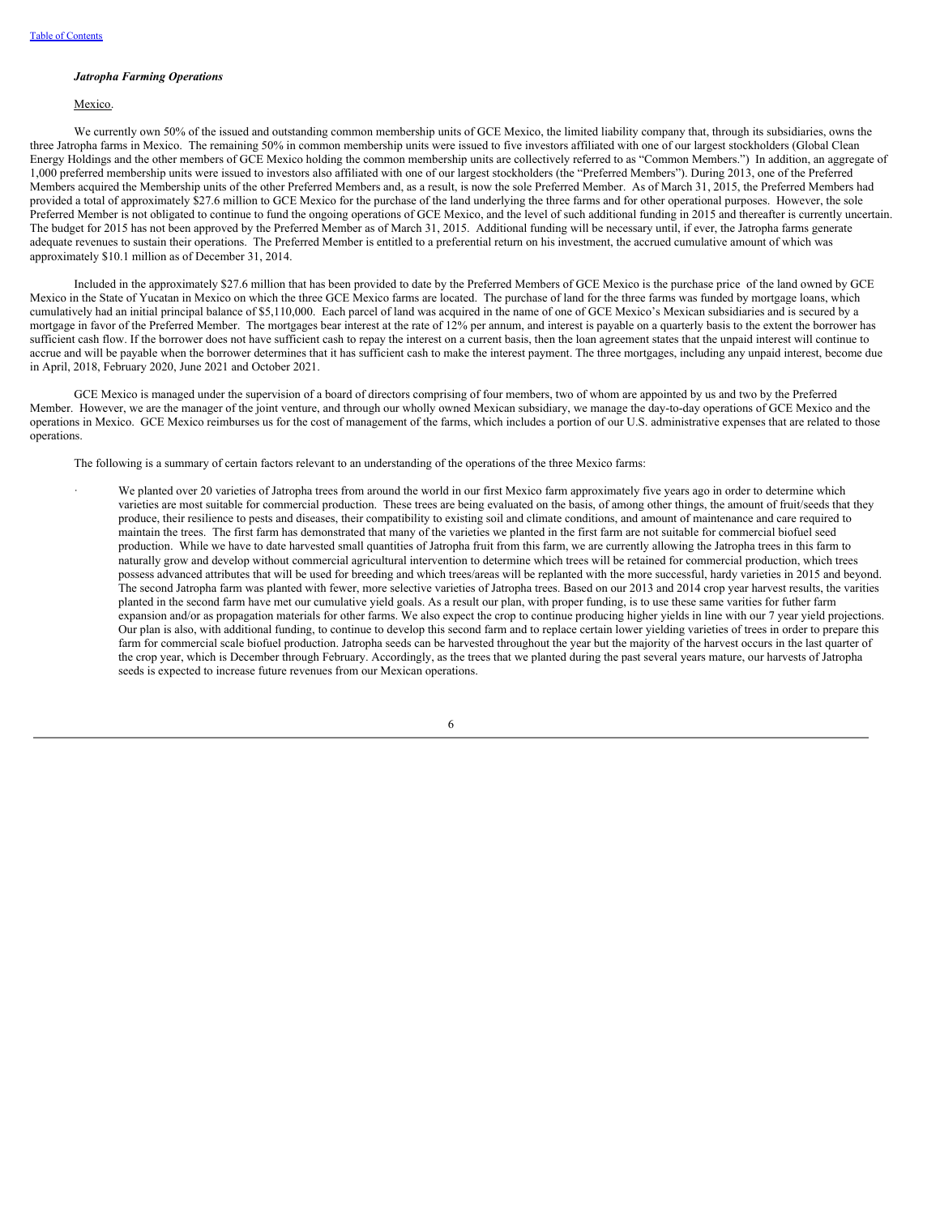### *Jatropha Farming Operations*

Mexico.

We currently own 50% of the issued and outstanding common membership units of GCE Mexico, the limited liability company that, through its subsidiaries, owns the three Jatropha farms in Mexico. The remaining 50% in common membership units were issued to five investors affiliated with one of our largest stockholders (Global Clean Energy Holdings and the other members of GCE Mexico holding the common membership units are collectively referred to as "Common Members.") In addition, an aggregate of 1,000 preferred membership units were issued to investors also affiliated with one of our largest stockholders (the "Preferred Members"). During 2013, one of the Preferred Members acquired the Membership units of the other Preferred Members and, as a result, is now the sole Preferred Member. As of March 31, 2015, the Preferred Members had provided a total of approximately $27.6 million to GCE Mexico for the purchase of the land underlying the three farms and for other operational purposes. However, the sole Preferred Member is not obligated to continue to fund the ongoing operations of GCE Mexico, and the level of such additional funding in 2015 and thereafter is currently uncertain. The budget for 2015 has not been approved by the Preferred Member as of March 31, 2015. Additional funding will be necessary until, if ever, the Jatropha farms generate adequate revenues to sustain their operations. The Preferred Member is entitled to a preferential return on his investment, the accrued cumulative amount of which was approximately $10.1 million as of December 31, 2014.

Included in the approximately $27.6 million that has been provided to date by the Preferred Members of GCE Mexico is the purchase price of the land owned by GCE Mexico in the State of Yucatan in Mexico on which the three GCE Mexico farms are located. The purchase of land for the three farms was funded by mortgage loans, which cumulatively had an initial principal balance of $5,110,000. Each parcel of land was acquired in the name of one of GCE Mexico's Mexican subsidiaries and is secured by a mortgage in favor of the Preferred Member. The mortgages bear interest at the rate of 12% per annum, and interest is payable on a quarterly basis to the extent the borrower has sufficient cash flow. If the borrower does not have sufficient cash to repay the interest on a current basis, then the loan agreement states that the unpaid interest will continue to accrue and will be payable when the borrower determines that it has sufficient cash to make the interest payment. The three mortgages, including any unpaid interest, become due in April, 2018, February 2020, June 2021 and October 2021.

GCE Mexico is managed under the supervision of a board of directors comprising of four members, two of whom are appointed by us and two by the Preferred Member. However, we are the manager of the joint venture, and through our wholly owned Mexican subsidiary, we manage the day-to-day operations of GCE Mexico and the operations in Mexico. GCE Mexico reimburses us for the cost of management of the farms, which includes a portion of our U.S. administrative expenses that are related to those operations.

The following is a summary of certain factors relevant to an understanding of the operations of the three Mexico farms:

- We planted over 20 varieties of Jatropha trees from around the world in our first Mexico farm approximately five years ago in order to determine which varieties are most suitable for commercial production. These trees are being evaluated on the basis, of among other things, the amount of fruit/seeds that they produce, their resilience to pests and diseases, their compatibility to existing soil and climate conditions, and amount of maintenance and care required to maintain the trees. The first farm has demonstrated that many of the varieties we planted in the first farm are not suitable for commercial biofuel seed production. While we have to date harvested small quantities of Jatropha fruit from this farm, we are currently allowing the Jatropha trees in this farm to naturally grow and develop without commercial agricultural intervention to determine which trees will be retained for commercial production, which trees possess advanced attributes that will be used for breeding and which trees/areas will be replanted with the more successful, hardy varieties in 2015 and beyond. The second Jatropha farm was planted with fewer, more selective varieties of Jatropha trees. Based on our 2013 and 2014 crop year harvest results, the varities planted in the second farm have met our cumulative yield goals. As a result our plan, with proper funding, is to use these same varities for futher farm expansion and/or as propagation materials for other farms. We also expect the crop to continue producing higher yields in line with our 7 year yield projections. Our plan is also, with additional funding, to continue to develop this second farm and to replace certain lower yielding varieties of trees in order to prepare this farm for commercial scale biofuel production. Jatropha seeds can be harvested throughout the year but the majority of the harvest occurs in the last quarter of the crop year, which is December through February. Accordingly, as the trees that we planted during the past several years mature, our harvests of Jatropha seeds is expected to increase future revenues from our Mexican operations.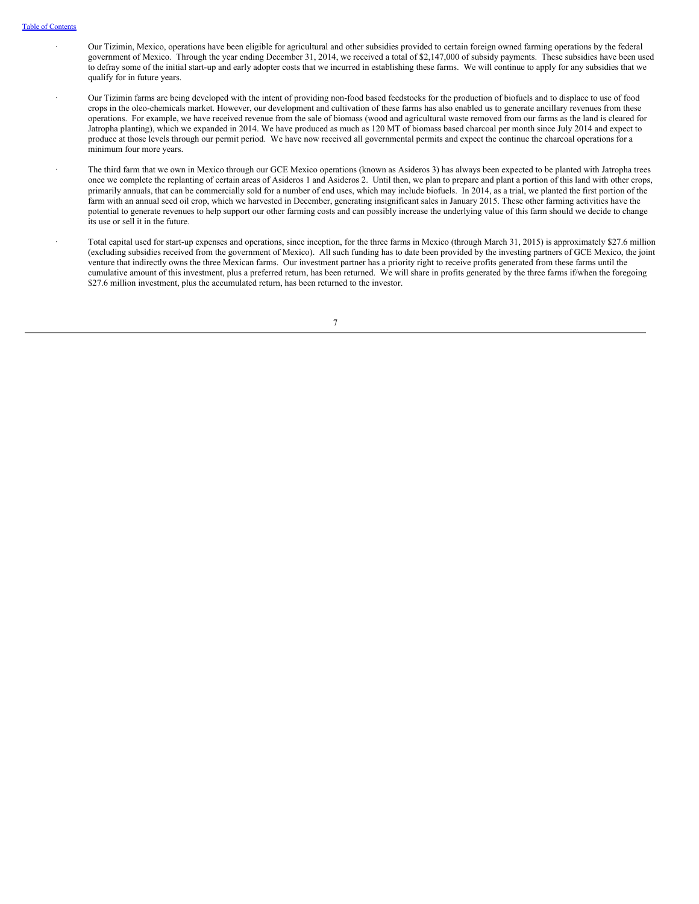- Our Tizimin, Mexico, operations have been eligible for agricultural and other subsidies provided to certain foreign owned farming operations by the federal government of Mexico. Through the year ending December 31, 2014, we received a total of $2,147,000 of subsidy payments. These subsidies have been used to defray some of the initial start-up and early adopter costs that we incurred in establishing these farms. We will continue to apply for any subsidies that we qualify for in future years.

- Our Tizimin farms are being developed with the intent of providing non-food based feedstocks for the production of biofuels and to displace to use of food crops in the oleo-chemicals market. However, our development and cultivation of these farms has also enabled us to generate ancillary revenues from these operations. For example, we have received revenue from the sale of biomass (wood and agricultural waste removed from our farms as the land is cleared for Jatropha planting), which we expanded in 2014. We have produced as much as 120 MT of biomass based charcoal per month since July 2014 and expect to produce at those levels through our permit period. We have now received all governmental permits and expect the continue the charcoal operations for a minimum four more years.

- The third farm that we own in Mexico through our GCE Mexico operations (known as Asideros 3) has always been expected to be planted with Jatropha trees once we complete the replanting of certain areas of Asideros 1 and Asideros 2. Until then, we plan to prepare and plant a portion of this land with other crops, primarily annuals, that can be commercially sold for a number of end uses, which may include biofuels. In 2014, as a trial, we planted the first portion of the farm with an annual seed oil crop, which we harvested in December, generating insignificant sales in January 2015. These other farming activities have the potential to generate revenues to help support our other farming costs and can possibly increase the underlying value of this farm should we decide to change its use or sell it in the future.

- Total capital used for start-up expenses and operations, since inception, for the three farms in Mexico (through March 31, 2015) is approximately $27.6 million (excluding subsidies received from the government of Mexico). All such funding has to date been provided by the investing partners of GCE Mexico, the joint venture that indirectly owns the three Mexican farms. Our investment partner has a priority right to receive profits generated from these farms until the cumulative amount of this investment, plus a preferred return, has been returned. We will share in profits generated by the three farms if/when the foregoing $27.6 million investment, plus the accumulated return, has been returned to the investor.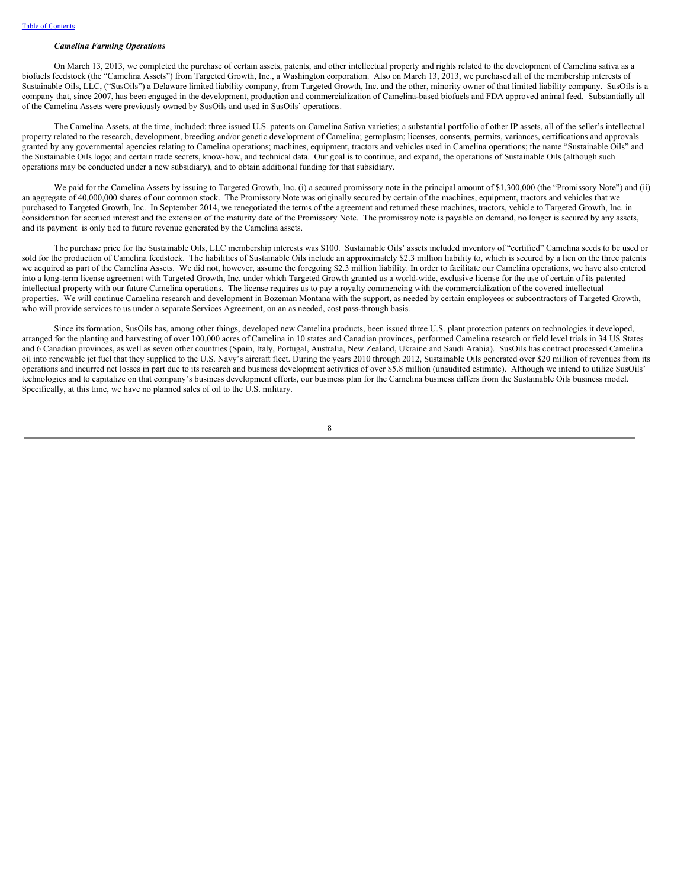***Camelina Farming Operations***

On March 13, 2013, we completed the purchase of certain assets, patents, and other intellectual property and rights related to the development of Camelina sativa as a biofuels feedstock (the "Camelina Assets") from Targeted Growth, Inc., a Washington corporation. Also on March 13, 2013, we purchased all of the membership interests of Sustainable Oils, LLC, ("SusOils") a Delaware limited liability company, from Targeted Growth, Inc. and the other, minority owner of that limited liability company. SusOils is a company that, since 2007, has been engaged in the development, production and commercialization of Camelina-based biofuels and FDA approved animal feed. Substantially all of the Camelina Assets were previously owned by SusOils and used in SusOils' operations.

The Camelina Assets, at the time, included: three issued U.S. patents on Camelina Sativa varieties; a substantial portfolio of other IP assets, all of the seller's intellectual property related to the research, development, breeding and/or genetic development of Camelina; germplasm; licenses, consents, permits, variances, certifications and approvals granted by any governmental agencies relating to Camelina operations; machines, equipment, tractors and vehicles used in Camelina operations; the name "Sustainable Oils" and the Sustainable Oils logo; and certain trade secrets, know-how, and technical data. Our goal is to continue, and expand, the operations of Sustainable Oils (although such operations may be conducted under a new subsidiary), and to obtain additional funding for that subsidiary.

We paid for the Camelina Assets by issuing to Targeted Growth, Inc. (i) a secured promissory note in the principal amount of $1,300,000 (the "Promissory Note") and (ii) an aggregate of 40,000,000 shares of our common stock. The Promissory Note was originally secured by certain of the machines, equipment, tractors and vehicles that we purchased to Targeted Growth, Inc. In September 2014, we renegotiated the terms of the agreement and returned these machines, tractors, vehicle to Targeted Growth, Inc. in consideration for accrued interest and the extension of the maturity date of the Promissory Note. The promissroy note is payable on demand, no longer is secured by any assets, and its payment is only tied to future revenue generated by the Camelina assets.

The purchase price for the Sustainable Oils, LLC membership interests was $100. Sustainable Oils' assets included inventory of "certified" Camelina seeds to be used or sold for the production of Camelina feedstock. The liabilities of Sustainable Oils include an approximately $2.3 million liability to, which is secured by a lien on the three patents we acquired as part of the Camelina Assets. We did not, however, assume the foregoing $2.3 million liability. In order to facilitate our Camelina operations, we have also entered into a long-term license agreement with Targeted Growth, Inc. under which Targeted Growth granted us a world-wide, exclusive license for the use of certain of its patented intellectual property with our future Camelina operations. The license requires us to pay a royalty commencing with the commercialization of the covered intellectual properties. We will continue Camelina research and development in Bozeman Montana with the support, as needed by certain employees or subcontractors of Targeted Growth, who will provide services to us under a separate Services Agreement, on an as needed, cost pass-through basis.

Since its formation, SusOils has, among other things, developed new Camelina products, been issued three U.S. plant protection patents on technologies it developed, arranged for the planting and harvesting of over 100,000 acres of Camelina in 10 states and Canadian provinces, performed Camelina research or field level trials in 34 US States and 6 Canadian provinces, as well as seven other countries (Spain, Italy, Portugal, Australia, New Zealand, Ukraine and Saudi Arabia). SusOils has contract processed Camelina oil into renewable jet fuel that they supplied to the U.S. Navy's aircraft fleet. During the years 2010 through 2012, Sustainable Oils generated over $20 million of revenues from its operations and incurred net losses in part due to its research and business development activities of over $5.8 million (unaudited estimate). Although we intend to utilize SusOils' technologies and to capitalize on that company's business development efforts, our business plan for the Camelina business differs from the Sustainable Oils business model. Specifically, at this time, we have no planned sales of oil to the U.S. military.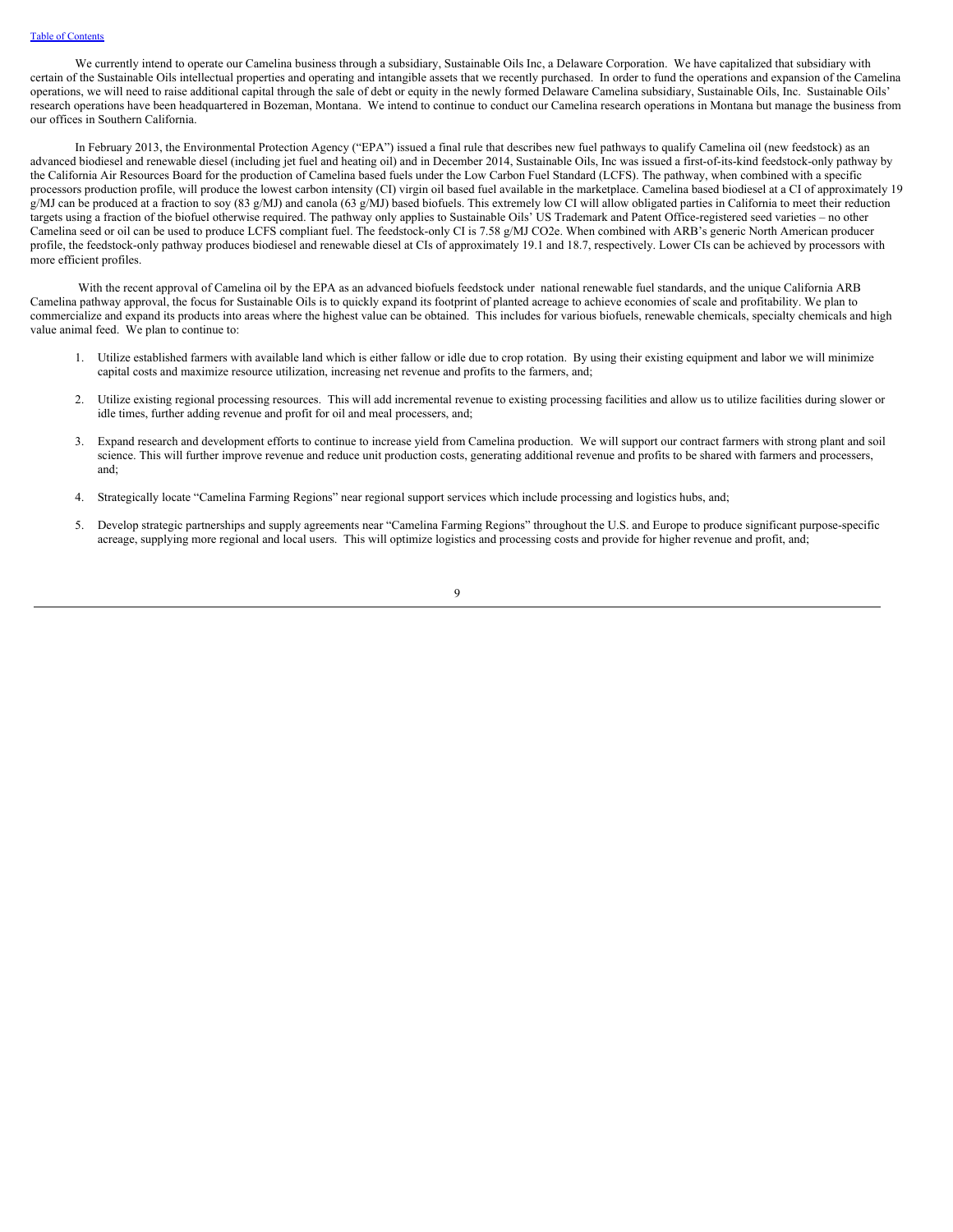We currently intend to operate our Camelina business through a subsidiary, Sustainable Oils Inc, a Delaware Corporation. We have capitalized that subsidiary with certain of the Sustainable Oils intellectual properties and operating and intangible assets that we recently purchased. In order to fund the operations and expansion of the Camelina operations, we will need to raise additional capital through the sale of debt or equity in the newly formed Delaware Camelina subsidiary, Sustainable Oils, Inc. Sustainable Oils' research operations have been headquartered in Bozeman, Montana. We intend to continue to conduct our Camelina research operations in Montana but manage the business from our offices in Southern California.

In February 2013, the Environmental Protection Agency ("EPA") issued a final rule that describes new fuel pathways to qualify Camelina oil (new feedstock) as an advanced biodiesel and renewable diesel (including jet fuel and heating oil) and in December 2014, Sustainable Oils, Inc was issued a first-of-its-kind feedstock-only pathway by the California Air Resources Board for the production of Camelina based fuels under the Low Carbon Fuel Standard (LCFS). The pathway, when combined with a specific processors production profile, will produce the lowest carbon intensity (CI) virgin oil based fuel available in the marketplace. Camelina based biodiesel at a CI of approximately 19 g/MJ can be produced at a fraction to soy (83 g/MJ) and canola (63 g/MJ) based biofuels. This extremely low CI will allow obligated parties in California to meet their reduction targets using a fraction of the biofuel otherwise required. The pathway only applies to Sustainable Oils' US Trademark and Patent Office-registered seed varieties – no other Camelina seed or oil can be used to produce LCFS compliant fuel. The feedstock-only CI is 7.58 g/MJ CO2e. When combined with ARB's generic North American producer profile, the feedstock-only pathway produces biodiesel and renewable diesel at CIs of approximately 19.1 and 18.7, respectively. Lower CIs can be achieved by processors with more efficient profiles.

With the recent approval of Camelina oil by the EPA as an advanced biofuels feedstock under national renewable fuel standards, and the unique California ARB Camelina pathway approval, the focus for Sustainable Oils is to quickly expand its footprint of planted acreage to achieve economies of scale and profitability. We plan to commercialize and expand its products into areas where the highest value can be obtained. This includes for various biofuels, renewable chemicals, specialty chemicals and high value animal feed. We plan to continue to:

1. Utilize established farmers with available land which is either fallow or idle due to crop rotation. By using their existing equipment and labor we will minimize capital costs and maximize resource utilization, increasing net revenue and profits to the farmers, and;

2. Utilize existing regional processing resources. This will add incremental revenue to existing processing facilities and allow us to utilize facilities during slower or idle times, further adding revenue and profit for oil and meal processers, and;

3. Expand research and development efforts to continue to increase yield from Camelina production. We will support our contract farmers with strong plant and soil science. This will further improve revenue and reduce unit production costs, generating additional revenue and profits to be shared with farmers and processers, and;

4. Strategically locate "Camelina Farming Regions" near regional support services which include processing and logistics hubs, and;

5. Develop strategic partnerships and supply agreements near "Camelina Farming Regions" throughout the U.S. and Europe to produce significant purpose-specific acreage, supplying more regional and local users. This will optimize logistics and processing costs and provide for higher revenue and profit, and;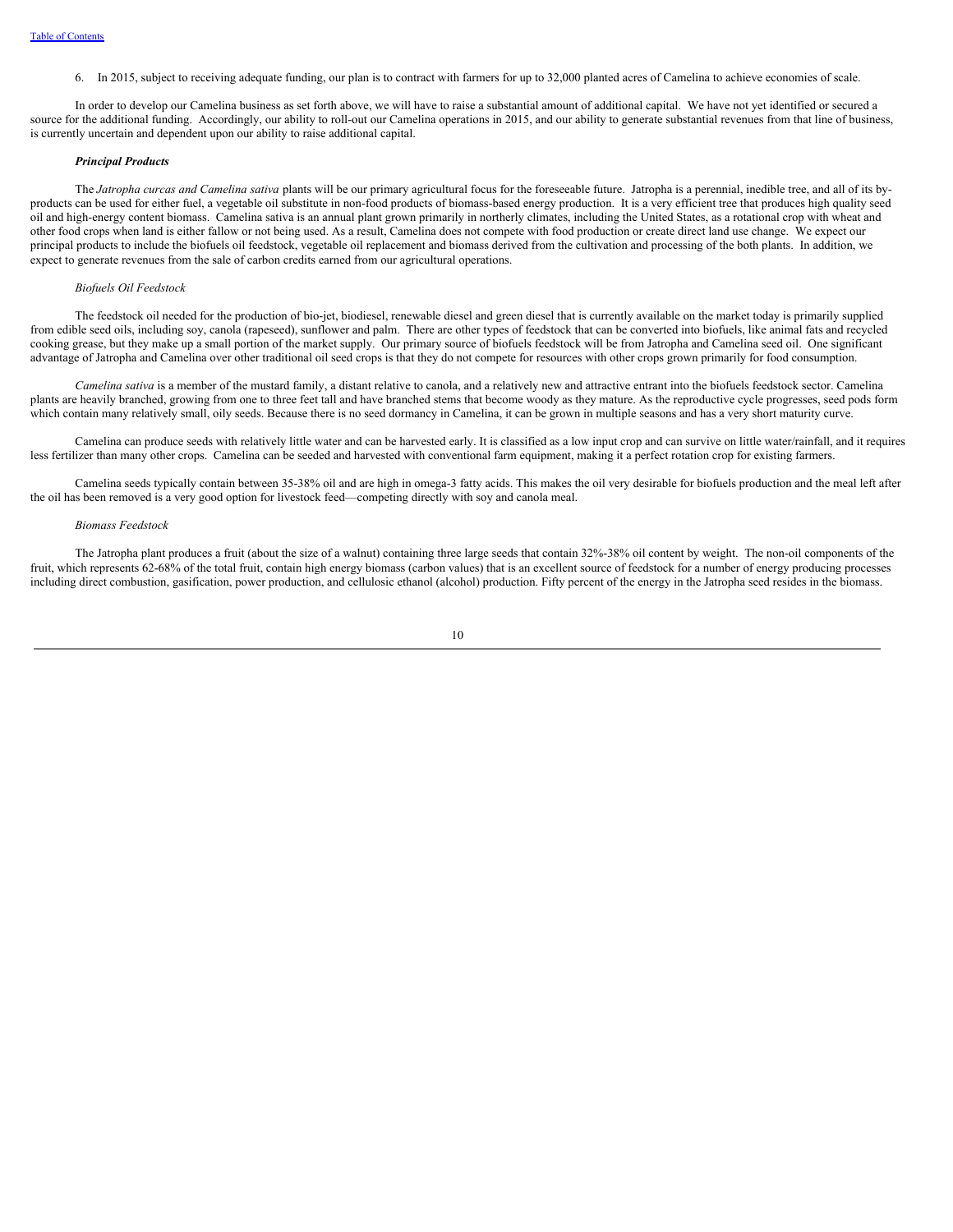6. In 2015, subject to receiving adequate funding, our plan is to contract with farmers for up to 32,000 planted acres of Camelina to achieve economies of scale.

In order to develop our Camelina business as set forth above, we will have to raise a substantial amount of additional capital. We have not yet identified or secured a source for the additional funding. Accordingly, our ability to roll-out our Camelina operations in 2015, and our ability to generate substantial revenues from that line of business, is currently uncertain and dependent upon our ability to raise additional capital.

***Principal Products***

The *Jatropha curcas and Camelina sativa* plants will be our primary agricultural focus for the foreseeable future. Jatropha is a perennial, inedible tree, and all of its by-products can be used for either fuel, a vegetable oil substitute in non-food products of biomass-based energy production. It is a very efficient tree that produces high quality seed oil and high-energy content biomass. Camelina sativa is an annual plant grown primarily in northerly climates, including the United States, as a rotational crop with wheat and other food crops when land is either fallow or not being used. As a result, Camelina does not compete with food production or create direct land use change. We expect our principal products to include the biofuels oil feedstock, vegetable oil replacement and biomass derived from the cultivation and processing of the both plants. In addition, we expect to generate revenues from the sale of carbon credits earned from our agricultural operations.

*Biofuels Oil Feedstock*

The feedstock oil needed for the production of bio-jet, biodiesel, renewable diesel and green diesel that is currently available on the market today is primarily supplied from edible seed oils, including soy, canola (rapeseed), sunflower and palm. There are other types of feedstock that can be converted into biofuels, like animal fats and recycled cooking grease, but they make up a small portion of the market supply. Our primary source of biofuels feedstock will be from Jatropha and Camelina seed oil. One significant advantage of Jatropha and Camelina over other traditional oil seed crops is that they do not compete for resources with other crops grown primarily for food consumption.

*Camelina sativa* is a member of the mustard family, a distant relative to canola, and a relatively new and attractive entrant into the biofuels feedstock sector. Camelina plants are heavily branched, growing from one to three feet tall and have branched stems that become woody as they mature. As the reproductive cycle progresses, seed pods form which contain many relatively small, oily seeds. Because there is no seed dormancy in Camelina, it can be grown in multiple seasons and has a very short maturity curve.

Camelina can produce seeds with relatively little water and can be harvested early. It is classified as a low input crop and can survive on little water/rainfall, and it requires less fertilizer than many other crops. Camelina can be seeded and harvested with conventional farm equipment, making it a perfect rotation crop for existing farmers.

Camelina seeds typically contain between 35-38% oil and are high in omega-3 fatty acids. This makes the oil very desirable for biofuels production and the meal left after the oil has been removed is a very good option for livestock feed—competing directly with soy and canola meal.

*Biomass Feedstock*

The Jatropha plant produces a fruit (about the size of a walnut) containing three large seeds that contain 32%-38% oil content by weight. The non-oil components of the fruit, which represents 62-68% of the total fruit, contain high energy biomass (carbon values) that is an excellent source of feedstock for a number of energy producing processes including direct combustion, gasification, power production, and cellulosic ethanol (alcohol) production. Fifty percent of the energy in the Jatropha seed resides in the biomass.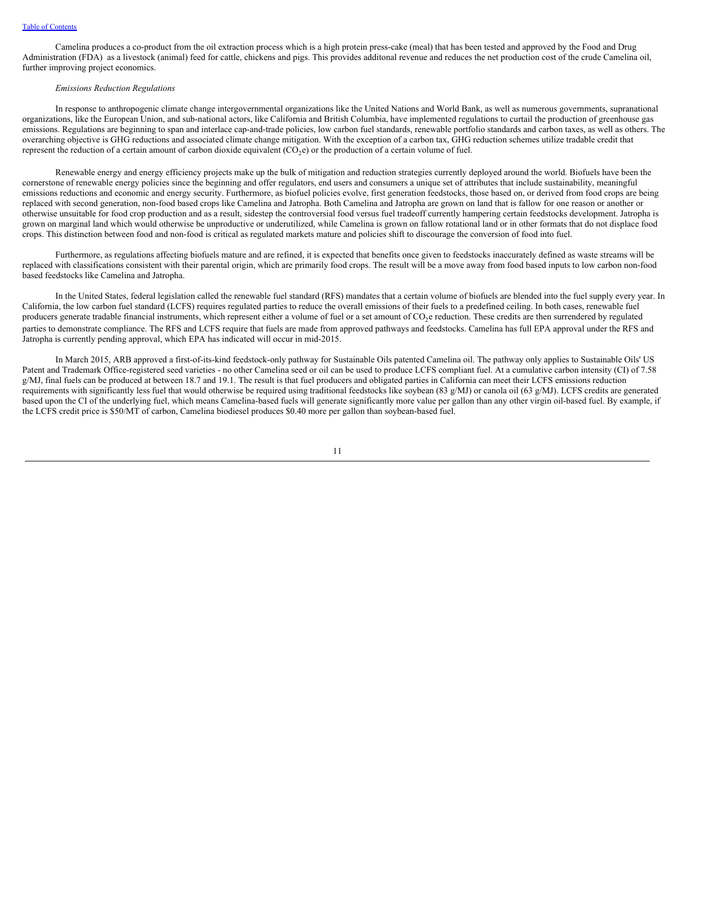Camelina produces a co-product from the oil extraction process which is a high protein press-cake (meal) that has been tested and approved by the Food and Drug Administration (FDA) as a livestock (animal) feed for cattle, chickens and pigs. This provides additonal revenue and reduces the net production cost of the crude Camelina oil, further improving project economics.

*Emissions Reduction Regulations*

In response to anthropogenic climate change intergovernmental organizations like the United Nations and World Bank, as well as numerous governments, supranational organizations, like the European Union, and sub-national actors, like California and British Columbia, have implemented regulations to curtail the production of greenhouse gas emissions. Regulations are beginning to span and interlace cap-and-trade policies, low carbon fuel standards, renewable portfolio standards and carbon taxes, as well as others. The overarching objective is GHG reductions and associated climate change mitigation. With the exception of a carbon tax, GHG reduction schemes utilize tradable credit that represent the reduction of a certain amount of carbon dioxide equivalent ($CO_2e$) or the production of a certain volume of fuel.

Renewable energy and energy efficiency projects make up the bulk of mitigation and reduction strategies currently deployed around the world. Biofuels have been the cornerstone of renewable energy policies since the beginning and offer regulators, end users and consumers a unique set of attributes that include sustainability, meaningful emissions reductions and economic and energy security. Furthermore, as biofuel policies evolve, first generation feedstocks, those based on, or derived from food crops are being replaced with second generation, non-food based crops like Camelina and Jatropha. Both Camelina and Jatropha are grown on land that is fallow for one reason or another or otherwise unsuitable for food crop production and as a result, sidestep the controversial food versus fuel tradeoff currently hampering certain feedstocks development. Jatropha is grown on marginal land which would otherwise be unproductive or underutilized, while Camelina is grown on fallow rotational land or in other formats that do not displace food crops. This distinction between food and non-food is critical as regulated markets mature and policies shift to discourage the conversion of food into fuel.

Furthermore, as regulations affecting biofuels mature and are refined, it is expected that benefits once given to feedstocks inaccurately defined as waste streams will be replaced with classifications consistent with their parental origin, which are primarily food crops. The result will be a move away from food based inputs to low carbon non-food based feedstocks like Camelina and Jatropha.

In the United States, federal legislation called the renewable fuel standard (RFS) mandates that a certain volume of biofuels are blended into the fuel supply every year. In California, the low carbon fuel standard (LCFS) requires regulated parties to reduce the overall emissions of their fuels to a predefined ceiling. In both cases, renewable fuel producers generate tradable financial instruments, which represent either a volume of fuel or a set amount of $CO_2e$ reduction. These credits are then surrendered by regulated parties to demonstrate compliance. The RFS and LCFS require that fuels are made from approved pathways and feedstocks. Camelina has full EPA approval under the RFS and Jatropha is currently pending approval, which EPA has indicated will occur in mid-2015.

In March 2015, ARB approved a first-of-its-kind feedstock-only pathway for Sustainable Oils patented Camelina oil. The pathway only applies to Sustainable Oils' US Patent and Trademark Office-registered seed varieties - no other Camelina seed or oil can be used to produce LCFS compliant fuel. At a cumulative carbon intensity (CI) of 7.58 g/MJ, final fuels can be produced at between 18.7 and 19.1. The result is that fuel producers and obligated parties in California can meet their LCFS emissions reduction requirements with significantly less fuel that would otherwise be required using traditional feedstocks like soybean (83 g/MJ) or canola oil (63 g/MJ). LCFS credits are generated based upon the CI of the underlying fuel, which means Camelina-based fuels will generate significantly more value per gallon than any other virgin oil-based fuel. By example, if the LCFS credit price is $50/MT of carbon, Camelina biodiesel produces $0.40 more per gallon than soybean-based fuel.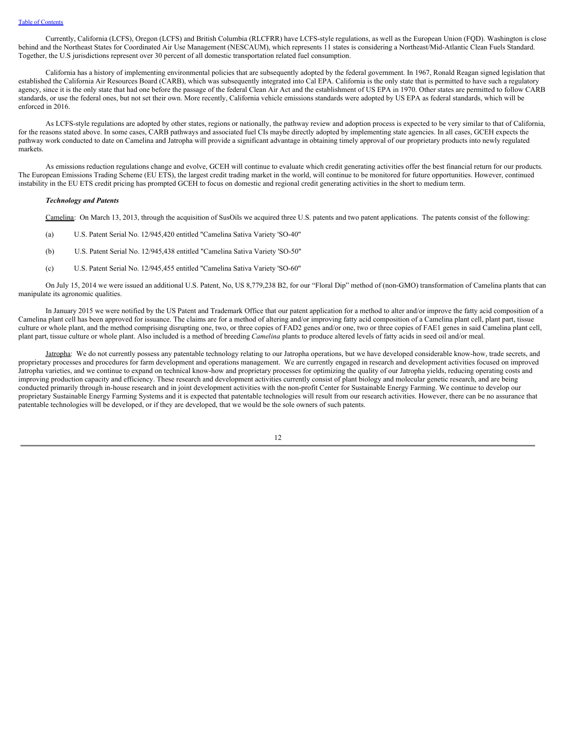Currently, California (LCFS), Oregon (LCFS) and British Columbia (RLCFRR) have LCFS-style regulations, as well as the European Union (FQD). Washington is close behind and the Northeast States for Coordinated Air Use Management (NESCAUM), which represents 11 states is considering a Northeast/Mid-Atlantic Clean Fuels Standard. Together, the U.S jurisdictions represent over 30 percent of all domestic transportation related fuel consumption.

California has a history of implementing environmental policies that are subsequently adopted by the federal government. In 1967, Ronald Reagan signed legislation that established the California Air Resources Board (CARB), which was subsequently integrated into Cal EPA. California is the only state that is permitted to have such a regulatory agency, since it is the only state that had one before the passage of the federal Clean Air Act and the establishment of US EPA in 1970. Other states are permitted to follow CARB standards, or use the federal ones, but not set their own. More recently, California vehicle emissions standards were adopted by US EPA as federal standards, which will be enforced in 2016.

As LCFS-style regulations are adopted by other states, regions or nationally, the pathway review and adoption process is expected to be very similar to that of California, for the reasons stated above. In some cases, CARB pathways and associated fuel CIs maybe directly adopted by implementing state agencies. In all cases, GCEH expects the pathway work conducted to date on Camelina and Jatropha will provide a significant advantage in obtaining timely approval of our proprietary products into newly regulated markets.

As emissions reduction regulations change and evolve, GCEH will continue to evaluate which credit generating activities offer the best financial return for our products. The European Emissions Trading Scheme (EU ETS), the largest credit trading market in the world, will continue to be monitored for future opportunities. However, continued instability in the EU ETS credit pricing has prompted GCEH to focus on domestic and regional credit generating activities in the short to medium term.

***Technology and Patents***

Camelina: On March 13, 2013, through the acquisition of SusOils we acquired three U.S. patents and two patent applications. The patents consist of the following:

(a) U.S. Patent Serial No. 12/945,420 entitled "Camelina Sativa Variety 'SO-40"

(b) U.S. Patent Serial No. 12/945,438 entitled "Camelina Sativa Variety 'SO-50"

(c) U.S. Patent Serial No. 12/945,455 entitled "Camelina Sativa Variety 'SO-60"

On July 15, 2014 we were issued an additional U.S. Patent, No, US 8,779,238 B2, for our "Floral Dip" method of (non-GMO) transformation of Camelina plants that can manipulate its agronomic qualities.

In January 2015 we were notified by the US Patent and Trademark Office that our patent application for a method to alter and/or improve the fatty acid composition of a Camelina plant cell has been approved for issuance. The claims are for a method of altering and/or improving fatty acid composition of a Camelina plant cell, plant part, tissue culture or whole plant, and the method comprising disrupting one, two, or three copies of FAD2 genes and/or one, two or three copies of FAE1 genes in said Camelina plant cell, plant part, tissue culture or whole plant. Also included is a method of breeding *Camelina* plants to produce altered levels of fatty acids in seed oil and/or meal.

Jatropha: We do not currently possess any patentable technology relating to our Jatropha operations, but we have developed considerable know-how, trade secrets, and proprietary processes and procedures for farm development and operations management. We are currently engaged in research and development activities focused on improved Jatropha varieties, and we continue to expand on technical know-how and proprietary processes for optimizing the quality of our Jatropha yields, reducing operating costs and improving production capacity and efficiency. These research and development activities currently consist of plant biology and molecular genetic research, and are being conducted primarily through in-house research and in joint development activities with the non-profit Center for Sustainable Energy Farming. We continue to develop our proprietary Sustainable Energy Farming Systems and it is expected that patentable technologies will result from our research activities. However, there can be no assurance that patentable technologies will be developed, or if they are developed, that we would be the sole owners of such patents.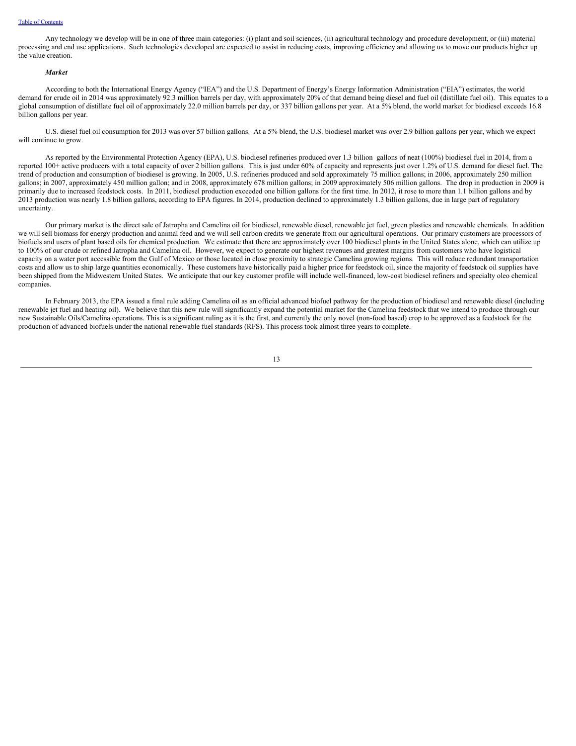Any technology we develop will be in one of three main categories: (i) plant and soil sciences, (ii) agricultural technology and procedure development, or (iii) material processing and end use applications. Such technologies developed are expected to assist in reducing costs, improving efficiency and allowing us to move our products higher up the value creation.

***Market***

According to both the International Energy Agency ("IEA") and the U.S. Department of Energy's Energy Information Administration ("EIA") estimates, the world demand for crude oil in 2014 was approximately 92.3 million barrels per day, with approximately 20% of that demand being diesel and fuel oil (distillate fuel oil). This equates to a global consumption of distillate fuel oil of approximately 22.0 million barrels per day, or 337 billion gallons per year. At a 5% blend, the world market for biodiesel exceeds 16.8 billion gallons per year.

U.S. diesel fuel oil consumption for 2013 was over 57 billion gallons. At a 5% blend, the U.S. biodiesel market was over 2.9 billion gallons per year, which we expect will continue to grow.

As reported by the Environmental Protection Agency (EPA), U.S. biodiesel refineries produced over 1.3 billion gallons of neat (100%) biodiesel fuel in 2014, from a reported 100+ active producers with a total capacity of over 2 billion gallons. This is just under 60% of capacity and represents just over 1.2% of U.S. demand for diesel fuel. The trend of production and consumption of biodiesel is growing. In 2005, U.S. refineries produced and sold approximately 75 million gallons; in 2006, approximately 250 million gallons; in 2007, approximately 450 million gallon; and in 2008, approximately 678 million gallons; in 2009 approximately 506 million gallons. The drop in production in 2009 is primarily due to increased feedstock costs. In 2011, biodiesel production exceeded one billion gallons for the first time. In 2012, it rose to more than 1.1 billion gallons and by 2013 production was nearly 1.8 billion gallons, according to EPA figures. In 2014, production declined to approximately 1.3 billion gallons, due in large part of regulatory uncertainty.

Our primary market is the direct sale of Jatropha and Camelina oil for biodiesel, renewable diesel, renewable jet fuel, green plastics and renewable chemicals. In addition we will sell biomass for energy production and animal feed and we will sell carbon credits we generate from our agricultural operations. Our primary customers are processors of biofuels and users of plant based oils for chemical production. We estimate that there are approximately over 100 biodiesel plants in the United States alone, which can utilize up to 100% of our crude or refined Jatropha and Camelina oil. However, we expect to generate our highest revenues and greatest margins from customers who have logistical capacity on a water port accessible from the Gulf of Mexico or those located in close proximity to strategic Camelina growing regions. This will reduce redundant transportation costs and allow us to ship large quantities economically. These customers have historically paid a higher price for feedstock oil, since the majority of feedstock oil supplies have been shipped from the Midwestern United States. We anticipate that our key customer profile will include well-financed, low-cost biodiesel refiners and specialty oleo chemical companies.

In February 2013, the EPA issued a final rule adding Camelina oil as an official advanced biofuel pathway for the production of biodiesel and renewable diesel (including renewable jet fuel and heating oil). We believe that this new rule will significantly expand the potential market for the Camelina feedstock that we intend to produce through our new Sustainable Oils/Camelina operations. This is a significant ruling as it is the first, and currently the only novel (non-food based) crop to be approved as a feedstock for the production of advanced biofuels under the national renewable fuel standards (RFS). This process took almost three years to complete.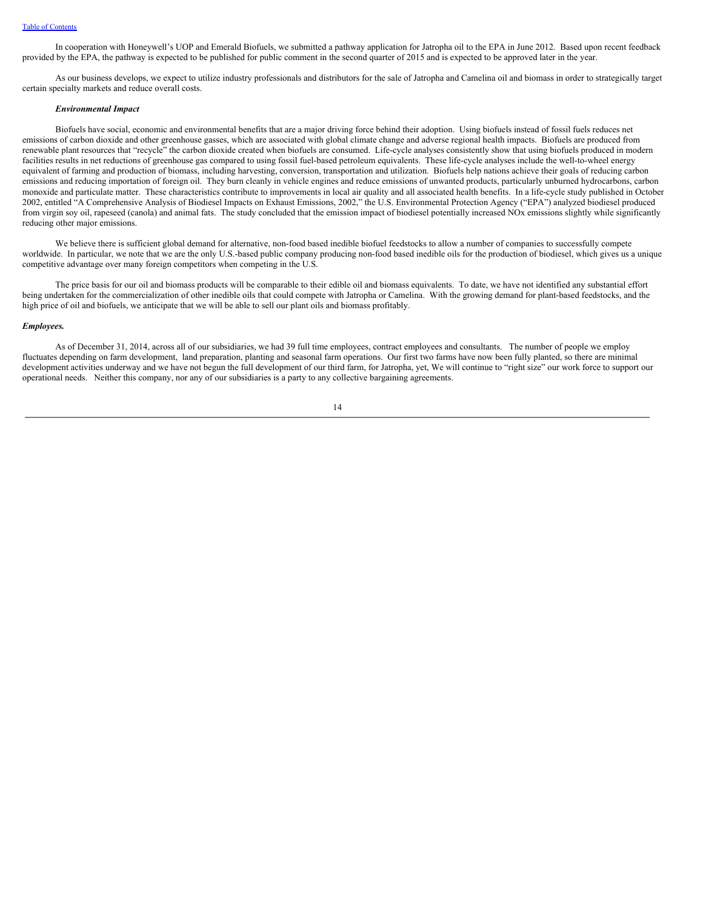In cooperation with Honeywell's UOP and Emerald Biofuels, we submitted a pathway application for Jatropha oil to the EPA in June 2012. Based upon recent feedback provided by the EPA, the pathway is expected to be published for public comment in the second quarter of 2015 and is expected to be approved later in the year.

As our business develops, we expect to utilize industry professionals and distributors for the sale of Jatropha and Camelina oil and biomass in order to strategically target certain specialty markets and reduce overall costs.

***Environmental Impact***

Biofuels have social, economic and environmental benefits that are a major driving force behind their adoption. Using biofuels instead of fossil fuels reduces net emissions of carbon dioxide and other greenhouse gasses, which are associated with global climate change and adverse regional health impacts. Biofuels are produced from renewable plant resources that "recycle" the carbon dioxide created when biofuels are consumed. Life-cycle analyses consistently show that using biofuels produced in modern facilities results in net reductions of greenhouse gas compared to using fossil fuel-based petroleum equivalents. These life-cycle analyses include the well-to-wheel energy equivalent of farming and production of biomass, including harvesting, conversion, transportation and utilization. Biofuels help nations achieve their goals of reducing carbon emissions and reducing importation of foreign oil. They burn cleanly in vehicle engines and reduce emissions of unwanted products, particularly unburned hydrocarbons, carbon monoxide and particulate matter. These characteristics contribute to improvements in local air quality and all associated health benefits. In a life-cycle study published in October 2002, entitled "A Comprehensive Analysis of Biodiesel Impacts on Exhaust Emissions, 2002," the U.S. Environmental Protection Agency ("EPA") analyzed biodiesel produced from virgin soy oil, rapeseed (canola) and animal fats. The study concluded that the emission impact of biodiesel potentially increased NOx emissions slightly while significantly reducing other major emissions.

We believe there is sufficient global demand for alternative, non-food based inedible biofuel feedstocks to allow a number of companies to successfully compete worldwide. In particular, we note that we are the only U.S.-based public company producing non-food based inedible oils for the production of biodiesel, which gives us a unique competitive advantage over many foreign competitors when competing in the U.S.

The price basis for our oil and biomass products will be comparable to their edible oil and biomass equivalents. To date, we have not identified any substantial effort being undertaken for the commercialization of other inedible oils that could compete with Jatropha or Camelina. With the growing demand for plant-based feedstocks, and the high price of oil and biofuels, we anticipate that we will be able to sell our plant oils and biomass profitably.

***Employees.***

As of December 31, 2014, across all of our subsidiaries, we had 39 full time employees, contract employees and consultants. The number of people we employ fluctuates depending on farm development, land preparation, planting and seasonal farm operations. Our first two farms have now been fully planted, so there are minimal development activities underway and we have not begun the full development of our third farm, for Jatropha, yet, We will continue to "right size" our work force to support our operational needs. Neither this company, nor any of our subsidiaries is a party to any collective bargaining agreements.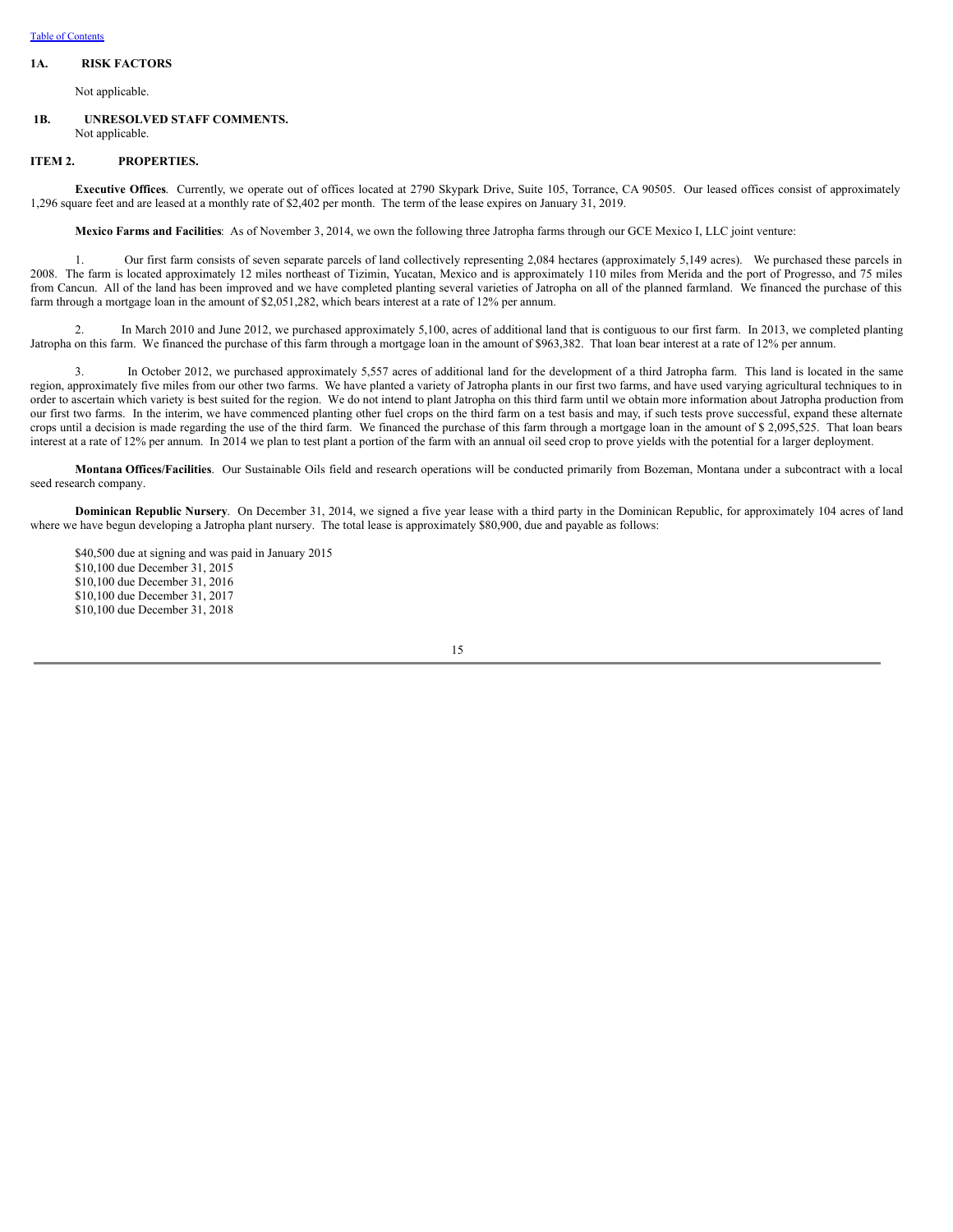## 1A. RISK FACTORS

Not applicable.

## 1B. UNRESOLVED STAFF COMMENTS.

Not applicable.

## ITEM 2. PROPERTIES.

**Executive Offices**. Currently, we operate out of offices located at 2790 Skypark Drive, Suite 105, Torrance, CA 90505. Our leased offices consist of approximately 1,296 square feet and are leased at a monthly rate of $2,402 per month. The term of the lease expires on January 31, 2019.

**Mexico Farms and Facilities**: As of November 3, 2014, we own the following three Jatropha farms through our GCE Mexico I, LLC joint venture:

1. Our first farm consists of seven separate parcels of land collectively representing 2,084 hectares (approximately 5,149 acres). We purchased these parcels in 2008. The farm is located approximately 12 miles northeast of Tizimin, Yucatan, Mexico and is approximately 110 miles from Merida and the port of Progresso, and 75 miles from Cancun. All of the land has been improved and we have completed planting several varieties of Jatropha on all of the planned farmland. We financed the purchase of this farm through a mortgage loan in the amount of $2,051,282, which bears interest at a rate of 12% per annum.

2. In March 2010 and June 2012, we purchased approximately 5,100, acres of additional land that is contiguous to our first farm. In 2013, we completed planting Jatropha on this farm. We financed the purchase of this farm through a mortgage loan in the amount of $963,382. That loan bear interest at a rate of 12% per annum.

3. In October 2012, we purchased approximately 5,557 acres of additional land for the development of a third Jatropha farm. This land is located in the same region, approximately five miles from our other two farms. We have planted a variety of Jatropha plants in our first two farms, and have used varying agricultural techniques to in order to ascertain which variety is best suited for the region. We do not intend to plant Jatropha on this third farm until we obtain more information about Jatropha production from our first two farms. In the interim, we have commenced planting other fuel crops on the third farm on a test basis and may, if such tests prove successful, expand these alternate crops until a decision is made regarding the use of the third farm. We financed the purchase of this farm through a mortgage loan in the amount of $ 2,095,525. That loan bears interest at a rate of 12% per annum. In 2014 we plan to test plant a portion of the farm with an annual oil seed crop to prove yields with the potential for a larger deployment.

**Montana Offices/Facilities**. Our Sustainable Oils field and research operations will be conducted primarily from Bozeman, Montana under a subcontract with a local seed research company.

**Dominican Republic Nursery**. On December 31, 2014, we signed a five year lease with a third party in the Dominican Republic, for approximately 104 acres of land where we have begun developing a Jatropha plant nursery. The total lease is approximately $80,900, due and payable as follows:

$40,500 due at signing and was paid in January 2015  
$10,100 due December 31, 2015  
$10,100 due December 31, 2016  
$10,100 due December 31, 2017  
$10,100 due December 31, 2018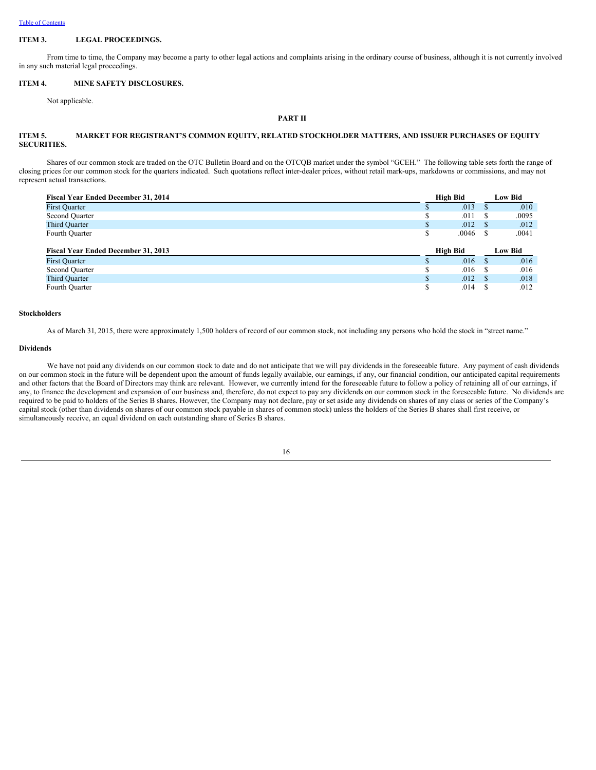## ITEM 3. LEGAL PROCEEDINGS.

From time to time, the Company may become a party to other legal actions and complaints arising in the ordinary course of business, although it is not currently involved in any such material legal proceedings.

## ITEM 4. MINE SAFETY DISCLOSURES.

Not applicable.

# PART II

## ITEM 5. MARKET FOR REGISTRANT'S COMMON EQUITY, RELATED STOCKHOLDER MATTERS, AND ISSUER PURCHASES OF EQUITY SECURITIES.

Shares of our common stock are traded on the OTC Bulletin Board and on the OTCQB market under the symbol "GCEH." The following table sets forth the range of closing prices for our common stock for the quarters indicated. Such quotations reflect inter-dealer prices, without retail mark-ups, markdowns or commissions, and may not represent actual transactions.

| Fiscal Year Ended December 31, 2014 | High Bid | Low Bid |
|---|---|---|
| First Quarter | $ .013 | $ .010 |
| Second Quarter | $ .011 | $ .0095 |
| Third Quarter | $ .012 | $ .012 |
| Fourth Quarter | $ .0046 | $ .0041 |
| **Fiscal Year Ended December 31, 2013** | **High Bid** | **Low Bid** |
| First Quarter | $ .016 | $ .016 |
| Second Quarter | $ .016 | $ .016 |
| Third Quarter | $ .012 | $ .018 |
| Fourth Quarter | $ .014 | $ .012 |

### Stockholders

As of March 31, 2015, there were approximately 1,500 holders of record of our common stock, not including any persons who hold the stock in "street name."

### Dividends

We have not paid any dividends on our common stock to date and do not anticipate that we will pay dividends in the foreseeable future. Any payment of cash dividends on our common stock in the future will be dependent upon the amount of funds legally available, our earnings, if any, our financial condition, our anticipated capital requirements and other factors that the Board of Directors may think are relevant. However, we currently intend for the foreseeable future to follow a policy of retaining all of our earnings, if any, to finance the development and expansion of our business and, therefore, do not expect to pay any dividends on our common stock in the foreseeable future. No dividends are required to be paid to holders of the Series B shares. However, the Company may not declare, pay or set aside any dividends on shares of any class or series of the Company's capital stock (other than dividends on shares of our common stock payable in shares of common stock) unless the holders of the Series B shares shall first receive, or simultaneously receive, an equal dividend on each outstanding share of Series B shares.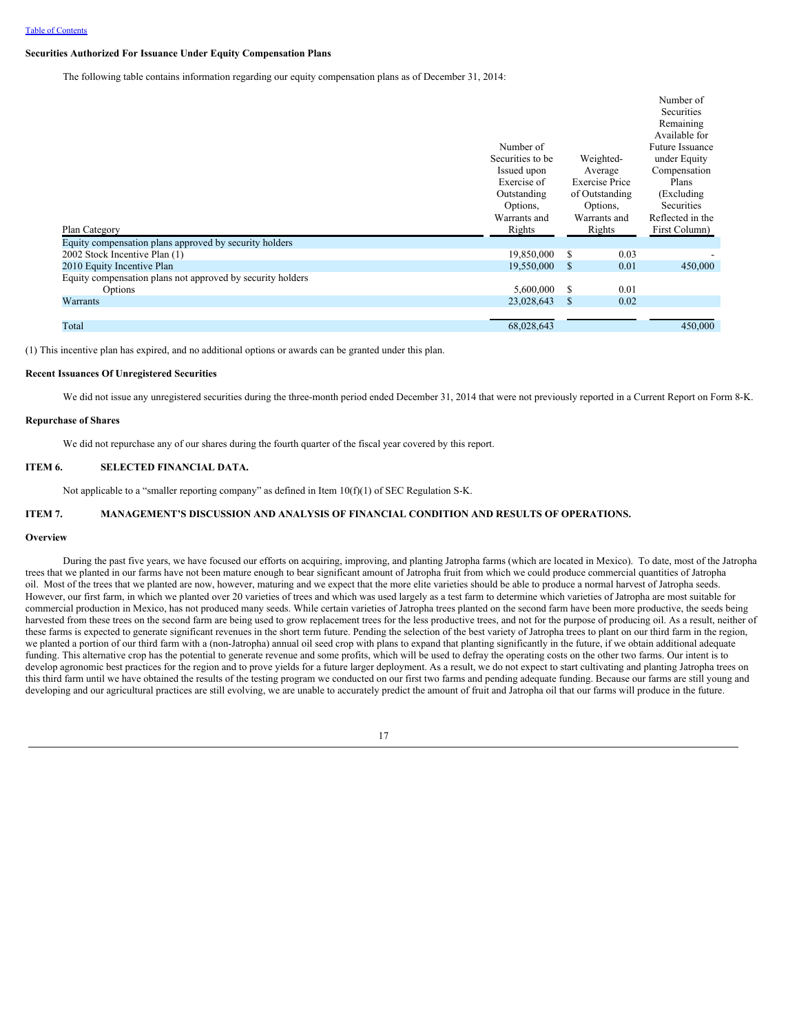### Securities Authorized For Issuance Under Equity Compensation Plans

The following table contains information regarding our equity compensation plans as of December 31, 2014:

| Plan Category | Number of Securities to be Issued upon Exercise of Outstanding Options, Warrants and Rights | Weighted-Average Exercise Price of Outstanding Options, Warrants and Rights | Number of Securities Remaining Available for Future Issuance under Equity Compensation Plans (Excluding Securities Reflected in the First Column) |
|---|---|---|---|
| Equity compensation plans approved by security holders | | | |
| 2002 Stock Incentive Plan (1) | 19,850,000 | $ 0.03 | - |
| 2010 Equity Incentive Plan | 19,550,000 | $ 0.01 | 450,000 |
| Equity compensation plans not approved by security holders | | | |
| Options | 5,600,000 | $ 0.01 | |
| Warrants | 23,028,643 | $ 0.02 | |
| Total | 68,028,643 | | 450,000 |

(1) This incentive plan has expired, and no additional options or awards can be granted under this plan.

### Recent Issuances Of Unregistered Securities

We did not issue any unregistered securities during the three-month period ended December 31, 2014 that were not previously reported in a Current Report on Form 8-K.

### Repurchase of Shares

We did not repurchase any of our shares during the fourth quarter of the fiscal year covered by this report.

## ITEM 6. SELECTED FINANCIAL DATA.

Not applicable to a "smaller reporting company" as defined in Item 10(f)(1) of SEC Regulation S-K.

## ITEM 7. MANAGEMENT'S DISCUSSION AND ANALYSIS OF FINANCIAL CONDITION AND RESULTS OF OPERATIONS.

### Overview

During the past five years, we have focused our efforts on acquiring, improving, and planting Jatropha farms (which are located in Mexico). To date, most of the Jatropha trees that we planted in our farms have not been mature enough to bear significant amount of Jatropha fruit from which we could produce commercial quantities of Jatropha oil. Most of the trees that we planted are now, however, maturing and we expect that the more elite varieties should be able to produce a normal harvest of Jatropha seeds. However, our first farm, in which we planted over 20 varieties of trees and which was used largely as a test farm to determine which varieties of Jatropha are most suitable for commercial production in Mexico, has not produced many seeds. While certain varieties of Jatropha trees planted on the second farm have been more productive, the seeds being harvested from these trees on the second farm are being used to grow replacement trees for the less productive trees, and not for the purpose of producing oil. As a result, neither of these farms is expected to generate significant revenues in the short term future. Pending the selection of the best variety of Jatropha trees to plant on our third farm in the region, we planted a portion of our third farm with a (non-Jatropha) annual oil seed crop with plans to expand that planting significantly in the future, if we obtain additional adequate funding. This alternative crop has the potential to generate revenue and some profits, which will be used to defray the operating costs on the other two farms. Our intent is to develop agronomic best practices for the region and to prove yields for a future larger deployment. As a result, we do not expect to start cultivating and planting Jatropha trees on this third farm until we have obtained the results of the testing program we conducted on our first two farms and pending adequate funding. Because our farms are still young and developing and our agricultural practices are still evolving, we are unable to accurately predict the amount of fruit and Jatropha oil that our farms will produce in the future.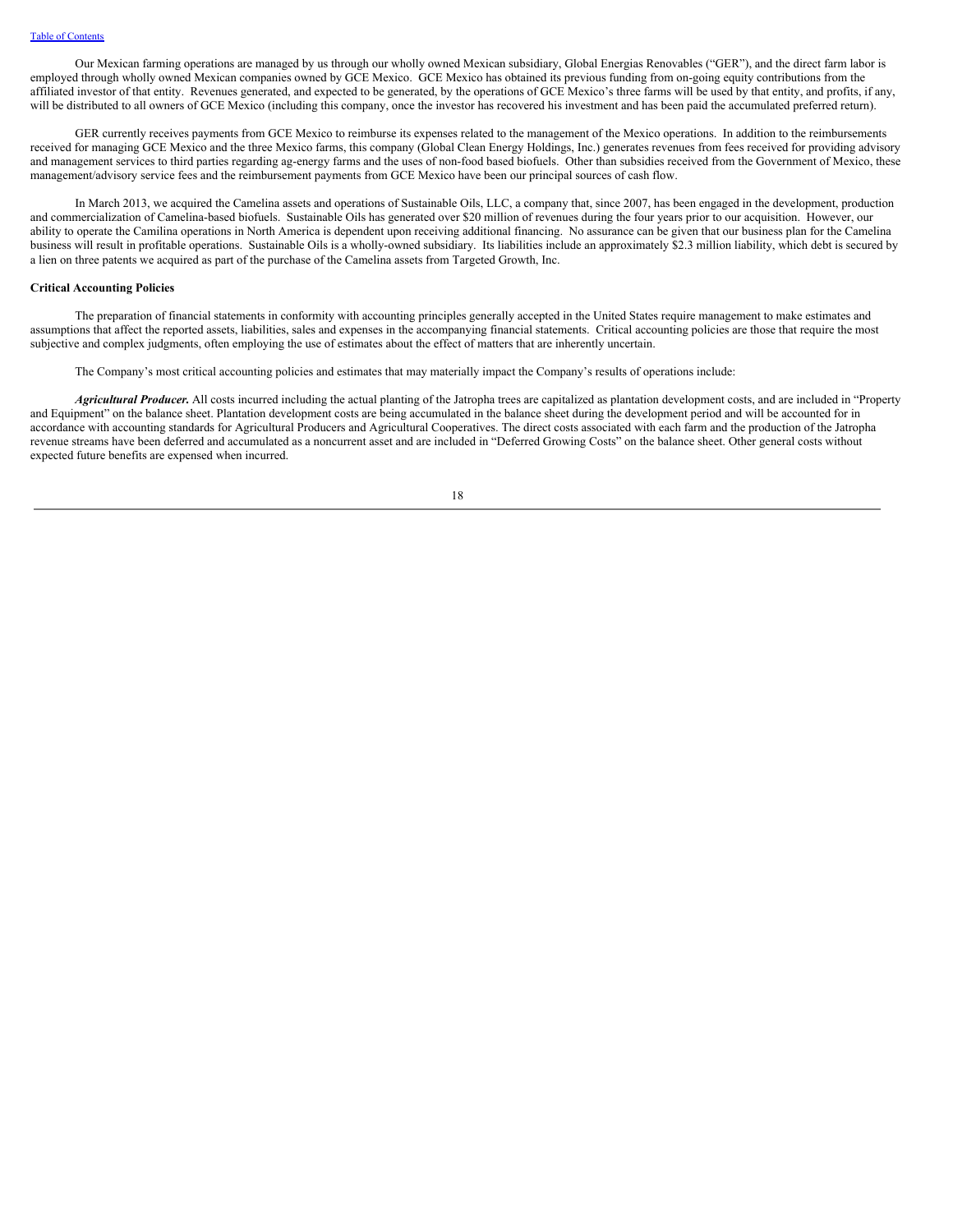Our Mexican farming operations are managed by us through our wholly owned Mexican subsidiary, Global Energias Renovables ("GER"), and the direct farm labor is employed through wholly owned Mexican companies owned by GCE Mexico. GCE Mexico has obtained its previous funding from on-going equity contributions from the affiliated investor of that entity. Revenues generated, and expected to be generated, by the operations of GCE Mexico's three farms will be used by that entity, and profits, if any, will be distributed to all owners of GCE Mexico (including this company, once the investor has recovered his investment and has been paid the accumulated preferred return).

GER currently receives payments from GCE Mexico to reimburse its expenses related to the management of the Mexico operations. In addition to the reimbursements received for managing GCE Mexico and the three Mexico farms, this company (Global Clean Energy Holdings, Inc.) generates revenues from fees received for providing advisory and management services to third parties regarding ag-energy farms and the uses of non-food based biofuels. Other than subsidies received from the Government of Mexico, these management/advisory service fees and the reimbursement payments from GCE Mexico have been our principal sources of cash flow.

In March 2013, we acquired the Camelina assets and operations of Sustainable Oils, LLC, a company that, since 2007, has been engaged in the development, production and commercialization of Camelina-based biofuels. Sustainable Oils has generated over $20 million of revenues during the four years prior to our acquisition. However, our ability to operate the Camilina operations in North America is dependent upon receiving additional financing. No assurance can be given that our business plan for the Camelina business will result in profitable operations. Sustainable Oils is a wholly-owned subsidiary. Its liabilities include an approximately $2.3 million liability, which debt is secured by a lien on three patents we acquired as part of the purchase of the Camelina assets from Targeted Growth, Inc.

**Critical Accounting Policies**

The preparation of financial statements in conformity with accounting principles generally accepted in the United States require management to make estimates and assumptions that affect the reported assets, liabilities, sales and expenses in the accompanying financial statements. Critical accounting policies are those that require the most subjective and complex judgments, often employing the use of estimates about the effect of matters that are inherently uncertain.

The Company's most critical accounting policies and estimates that may materially impact the Company's results of operations include:

***Agricultural Producer.*** All costs incurred including the actual planting of the Jatropha trees are capitalized as plantation development costs, and are included in "Property and Equipment" on the balance sheet. Plantation development costs are being accumulated in the balance sheet during the development period and will be accounted for in accordance with accounting standards for Agricultural Producers and Agricultural Cooperatives. The direct costs associated with each farm and the production of the Jatropha revenue streams have been deferred and accumulated as a noncurrent asset and are included in "Deferred Growing Costs" on the balance sheet. Other general costs without expected future benefits are expensed when incurred.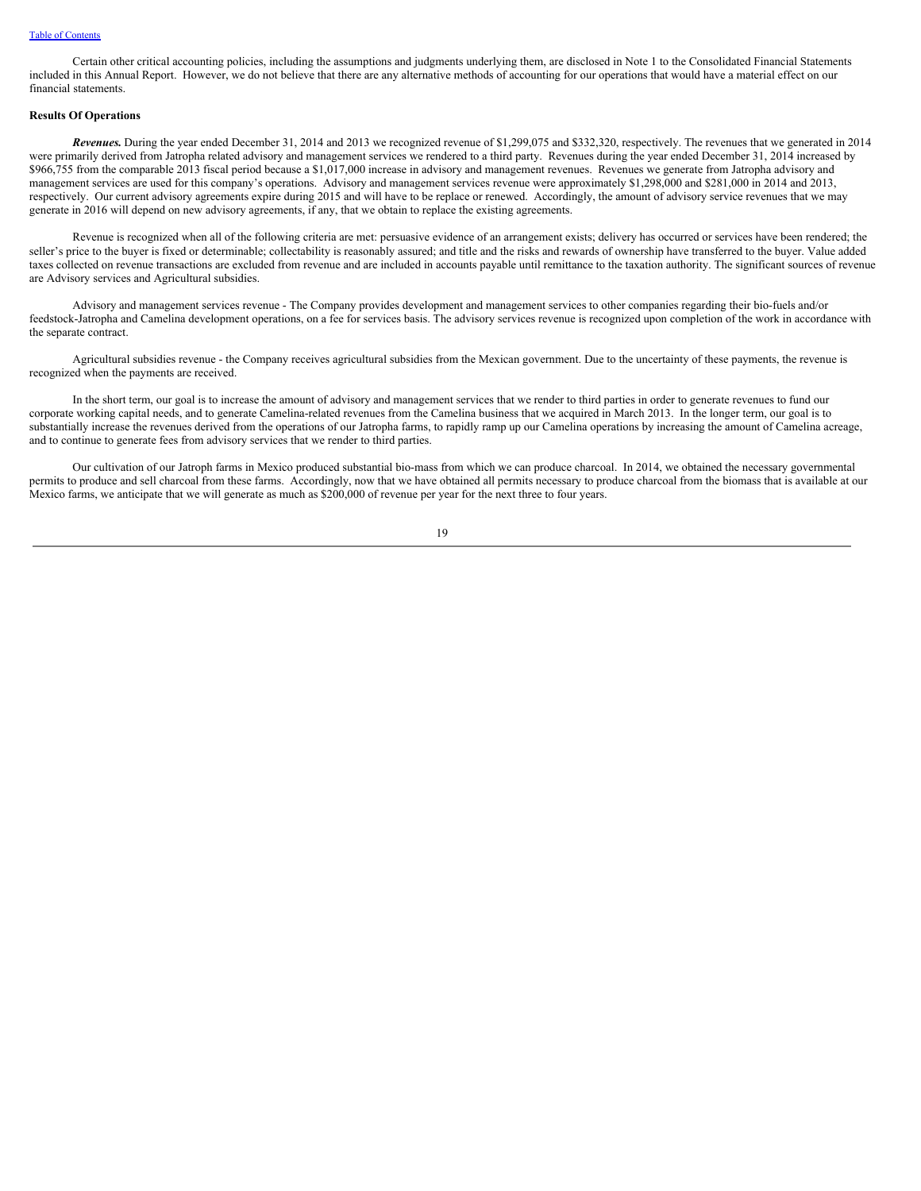Certain other critical accounting policies, including the assumptions and judgments underlying them, are disclosed in Note 1 to the Consolidated Financial Statements included in this Annual Report. However, we do not believe that there are any alternative methods of accounting for our operations that would have a material effect on our financial statements.

**Results Of Operations**

***Revenues.*** During the year ended December 31, 2014 and 2013 we recognized revenue of $1,299,075 and $332,320, respectively. The revenues that we generated in 2014 were primarily derived from Jatropha related advisory and management services we rendered to a third party. Revenues during the year ended December 31, 2014 increased by $966,755 from the comparable 2013 fiscal period because a $1,017,000 increase in advisory and management revenues. Revenues we generate from Jatropha advisory and management services are used for this company's operations. Advisory and management services revenue were approximately $1,298,000 and $281,000 in 2014 and 2013, respectively. Our current advisory agreements expire during 2015 and will have to be replace or renewed. Accordingly, the amount of advisory service revenues that we may generate in 2016 will depend on new advisory agreements, if any, that we obtain to replace the existing agreements.

Revenue is recognized when all of the following criteria are met: persuasive evidence of an arrangement exists; delivery has occurred or services have been rendered; the seller's price to the buyer is fixed or determinable; collectability is reasonably assured; and title and the risks and rewards of ownership have transferred to the buyer. Value added taxes collected on revenue transactions are excluded from revenue and are included in accounts payable until remittance to the taxation authority. The significant sources of revenue are Advisory services and Agricultural subsidies.

Advisory and management services revenue - The Company provides development and management services to other companies regarding their bio-fuels and/or feedstock-Jatropha and Camelina development operations, on a fee for services basis. The advisory services revenue is recognized upon completion of the work in accordance with the separate contract.

Agricultural subsidies revenue - the Company receives agricultural subsidies from the Mexican government. Due to the uncertainty of these payments, the revenue is recognized when the payments are received.

In the short term, our goal is to increase the amount of advisory and management services that we render to third parties in order to generate revenues to fund our corporate working capital needs, and to generate Camelina-related revenues from the Camelina business that we acquired in March 2013. In the longer term, our goal is to substantially increase the revenues derived from the operations of our Jatropha farms, to rapidly ramp up our Camelina operations by increasing the amount of Camelina acreage, and to continue to generate fees from advisory services that we render to third parties.

Our cultivation of our Jatroph farms in Mexico produced substantial bio-mass from which we can produce charcoal. In 2014, we obtained the necessary governmental permits to produce and sell charcoal from these farms. Accordingly, now that we have obtained all permits necessary to produce charcoal from the biomass that is available at our Mexico farms, we anticipate that we will generate as much as $200,000 of revenue per year for the next three to four years.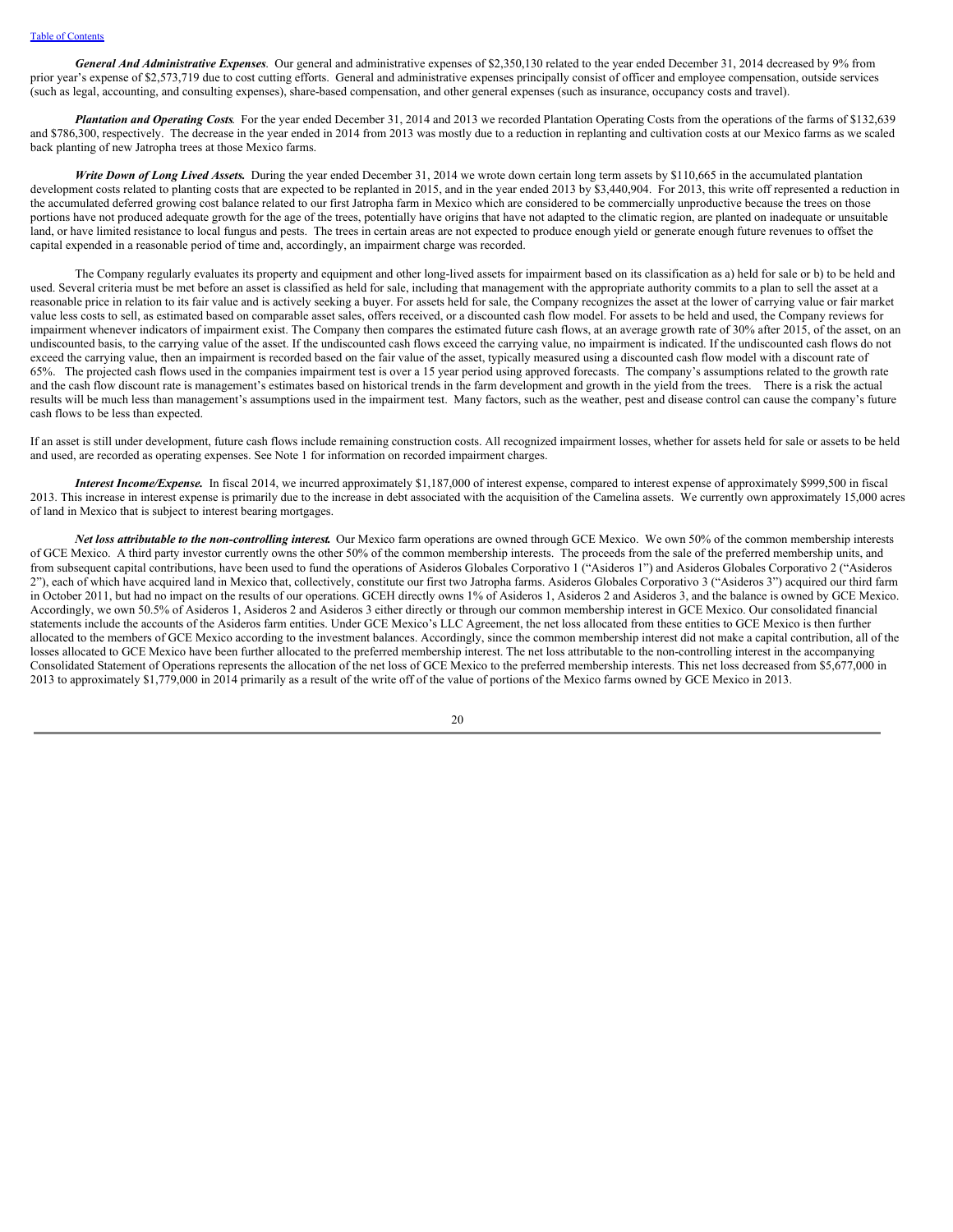***General And Administrative Expenses***. Our general and administrative expenses of $2,350,130 related to the year ended December 31, 2014 decreased by 9% from prior year's expense of $2,573,719 due to cost cutting efforts. General and administrative expenses principally consist of officer and employee compensation, outside services (such as legal, accounting, and consulting expenses), share-based compensation, and other general expenses (such as insurance, occupancy costs and travel).

***Plantation and Operating Costs***. For the year ended December 31, 2014 and 2013 we recorded Plantation Operating Costs from the operations of the farms of $132,639 and $786,300, respectively. The decrease in the year ended in 2014 from 2013 was mostly due to a reduction in replanting and cultivation costs at our Mexico farms as we scaled back planting of new Jatropha trees at those Mexico farms.

***Write Down of Long Lived Assets.*** During the year ended December 31, 2014 we wrote down certain long term assets by $110,665 in the accumulated plantation development costs related to planting costs that are expected to be replanted in 2015, and in the year ended 2013 by $3,440,904. For 2013, this write off represented a reduction in the accumulated deferred growing cost balance related to our first Jatropha farm in Mexico which are considered to be commercially unproductive because the trees on those portions have not produced adequate growth for the age of the trees, potentially have origins that have not adapted to the climatic region, are planted on inadequate or unsuitable land, or have limited resistance to local fungus and pests. The trees in certain areas are not expected to produce enough yield or generate enough future revenues to offset the capital expended in a reasonable period of time and, accordingly, an impairment charge was recorded.

The Company regularly evaluates its property and equipment and other long-lived assets for impairment based on its classification as a) held for sale or b) to be held and used. Several criteria must be met before an asset is classified as held for sale, including that management with the appropriate authority commits to a plan to sell the asset at a reasonable price in relation to its fair value and is actively seeking a buyer. For assets held for sale, the Company recognizes the asset at the lower of carrying value or fair market value less costs to sell, as estimated based on comparable asset sales, offers received, or a discounted cash flow model. For assets to be held and used, the Company reviews for impairment whenever indicators of impairment exist. The Company then compares the estimated future cash flows, at an average growth rate of 30% after 2015, of the asset, on an undiscounted basis, to the carrying value of the asset. If the undiscounted cash flows exceed the carrying value, no impairment is indicated. If the undiscounted cash flows do not exceed the carrying value, then an impairment is recorded based on the fair value of the asset, typically measured using a discounted cash flow model with a discount rate of 65%. The projected cash flows used in the companies impairment test is over a 15 year period using approved forecasts. The company's assumptions related to the growth rate and the cash flow discount rate is management's estimates based on historical trends in the farm development and growth in the yield from the trees. There is a risk the actual results will be much less than management's assumptions used in the impairment test. Many factors, such as the weather, pest and disease control can cause the company's future cash flows to be less than expected.

If an asset is still under development, future cash flows include remaining construction costs. All recognized impairment losses, whether for assets held for sale or assets to be held and used, are recorded as operating expenses. See Note 1 for information on recorded impairment charges.

***Interest Income/Expense.*** In fiscal 2014, we incurred approximately $1,187,000 of interest expense, compared to interest expense of approximately $999,500 in fiscal 2013. This increase in interest expense is primarily due to the increase in debt associated with the acquisition of the Camelina assets. We currently own approximately 15,000 acres of land in Mexico that is subject to interest bearing mortgages.

***Net loss attributable to the non-controlling interest.*** Our Mexico farm operations are owned through GCE Mexico. We own 50% of the common membership interests of GCE Mexico. A third party investor currently owns the other 50% of the common membership interests. The proceeds from the sale of the preferred membership units, and from subsequent capital contributions, have been used to fund the operations of Asideros Globales Corporativo 1 ("Asideros 1") and Asideros Globales Corporativo 2 ("Asideros 2"), each of which have acquired land in Mexico that, collectively, constitute our first two Jatropha farms. Asideros Globales Corporativo 3 ("Asideros 3") acquired our third farm in October 2011, but had no impact on the results of our operations. GCEH directly owns 1% of Asideros 1, Asideros 2 and Asideros 3, and the balance is owned by GCE Mexico. Accordingly, we own 50.5% of Asideros 1, Asideros 2 and Asideros 3 either directly or through our common membership interest in GCE Mexico. Our consolidated financial statements include the accounts of the Asideros farm entities. Under GCE Mexico's LLC Agreement, the net loss allocated from these entities to GCE Mexico is then further allocated to the members of GCE Mexico according to the investment balances. Accordingly, since the common membership interest did not make a capital contribution, all of the losses allocated to GCE Mexico have been further allocated to the preferred membership interest. The net loss attributable to the non-controlling interest in the accompanying Consolidated Statement of Operations represents the allocation of the net loss of GCE Mexico to the preferred membership interests. This net loss decreased from $5,677,000 in 2013 to approximately $1,779,000 in 2014 primarily as a result of the write off of the value of portions of the Mexico farms owned by GCE Mexico in 2013.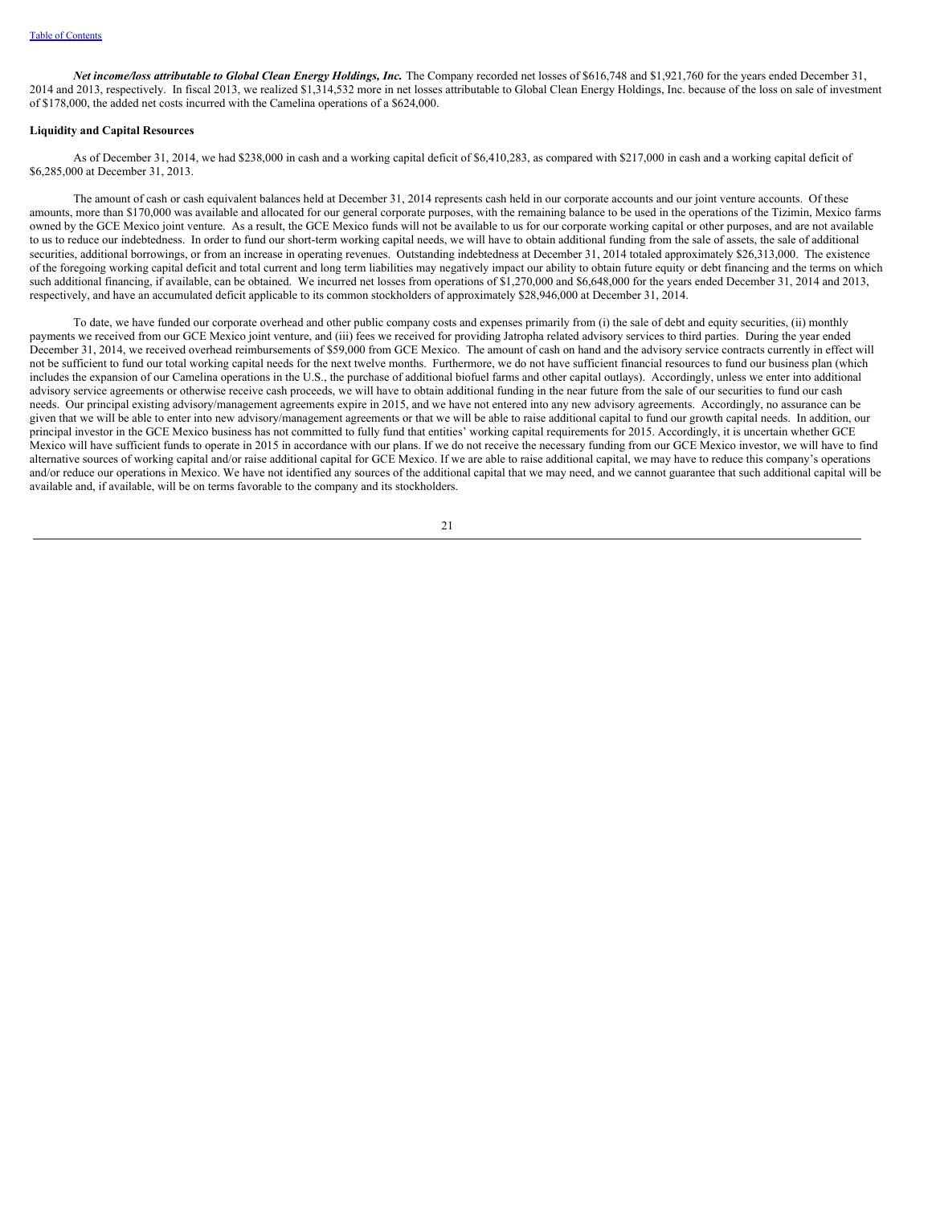***Net income/loss attributable to Global Clean Energy Holdings, Inc.*** The Company recorded net losses of $616,748 and $1,921,760 for the years ended December 31, 2014 and 2013, respectively. In fiscal 2013, we realized $1,314,532 more in net losses attributable to Global Clean Energy Holdings, Inc. because of the loss on sale of investment of $178,000, the added net costs incurred with the Camelina operations of a $624,000.

**Liquidity and Capital Resources**

As of December 31, 2014, we had $238,000 in cash and a working capital deficit of $6,410,283, as compared with $217,000 in cash and a working capital deficit of $6,285,000 at December 31, 2013.

The amount of cash or cash equivalent balances held at December 31, 2014 represents cash held in our corporate accounts and our joint venture accounts. Of these amounts, more than $170,000 was available and allocated for our general corporate purposes, with the remaining balance to be used in the operations of the Tizimin, Mexico farms owned by the GCE Mexico joint venture. As a result, the GCE Mexico funds will not be available to us for our corporate working capital or other purposes, and are not available to us to reduce our indebtedness. In order to fund our short-term working capital needs, we will have to obtain additional funding from the sale of assets, the sale of additional securities, additional borrowings, or from an increase in operating revenues. Outstanding indebtedness at December 31, 2014 totaled approximately $26,313,000. The existence of the foregoing working capital deficit and total current and long term liabilities may negatively impact our ability to obtain future equity or debt financing and the terms on which such additional financing, if available, can be obtained. We incurred net losses from operations of $1,270,000 and $6,648,000 for the years ended December 31, 2014 and 2013, respectively, and have an accumulated deficit applicable to its common stockholders of approximately $28,946,000 at December 31, 2014.

To date, we have funded our corporate overhead and other public company costs and expenses primarily from (i) the sale of debt and equity securities, (ii) monthly payments we received from our GCE Mexico joint venture, and (iii) fees we received for providing Jatropha related advisory services to third parties. During the year ended December 31, 2014, we received overhead reimbursements of $59,000 from GCE Mexico. The amount of cash on hand and the advisory service contracts currently in effect will not be sufficient to fund our total working capital needs for the next twelve months. Furthermore, we do not have sufficient financial resources to fund our business plan (which includes the expansion of our Camelina operations in the U.S., the purchase of additional biofuel farms and other capital outlays). Accordingly, unless we enter into additional advisory service agreements or otherwise receive cash proceeds, we will have to obtain additional funding in the near future from the sale of our securities to fund our cash needs. Our principal existing advisory/management agreements expire in 2015, and we have not entered into any new advisory agreements. Accordingly, no assurance can be given that we will be able to enter into new advisory/management agreements or that we will be able to raise additional capital to fund our growth capital needs. In addition, our principal investor in the GCE Mexico business has not committed to fully fund that entities' working capital requirements for 2015. Accordingly, it is uncertain whether GCE Mexico will have sufficient funds to operate in 2015 in accordance with our plans. If we do not receive the necessary funding from our GCE Mexico investor, we will have to find alternative sources of working capital and/or raise additional capital for GCE Mexico. If we are able to raise additional capital, we may have to reduce this company's operations and/or reduce our operations in Mexico. We have not identified any sources of the additional capital that we may need, and we cannot guarantee that such additional capital will be available and, if available, will be on terms favorable to the company and its stockholders.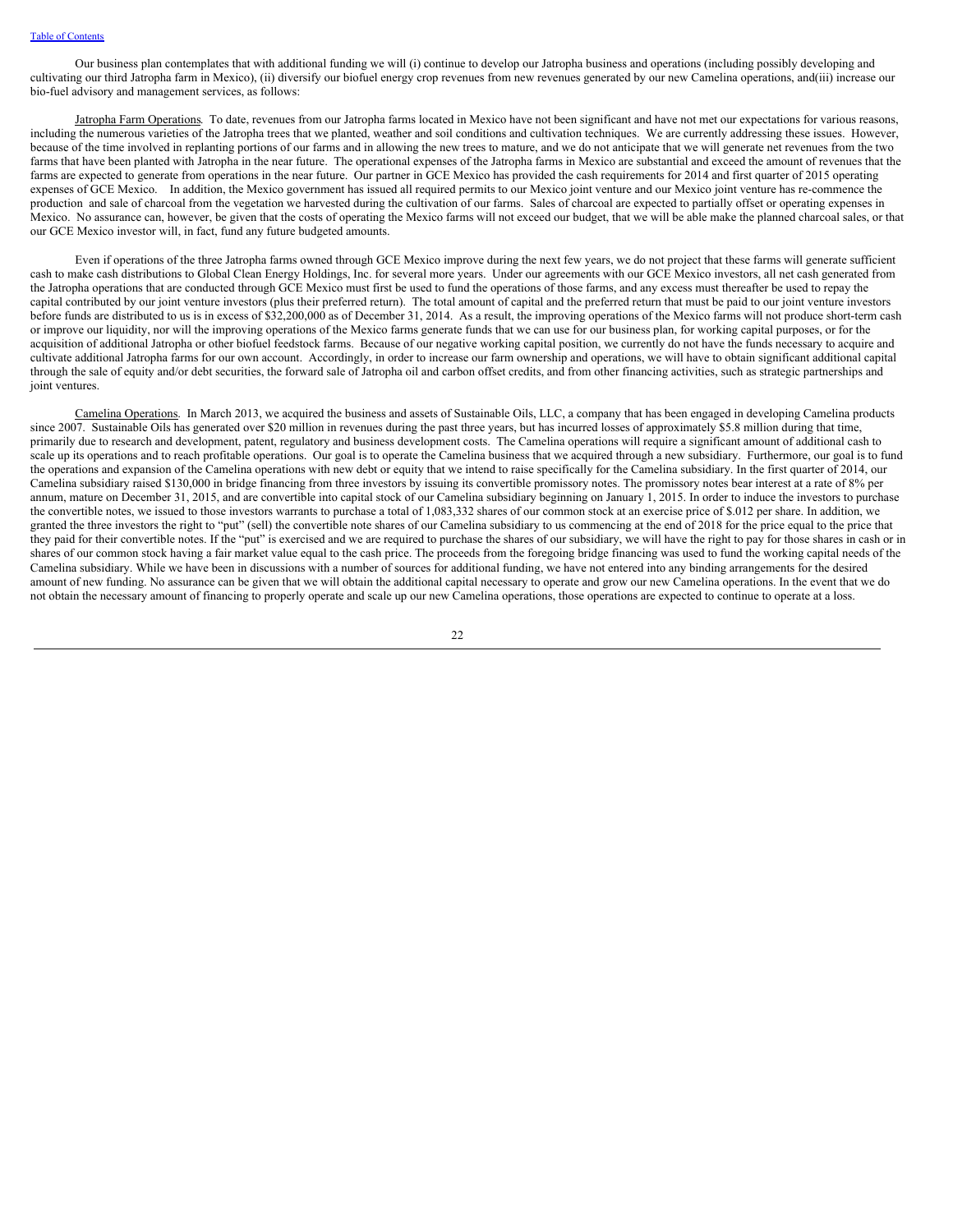Our business plan contemplates that with additional funding we will (i) continue to develop our Jatropha business and operations (including possibly developing and cultivating our third Jatropha farm in Mexico), (ii) diversify our biofuel energy crop revenues from new revenues generated by our new Camelina operations, and(iii) increase our bio-fuel advisory and management services, as follows:

Jatropha Farm Operations. To date, revenues from our Jatropha farms located in Mexico have not been significant and have not met our expectations for various reasons, including the numerous varieties of the Jatropha trees that we planted, weather and soil conditions and cultivation techniques. We are currently addressing these issues. However, because of the time involved in replanting portions of our farms and in allowing the new trees to mature, and we do not anticipate that we will generate net revenues from the two farms that have been planted with Jatropha in the near future. The operational expenses of the Jatropha farms in Mexico are substantial and exceed the amount of revenues that the farms are expected to generate from operations in the near future. Our partner in GCE Mexico has provided the cash requirements for 2014 and first quarter of 2015 operating expenses of GCE Mexico. In addition, the Mexico government has issued all required permits to our Mexico joint venture and our Mexico joint venture has re-commence the production and sale of charcoal from the vegetation we harvested during the cultivation of our farms. Sales of charcoal are expected to partially offset or operating expenses in Mexico. No assurance can, however, be given that the costs of operating the Mexico farms will not exceed our budget, that we will be able make the planned charcoal sales, or that our GCE Mexico investor will, in fact, fund any future budgeted amounts.

Even if operations of the three Jatropha farms owned through GCE Mexico improve during the next few years, we do not project that these farms will generate sufficient cash to make cash distributions to Global Clean Energy Holdings, Inc. for several more years. Under our agreements with our GCE Mexico investors, all net cash generated from the Jatropha operations that are conducted through GCE Mexico must first be used to fund the operations of those farms, and any excess must thereafter be used to repay the capital contributed by our joint venture investors (plus their preferred return). The total amount of capital and the preferred return that must be paid to our joint venture investors before funds are distributed to us is in excess of $32,200,000 as of December 31, 2014. As a result, the improving operations of the Mexico farms will not produce short-term cash or improve our liquidity, nor will the improving operations of the Mexico farms generate funds that we can use for our business plan, for working capital purposes, or for the acquisition of additional Jatropha or other biofuel feedstock farms. Because of our negative working capital position, we currently do not have the funds necessary to acquire and cultivate additional Jatropha farms for our own account. Accordingly, in order to increase our farm ownership and operations, we will have to obtain significant additional capital through the sale of equity and/or debt securities, the forward sale of Jatropha oil and carbon offset credits, and from other financing activities, such as strategic partnerships and joint ventures.

Camelina Operations. In March 2013, we acquired the business and assets of Sustainable Oils, LLC, a company that has been engaged in developing Camelina products since 2007. Sustainable Oils has generated over $20 million in revenues during the past three years, but has incurred losses of approximately $5.8 million during that time, primarily due to research and development, patent, regulatory and business development costs. The Camelina operations will require a significant amount of additional cash to scale up its operations and to reach profitable operations. Our goal is to operate the Camelina business that we acquired through a new subsidiary. Furthermore, our goal is to fund the operations and expansion of the Camelina operations with new debt or equity that we intend to raise specifically for the Camelina subsidiary. In the first quarter of 2014, our Camelina subsidiary raised $130,000 in bridge financing from three investors by issuing its convertible promissory notes. The promissory notes bear interest at a rate of 8% per annum, mature on December 31, 2015, and are convertible into capital stock of our Camelina subsidiary beginning on January 1, 2015. In order to induce the investors to purchase the convertible notes, we issued to those investors warrants to purchase a total of 1,083,332 shares of our common stock at an exercise price of $.012 per share. In addition, we granted the three investors the right to "put" (sell) the convertible note shares of our Camelina subsidiary to us commencing at the end of 2018 for the price equal to the price that they paid for their convertible notes. If the "put" is exercised and we are required to purchase the shares of our subsidiary, we will have the right to pay for those shares in cash or in shares of our common stock having a fair market value equal to the cash price. The proceeds from the foregoing bridge financing was used to fund the working capital needs of the Camelina subsidiary. While we have been in discussions with a number of sources for additional funding, we have not entered into any binding arrangements for the desired amount of new funding. No assurance can be given that we will obtain the additional capital necessary to operate and grow our new Camelina operations. In the event that we do not obtain the necessary amount of financing to properly operate and scale up our new Camelina operations, those operations are expected to continue to operate at a loss.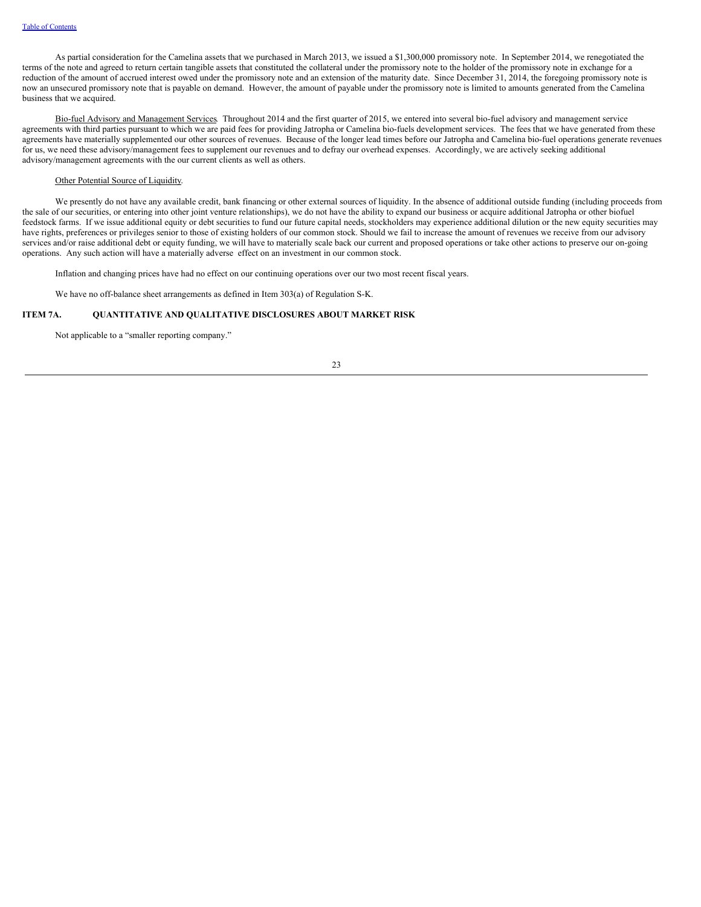As partial consideration for the Camelina assets that we purchased in March 2013, we issued a $1,300,000 promissory note. In September 2014, we renegotiated the terms of the note and agreed to return certain tangible assets that constituted the collateral under the promissory note to the holder of the promissory note in exchange for a reduction of the amount of accrued interest owed under the promissory note and an extension of the maturity date. Since December 31, 2014, the foregoing promissory note is now an unsecured promissory note that is payable on demand. However, the amount of payable under the promissory note is limited to amounts generated from the Camelina business that we acquired.

Bio-fuel Advisory and Management Services. Throughout 2014 and the first quarter of 2015, we entered into several bio-fuel advisory and management service agreements with third parties pursuant to which we are paid fees for providing Jatropha or Camelina bio-fuels development services. The fees that we have generated from these agreements have materially supplemented our other sources of revenues. Because of the longer lead times before our Jatropha and Camelina bio-fuel operations generate revenues for us, we need these advisory/management fees to supplement our revenues and to defray our overhead expenses. Accordingly, we are actively seeking additional advisory/management agreements with the our current clients as well as others.

Other Potential Source of Liquidity.

We presently do not have any available credit, bank financing or other external sources of liquidity. In the absence of additional outside funding (including proceeds from the sale of our securities, or entering into other joint venture relationships), we do not have the ability to expand our business or acquire additional Jatropha or other biofuel feedstock farms. If we issue additional equity or debt securities to fund our future capital needs, stockholders may experience additional dilution or the new equity securities may have rights, preferences or privileges senior to those of existing holders of our common stock. Should we fail to increase the amount of revenues we receive from our advisory services and/or raise additional debt or equity funding, we will have to materially scale back our current and proposed operations or take other actions to preserve our on-going operations. Any such action will have a materially adverse effect on an investment in our common stock.

Inflation and changing prices have had no effect on our continuing operations over our two most recent fiscal years.

We have no off-balance sheet arrangements as defined in Item 303(a) of Regulation S-K.

## ITEM 7A. QUANTITATIVE AND QUALITATIVE DISCLOSURES ABOUT MARKET RISK

Not applicable to a "smaller reporting company."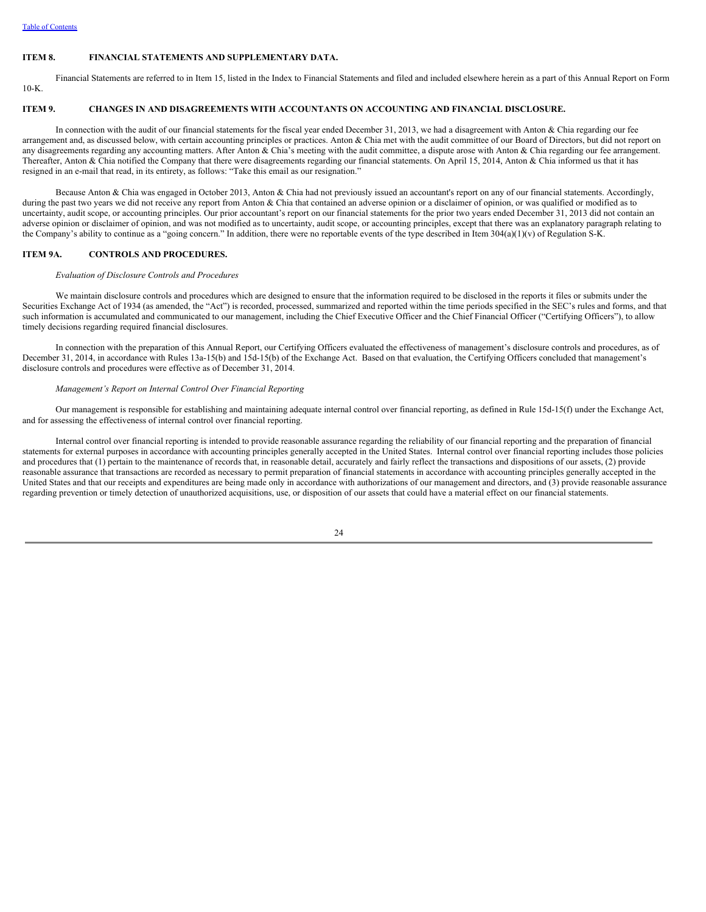## ITEM 8. FINANCIAL STATEMENTS AND SUPPLEMENTARY DATA.

Financial Statements are referred to in Item 15, listed in the Index to Financial Statements and filed and included elsewhere herein as a part of this Annual Report on Form 10-K.

## ITEM 9. CHANGES IN AND DISAGREEMENTS WITH ACCOUNTANTS ON ACCOUNTING AND FINANCIAL DISCLOSURE.

In connection with the audit of our financial statements for the fiscal year ended December 31, 2013, we had a disagreement with Anton & Chia regarding our fee arrangement and, as discussed below, with certain accounting principles or practices. Anton & Chia met with the audit committee of our Board of Directors, but did not report on any disagreements regarding any accounting matters. After Anton & Chia's meeting with the audit committee, a dispute arose with Anton & Chia regarding our fee arrangement. Thereafter, Anton & Chia notified the Company that there were disagreements regarding our financial statements. On April 15, 2014, Anton & Chia informed us that it has resigned in an e-mail that read, in its entirety, as follows: "Take this email as our resignation."

Because Anton & Chia was engaged in October 2013, Anton & Chia had not previously issued an accountant's report on any of our financial statements. Accordingly, during the past two years we did not receive any report from Anton & Chia that contained an adverse opinion or a disclaimer of opinion, or was qualified or modified as to uncertainty, audit scope, or accounting principles. Our prior accountant's report on our financial statements for the prior two years ended December 31, 2013 did not contain an adverse opinion or disclaimer of opinion, and was not modified as to uncertainty, audit scope, or accounting principles, except that there was an explanatory paragraph relating to the Company's ability to continue as a "going concern." In addition, there were no reportable events of the type described in Item 304(a)(1)(v) of Regulation S-K.

## ITEM 9A. CONTROLS AND PROCEDURES.

*Evaluation of Disclosure Controls and Procedures*

We maintain disclosure controls and procedures which are designed to ensure that the information required to be disclosed in the reports it files or submits under the Securities Exchange Act of 1934 (as amended, the "Act") is recorded, processed, summarized and reported within the time periods specified in the SEC's rules and forms, and that such information is accumulated and communicated to our management, including the Chief Executive Officer and the Chief Financial Officer ("Certifying Officers"), to allow timely decisions regarding required financial disclosures.

In connection with the preparation of this Annual Report, our Certifying Officers evaluated the effectiveness of management's disclosure controls and procedures, as of December 31, 2014, in accordance with Rules 13a-15(b) and 15d-15(b) of the Exchange Act. Based on that evaluation, the Certifying Officers concluded that management's disclosure controls and procedures were effective as of December 31, 2014.

*Management's Report on Internal Control Over Financial Reporting*

Our management is responsible for establishing and maintaining adequate internal control over financial reporting, as defined in Rule 15d-15(f) under the Exchange Act, and for assessing the effectiveness of internal control over financial reporting.

Internal control over financial reporting is intended to provide reasonable assurance regarding the reliability of our financial reporting and the preparation of financial statements for external purposes in accordance with accounting principles generally accepted in the United States. Internal control over financial reporting includes those policies and procedures that (1) pertain to the maintenance of records that, in reasonable detail, accurately and fairly reflect the transactions and dispositions of our assets, (2) provide reasonable assurance that transactions are recorded as necessary to permit preparation of financial statements in accordance with accounting principles generally accepted in the United States and that our receipts and expenditures are being made only in accordance with authorizations of our management and directors, and (3) provide reasonable assurance regarding prevention or timely detection of unauthorized acquisitions, use, or disposition of our assets that could have a material effect on our financial statements.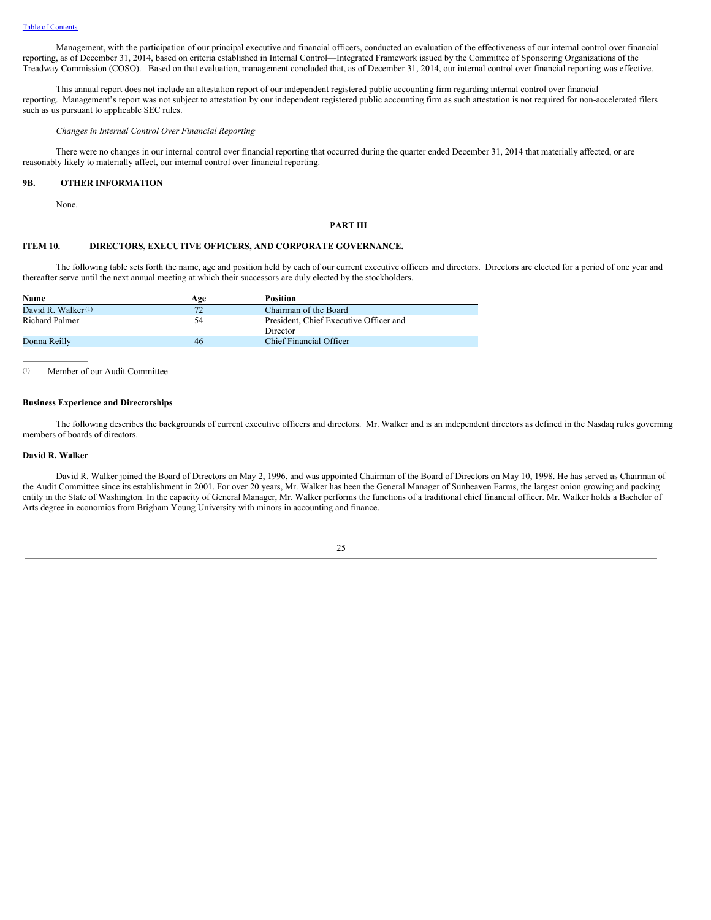Management, with the participation of our principal executive and financial officers, conducted an evaluation of the effectiveness of our internal control over financial reporting, as of December 31, 2014, based on criteria established in Internal Control—Integrated Framework issued by the Committee of Sponsoring Organizations of the Treadway Commission (COSO). Based on that evaluation, management concluded that, as of December 31, 2014, our internal control over financial reporting was effective.

This annual report does not include an attestation report of our independent registered public accounting firm regarding internal control over financial reporting. Management's report was not subject to attestation by our independent registered public accounting firm as such attestation is not required for non-accelerated filers such as us pursuant to applicable SEC rules.

*Changes in Internal Control Over Financial Reporting*

There were no changes in our internal control over financial reporting that occurred during the quarter ended December 31, 2014 that materially affected, or are reasonably likely to materially affect, our internal control over financial reporting.

## 9B. OTHER INFORMATION

None.

# PART III

## ITEM 10. DIRECTORS, EXECUTIVE OFFICERS, AND CORPORATE GOVERNANCE.

The following table sets forth the name, age and position held by each of our current executive officers and directors. Directors are elected for a period of one year and thereafter serve until the next annual meeting at which their successors are duly elected by the stockholders.

| Name | Age | Position |
| --- | --- | --- |
| David R. Walker[(1)] | 72 | Chairman of the Board |
| Richard Palmer | 54 | President, Chief Executive Officer and Director |
| Donna Reilly | 46 | Chief Financial Officer |

(1) Member of our Audit Committee

**Business Experience and Directorships**

The following describes the backgrounds of current executive officers and directors. Mr. Walker and is an independent directors as defined in the Nasdaq rules governing members of boards of directors.

**David R. Walker**

David R. Walker joined the Board of Directors on May 2, 1996, and was appointed Chairman of the Board of Directors on May 10, 1998. He has served as Chairman of the Audit Committee since its establishment in 2001. For over 20 years, Mr. Walker has been the General Manager of Sunheaven Farms, the largest onion growing and packing entity in the State of Washington. In the capacity of General Manager, Mr. Walker performs the functions of a traditional chief financial officer. Mr. Walker holds a Bachelor of Arts degree in economics from Brigham Young University with minors in accounting and finance.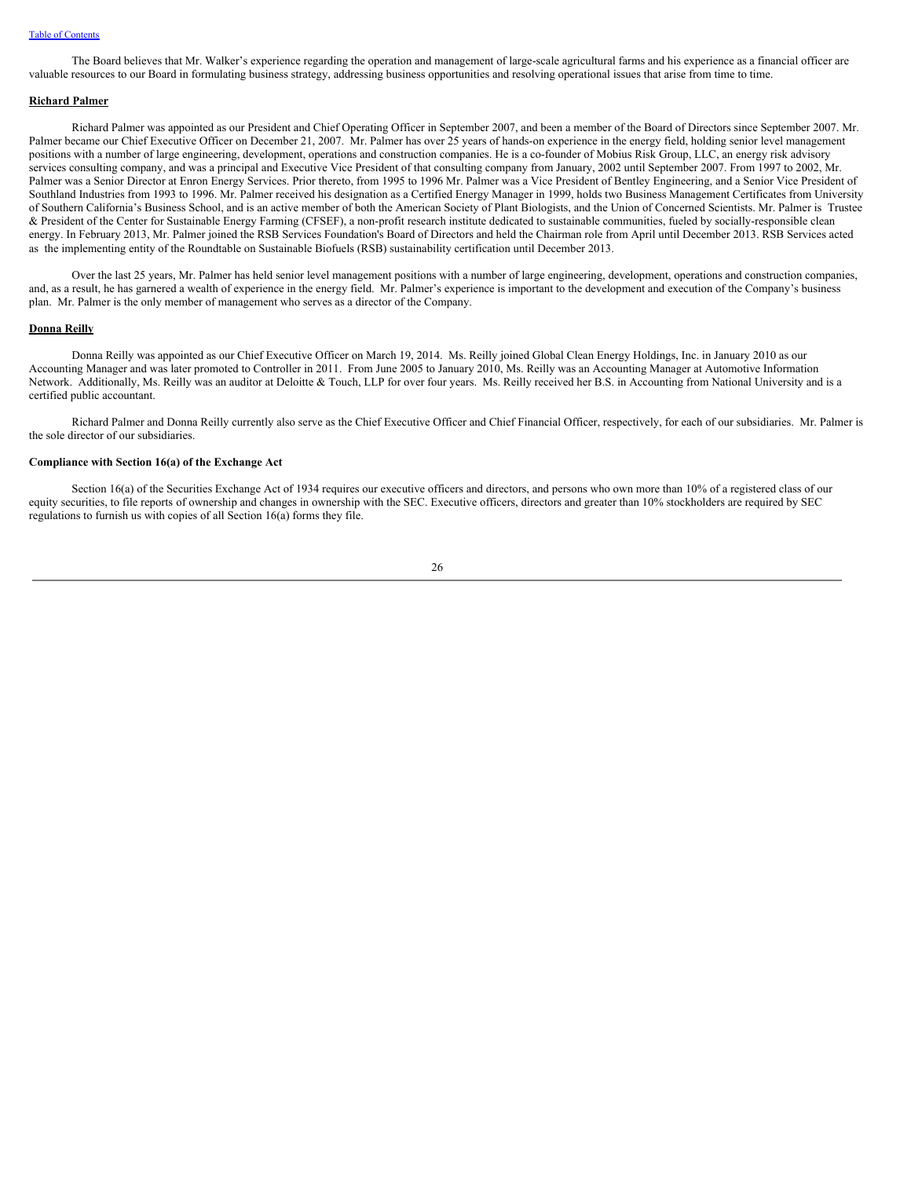The Board believes that Mr. Walker's experience regarding the operation and management of large-scale agricultural farms and his experience as a financial officer are valuable resources to our Board in formulating business strategy, addressing business opportunities and resolving operational issues that arise from time to time.

**Richard Palmer**

Richard Palmer was appointed as our President and Chief Operating Officer in September 2007, and been a member of the Board of Directors since September 2007. Mr. Palmer became our Chief Executive Officer on December 21, 2007. Mr. Palmer has over 25 years of hands-on experience in the energy field, holding senior level management positions with a number of large engineering, development, operations and construction companies. He is a co-founder of Mobius Risk Group, LLC, an energy risk advisory services consulting company, and was a principal and Executive Vice President of that consulting company from January, 2002 until September 2007. From 1997 to 2002, Mr. Palmer was a Senior Director at Enron Energy Services. Prior thereto, from 1995 to 1996 Mr. Palmer was a Vice President of Bentley Engineering, and a Senior Vice President of Southland Industries from 1993 to 1996. Mr. Palmer received his designation as a Certified Energy Manager in 1999, holds two Business Management Certificates from University of Southern California's Business School, and is an active member of both the American Society of Plant Biologists, and the Union of Concerned Scientists. Mr. Palmer is Trustee & President of the Center for Sustainable Energy Farming (CFSEF), a non-profit research institute dedicated to sustainable communities, fueled by socially-responsible clean energy. In February 2013, Mr. Palmer joined the RSB Services Foundation's Board of Directors and held the Chairman role from April until December 2013. RSB Services acted as the implementing entity of the Roundtable on Sustainable Biofuels (RSB) sustainability certification until December 2013.

Over the last 25 years, Mr. Palmer has held senior level management positions with a number of large engineering, development, operations and construction companies, and, as a result, he has garnered a wealth of experience in the energy field. Mr. Palmer's experience is important to the development and execution of the Company's business plan. Mr. Palmer is the only member of management who serves as a director of the Company.

**Donna Reilly**

Donna Reilly was appointed as our Chief Executive Officer on March 19, 2014. Ms. Reilly joined Global Clean Energy Holdings, Inc. in January 2010 as our Accounting Manager and was later promoted to Controller in 2011. From June 2005 to January 2010, Ms. Reilly was an Accounting Manager at Automotive Information Network. Additionally, Ms. Reilly was an auditor at Deloitte & Touch, LLP for over four years. Ms. Reilly received her B.S. in Accounting from National University and is a certified public accountant.

Richard Palmer and Donna Reilly currently also serve as the Chief Executive Officer and Chief Financial Officer, respectively, for each of our subsidiaries. Mr. Palmer is the sole director of our subsidiaries.

**Compliance with Section 16(a) of the Exchange Act**

Section 16(a) of the Securities Exchange Act of 1934 requires our executive officers and directors, and persons who own more than 10% of a registered class of our equity securities, to file reports of ownership and changes in ownership with the SEC. Executive officers, directors and greater than 10% stockholders are required by SEC regulations to furnish us with copies of all Section 16(a) forms they file.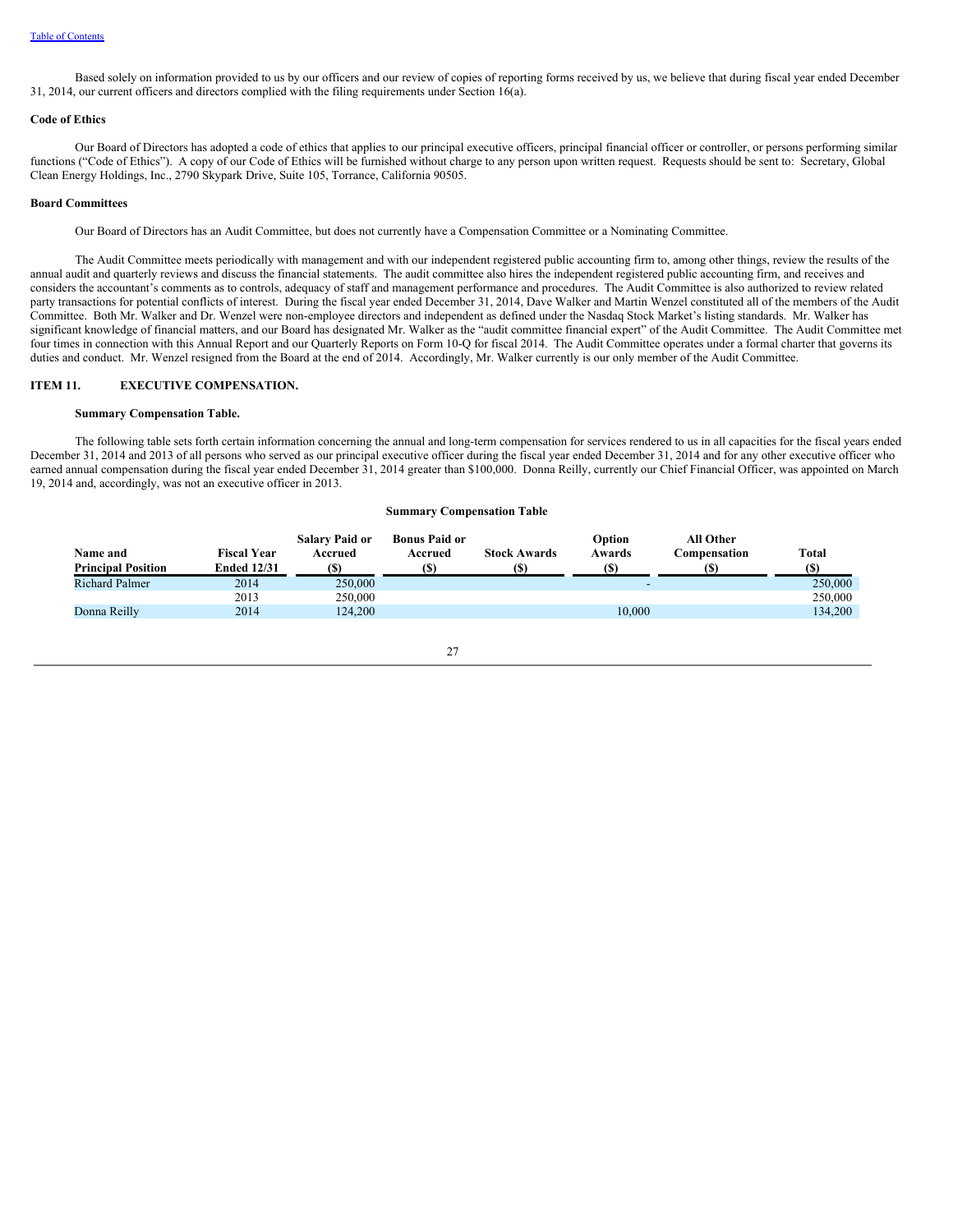Based solely on information provided to us by our officers and our review of copies of reporting forms received by us, we believe that during fiscal year ended December 31, 2014, our current officers and directors complied with the filing requirements under Section 16(a).

**Code of Ethics**

Our Board of Directors has adopted a code of ethics that applies to our principal executive officers, principal financial officer or controller, or persons performing similar functions ("Code of Ethics"). A copy of our Code of Ethics will be furnished without charge to any person upon written request. Requests should be sent to: Secretary, Global Clean Energy Holdings, Inc., 2790 Skypark Drive, Suite 105, Torrance, California 90505.

**Board Committees**

Our Board of Directors has an Audit Committee, but does not currently have a Compensation Committee or a Nominating Committee.

The Audit Committee meets periodically with management and with our independent registered public accounting firm to, among other things, review the results of the annual audit and quarterly reviews and discuss the financial statements. The audit committee also hires the independent registered public accounting firm, and receives and considers the accountant's comments as to controls, adequacy of staff and management performance and procedures. The Audit Committee is also authorized to review related party transactions for potential conflicts of interest. During the fiscal year ended December 31, 2014, Dave Walker and Martin Wenzel constituted all of the members of the Audit Committee. Both Mr. Walker and Dr. Wenzel were non-employee directors and independent as defined under the Nasdaq Stock Market's listing standards. Mr. Walker has significant knowledge of financial matters, and our Board has designated Mr. Walker as the "audit committee financial expert" of the Audit Committee. The Audit Committee met four times in connection with this Annual Report and our Quarterly Reports on Form 10-Q for fiscal 2014. The Audit Committee operates under a formal charter that governs its duties and conduct. Mr. Wenzel resigned from the Board at the end of 2014. Accordingly, Mr. Walker currently is our only member of the Audit Committee.

## ITEM 11. EXECUTIVE COMPENSATION.

**Summary Compensation Table.**

The following table sets forth certain information concerning the annual and long-term compensation for services rendered to us in all capacities for the fiscal years ended December 31, 2014 and 2013 of all persons who served as our principal executive officer during the fiscal year ended December 31, 2014 and for any other executive officer who earned annual compensation during the fiscal year ended December 31, 2014 greater than $100,000. Donna Reilly, currently our Chief Financial Officer, was appointed on March 19, 2014 and, accordingly, was not an executive officer in 2013.

**Summary Compensation Table**

| Name and Principal Position | Fiscal Year Ended 12/31 | Salary Paid or Accrued ($) | Bonus Paid or Accrued ($) | Stock Awards ($) | Option Awards ($) | All Other Compensation ($) | Total ($) |
|---|---|---|---|---|---|---|---|
| Richard Palmer | 2014 | 250,000 | | | - | | 250,000 |
| | 2013 | 250,000 | | | | | 250,000 |
| Donna Reilly | 2014 | 124,200 | | | 10,000 | | 134,200 |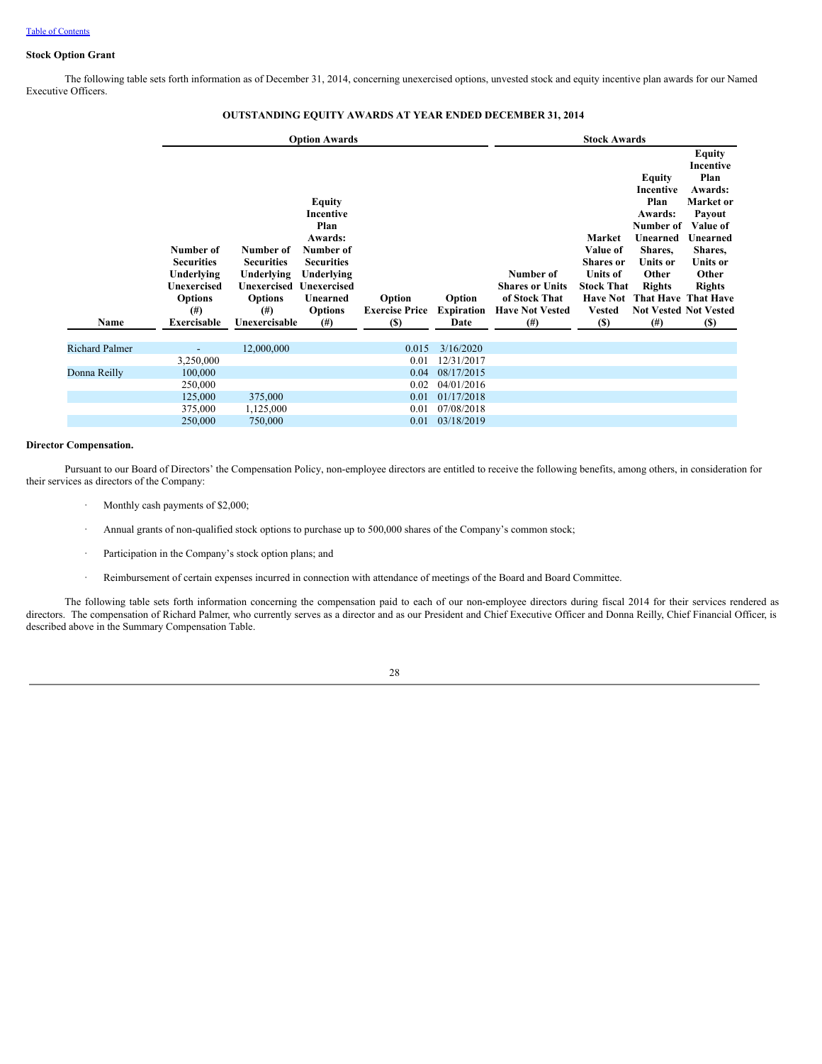[Table of Contents](#)

**Stock Option Grant**

The following table sets forth information as of December 31, 2014, concerning unexercised options, unvested stock and equity incentive plan awards for our Named Executive Officers.

**OUTSTANDING EQUITY AWARDS AT YEAR ENDED DECEMBER 31, 2014**

| | Option Awards | | | | | Stock Awards | | | |
|---|---|---|---|---|---|---|---|---|---|
| Name | Number of Securities Underlying Unexercised Options (#) Exercisable | Number of Securities Underlying Unexercised Options (#) Unexercisable | Equity Incentive Plan Awards: Number of Securities Underlying Unexercised Unearned Options (#) | Option Exercise Price ($) | Option Expiration Date | Number of Shares or Units of Stock That Have Not Vested (#) | Market Value of Shares or Units of Stock That Have Not Vested ($) | Equity Incentive Plan Awards: Number of Unearned Shares, Units or Other Rights That Have Not Vested (#) | Equity Incentive Plan Awards: Market or Payout Value of Unearned Shares, Units or Other Rights That Have Not Vested ($) |
| Richard Palmer | - | 12,000,000 | | 0.015 | 3/16/2020 | | | | |
| | 3,250,000 | | | 0.01 | 12/31/2017 | | | | |
| Donna Reilly | 100,000 | | | 0.04 | 08/17/2015 | | | | |
| | 250,000 | | | 0.02 | 04/01/2016 | | | | |
| | 125,000 | 375,000 | | 0.01 | 01/17/2018 | | | | |
| | 375,000 | 1,125,000 | | 0.01 | 07/08/2018 | | | | |
| | 250,000 | 750,000 | | 0.01 | 03/18/2019 | | | | |

**Director Compensation.**

Pursuant to our Board of Directors' the Compensation Policy, non-employee directors are entitled to receive the following benefits, among others, in consideration for their services as directors of the Company:

- Monthly cash payments of $2,000;
- Annual grants of non-qualified stock options to purchase up to 500,000 shares of the Company's common stock;
- Participation in the Company's stock option plans; and
- Reimbursement of certain expenses incurred in connection with attendance of meetings of the Board and Board Committee.

The following table sets forth information concerning the compensation paid to each of our non-employee directors during fiscal 2014 for their services rendered as directors. The compensation of Richard Palmer, who currently serves as a director and as our President and Chief Executive Officer and Donna Reilly, Chief Financial Officer, is described above in the Summary Compensation Table.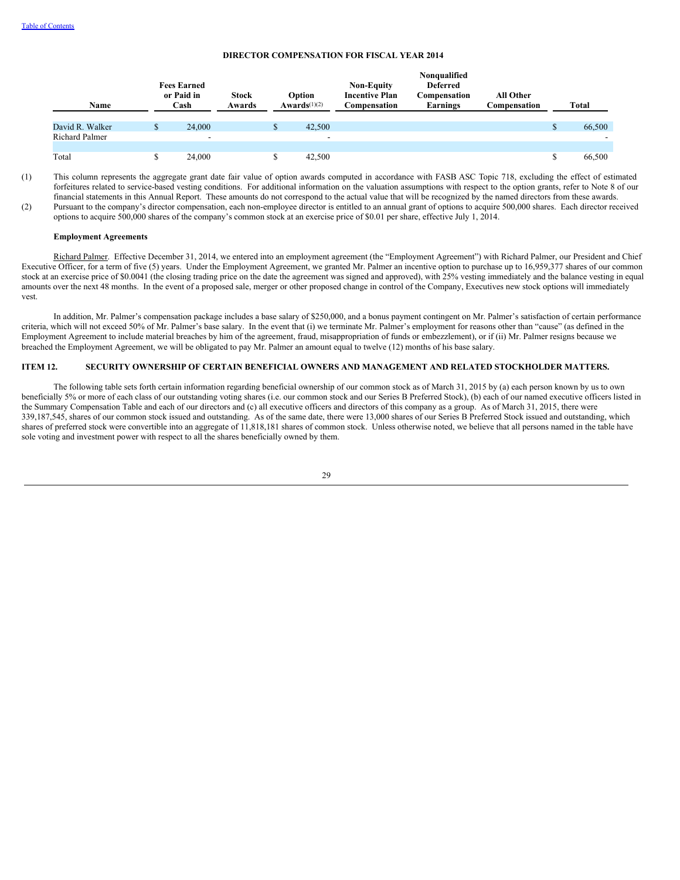### DIRECTOR COMPENSATION FOR FISCAL YEAR 2014

| Name | Fees Earned or Paid in Cash | Stock Awards | Option Awards(1)(2) | Non-Equity Incentive Plan Compensation | Nonqualified Deferred Compensation Earnings | All Other Compensation | Total |
|---|---|---|---|---|---|---|---|
| David R. Walker | $ 24,000 | | $ 42,500 | | | | $ 66,500 |
| Richard Palmer | - | | - | | | | - |
| | | | | | | | |
| Total | $ 24,000 | | $ 42,500 | | | | $ 66,500 |

(1) This column represents the aggregate grant date fair value of option awards computed in accordance with FASB ASC Topic 718, excluding the effect of estimated forfeitures related to service-based vesting conditions. For additional information on the valuation assumptions with respect to the option grants, refer to Note 8 of our financial statements in this Annual Report. These amounts do not correspond to the actual value that will be recognized by the named directors from these awards.

(2) Pursuant to the company's director compensation, each non-employee director is entitled to an annual grant of options to acquire 500,000 shares. Each director received options to acquire 500,000 shares of the company's common stock at an exercise price of $0.01 per share, effective July 1, 2014.

**Employment Agreements**

Richard Palmer. Effective December 31, 2014, we entered into an employment agreement (the "Employment Agreement") with Richard Palmer, our President and Chief Executive Officer, for a term of five (5) years. Under the Employment Agreement, we granted Mr. Palmer an incentive option to purchase up to 16,959,377 shares of our common stock at an exercise price of $0.0041 (the closing trading price on the date the agreement was signed and approved), with 25% vesting immediately and the balance vesting in equal amounts over the next 48 months. In the event of a proposed sale, merger or other proposed change in control of the Company, Executives new stock options will immediately vest.

In addition, Mr. Palmer's compensation package includes a base salary of $250,000, and a bonus payment contingent on Mr. Palmer's satisfaction of certain performance criteria, which will not exceed 50% of Mr. Palmer's base salary. In the event that (i) we terminate Mr. Palmer's employment for reasons other than "cause" (as defined in the Employment Agreement to include material breaches by him of the agreement, fraud, misappropriation of funds or embezzlement), or if (ii) Mr. Palmer resigns because we breached the Employment Agreement, we will be obligated to pay Mr. Palmer an amount equal to twelve (12) months of his base salary.

## ITEM 12. SECURITY OWNERSHIP OF CERTAIN BENEFICIAL OWNERS AND MANAGEMENT AND RELATED STOCKHOLDER MATTERS.

The following table sets forth certain information regarding beneficial ownership of our common stock as of March 31, 2015 by (a) each person known by us to own beneficially 5% or more of each class of our outstanding voting shares (i.e. our common stock and our Series B Preferred Stock), (b) each of our named executive officers listed in the Summary Compensation Table and each of our directors and (c) all executive officers and directors of this company as a group. As of March 31, 2015, there were 339,187,545, shares of our common stock issued and outstanding. As of the same date, there were 13,000 shares of our Series B Preferred Stock issued and outstanding, which shares of preferred stock were convertible into an aggregate of 11,818,181 shares of common stock. Unless otherwise noted, we believe that all persons named in the table have sole voting and investment power with respect to all the shares beneficially owned by them.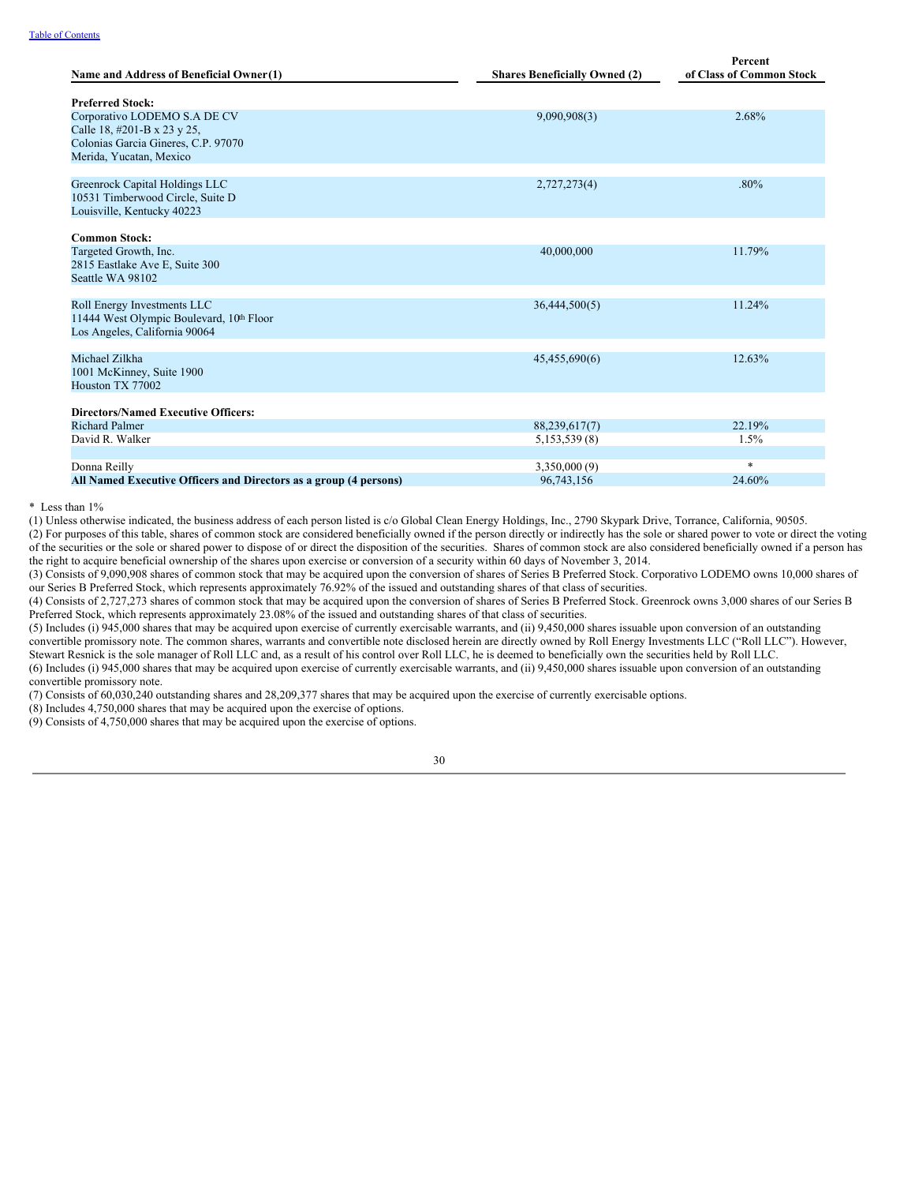[Table of Contents](#)

| Name and Address of Beneficial Owner(1) | Shares Beneficially Owned (2) | Percent of Class of Common Stock |
|---|---|---|
| **Preferred Stock:** | | |
| Corporativo LODEMO S.A DE CV<br>Calle 18, #201-B x 23 y 25,<br>Colonias Garcia Gineres, C.P. 97070<br>Merida, Yucatan, Mexico | 9,090,908(3) | 2.68% |
| Greenrock Capital Holdings LLC<br>10531 Timberwood Circle, Suite D<br>Louisville, Kentucky 40223 | 2,727,273(4) | .80% |
| **Common Stock:** | | |
| Targeted Growth, Inc.<br>2815 Eastlake Ave E, Suite 300<br>Seattle WA 98102 | 40,000,000 | 11.79% |
| Roll Energy Investments LLC<br>11444 West Olympic Boulevard, 10th Floor<br>Los Angeles, California 90064 | 36,444,500(5) | 11.24% |
| Michael Zilkha<br>1001 McKinney, Suite 1900<br>Houston TX 77002 | 45,455,690(6) | 12.63% |
| **Directors/Named Executive Officers:** | | |
| Richard Palmer | 88,239,617(7) | 22.19% |
| David R. Walker | 5,153,539 (8) | 1.5% |
| Donna Reilly | 3,350,000 (9) | * |
| **All Named Executive Officers and Directors as a group (4 persons)** | 96,743,156 | 24.60% |

\* Less than 1%

(1) Unless otherwise indicated, the business address of each person listed is c/o Global Clean Energy Holdings, Inc., 2790 Skypark Drive, Torrance, California, 90505.

(2) For purposes of this table, shares of common stock are considered beneficially owned if the person directly or indirectly has the sole or shared power to vote or direct the voting of the securities or the sole or shared power to dispose of or direct the disposition of the securities. Shares of common stock are also considered beneficially owned if a person has the right to acquire beneficial ownership of the shares upon exercise or conversion of a security within 60 days of November 3, 2014.

(3) Consists of 9,090,908 shares of common stock that may be acquired upon the conversion of shares of Series B Preferred Stock. Corporativo LODEMO owns 10,000 shares of our Series B Preferred Stock, which represents approximately 76.92% of the issued and outstanding shares of that class of securities.

(4) Consists of 2,727,273 shares of common stock that may be acquired upon the conversion of shares of Series B Preferred Stock. Greenrock owns 3,000 shares of our Series B Preferred Stock, which represents approximately 23.08% of the issued and outstanding shares of that class of securities.

(5) Includes (i) 945,000 shares that may be acquired upon exercise of currently exercisable warrants, and (ii) 9,450,000 shares issuable upon conversion of an outstanding convertible promissory note. The common shares, warrants and convertible note disclosed herein are directly owned by Roll Energy Investments LLC ("Roll LLC"). However, Stewart Resnick is the sole manager of Roll LLC and, as a result of his control over Roll LLC, he is deemed to beneficially own the securities held by Roll LLC.

(6) Includes (i) 945,000 shares that may be acquired upon exercise of currently exercisable warrants, and (ii) 9,450,000 shares issuable upon conversion of an outstanding convertible promissory note.

(7) Consists of 60,030,240 outstanding shares and 28,209,377 shares that may be acquired upon the exercise of currently exercisable options.

(8) Includes 4,750,000 shares that may be acquired upon the exercise of options.

(9) Consists of 4,750,000 shares that may be acquired upon the exercise of options.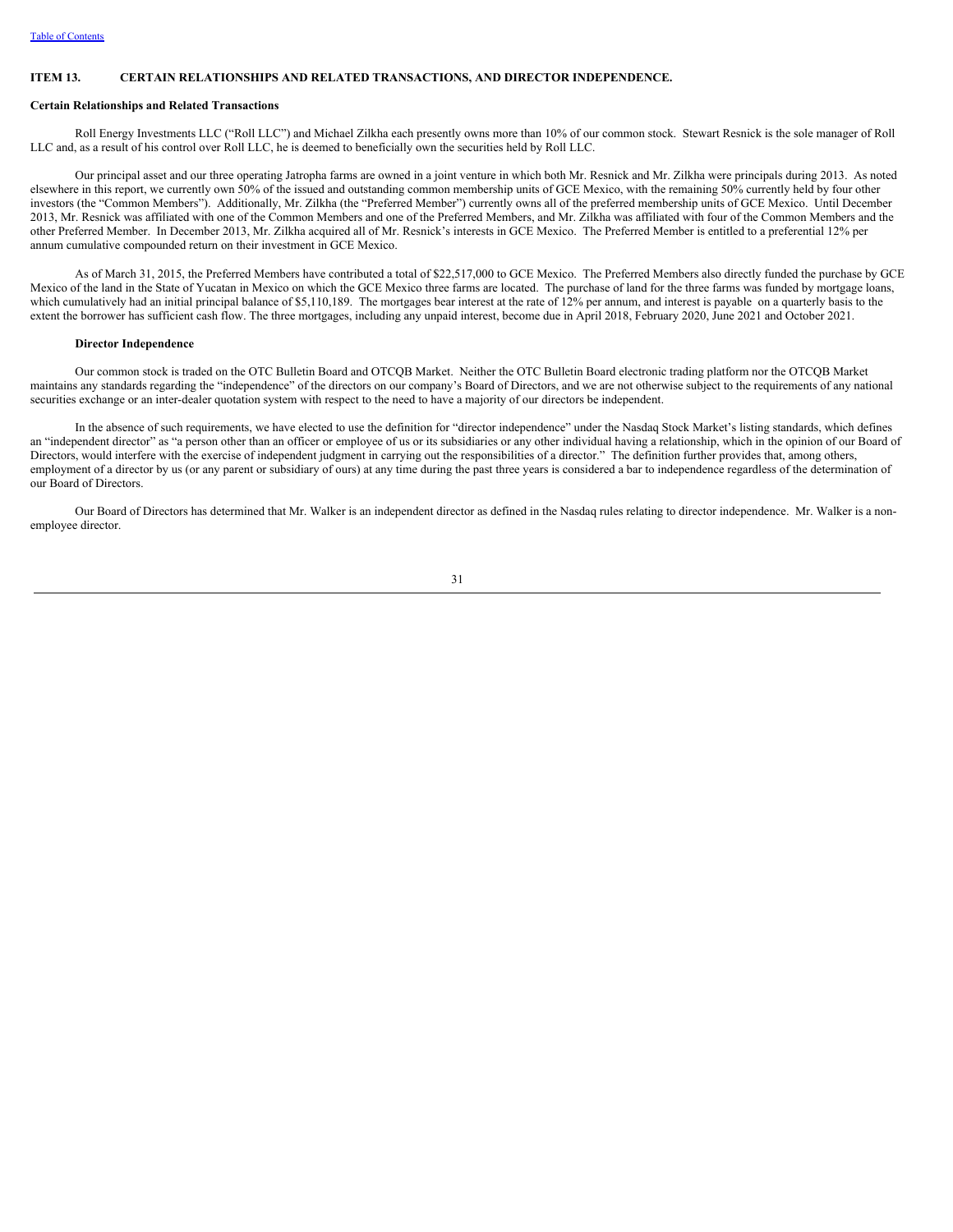## ITEM 13. CERTAIN RELATIONSHIPS AND RELATED TRANSACTIONS, AND DIRECTOR INDEPENDENCE.

**Certain Relationships and Related Transactions**

Roll Energy Investments LLC ("Roll LLC") and Michael Zilkha each presently owns more than 10% of our common stock. Stewart Resnick is the sole manager of Roll LLC and, as a result of his control over Roll LLC, he is deemed to beneficially own the securities held by Roll LLC.

Our principal asset and our three operating Jatropha farms are owned in a joint venture in which both Mr. Resnick and Mr. Zilkha were principals during 2013. As noted elsewhere in this report, we currently own 50% of the issued and outstanding common membership units of GCE Mexico, with the remaining 50% currently held by four other investors (the "Common Members"). Additionally, Mr. Zilkha (the "Preferred Member") currently owns all of the preferred membership units of GCE Mexico. Until December 2013, Mr. Resnick was affiliated with one of the Common Members and one of the Preferred Members, and Mr. Zilkha was affiliated with four of the Common Members and the other Preferred Member. In December 2013, Mr. Zilkha acquired all of Mr. Resnick's interests in GCE Mexico. The Preferred Member is entitled to a preferential 12% per annum cumulative compounded return on their investment in GCE Mexico.

As of March 31, 2015, the Preferred Members have contributed a total of $22,517,000 to GCE Mexico. The Preferred Members also directly funded the purchase by GCE Mexico of the land in the State of Yucatan in Mexico on which the GCE Mexico three farms are located. The purchase of land for the three farms was funded by mortgage loans, which cumulatively had an initial principal balance of $5,110,189. The mortgages bear interest at the rate of 12% per annum, and interest is payable on a quarterly basis to the extent the borrower has sufficient cash flow. The three mortgages, including any unpaid interest, become due in April 2018, February 2020, June 2021 and October 2021.

**Director Independence**

Our common stock is traded on the OTC Bulletin Board and OTCQB Market. Neither the OTC Bulletin Board electronic trading platform nor the OTCQB Market maintains any standards regarding the "independence" of the directors on our company's Board of Directors, and we are not otherwise subject to the requirements of any national securities exchange or an inter-dealer quotation system with respect to the need to have a majority of our directors be independent.

In the absence of such requirements, we have elected to use the definition for "director independence" under the Nasdaq Stock Market's listing standards, which defines an "independent director" as "a person other than an officer or employee of us or its subsidiaries or any other individual having a relationship, which in the opinion of our Board of Directors, would interfere with the exercise of independent judgment in carrying out the responsibilities of a director." The definition further provides that, among others, employment of a director by us (or any parent or subsidiary of ours) at any time during the past three years is considered a bar to independence regardless of the determination of our Board of Directors.

Our Board of Directors has determined that Mr. Walker is an independent director as defined in the Nasdaq rules relating to director independence. Mr. Walker is a non-employee director.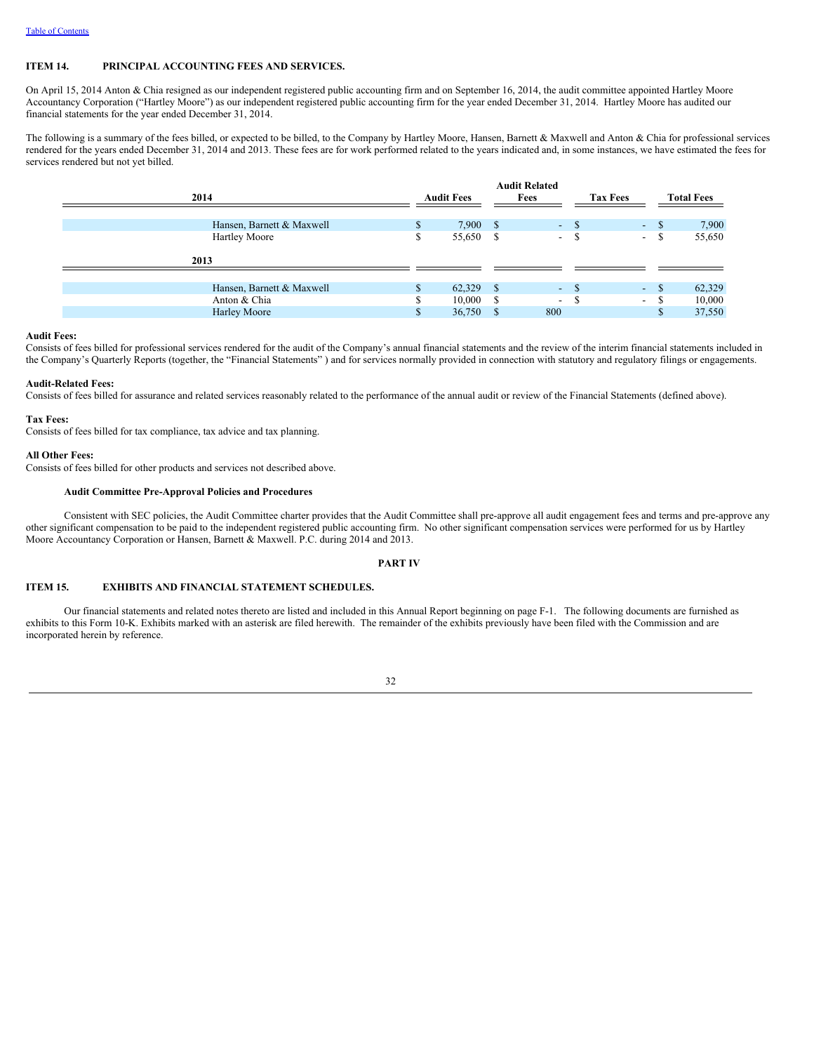## ITEM 14. PRINCIPAL ACCOUNTING FEES AND SERVICES.

On April 15, 2014 Anton & Chia resigned as our independent registered public accounting firm and on September 16, 2014, the audit committee appointed Hartley Moore Accountancy Corporation ("Hartley Moore") as our independent registered public accounting firm for the year ended December 31, 2014. Hartley Moore has audited our financial statements for the year ended December 31, 2014.

The following is a summary of the fees billed, or expected to be billed, to the Company by Hartley Moore, Hansen, Barnett & Maxwell and Anton & Chia for professional services rendered for the years ended December 31, 2014 and 2013. These fees are for work performed related to the years indicated and, in some instances, we have estimated the fees for services rendered but not yet billed.

| 2014 | Audit Fees | Audit Related Fees | Tax Fees | Total Fees |
|---|---|---|---|---|
| Hansen, Barnett & Maxwell | $ 7,900 | $ - | $ - | $ 7,900 |
| Hartley Moore | $ 55,650 | $ - | $ - | $ 55,650 |
| **2013** | | | | |
| Hansen, Barnett & Maxwell | $ 62,329 | $ - | $ - | $ 62,329 |
| Anton & Chia | $ 10,000 | $ - | $ - | $ 10,000 |
| Harley Moore | $ 36,750 | $ 800 | | $ 37,550 |

**Audit Fees:**
Consists of fees billed for professional services rendered for the audit of the Company's annual financial statements and the review of the interim financial statements included in the Company's Quarterly Reports (together, the "Financial Statements" ) and for services normally provided in connection with statutory and regulatory filings or engagements.

**Audit-Related Fees:**
Consists of fees billed for assurance and related services reasonably related to the performance of the annual audit or review of the Financial Statements (defined above).

**Tax Fees:**
Consists of fees billed for tax compliance, tax advice and tax planning.

**All Other Fees:**
Consists of fees billed for other products and services not described above.

**Audit Committee Pre-Approval Policies and Procedures**

Consistent with SEC policies, the Audit Committee charter provides that the Audit Committee shall pre-approve all audit engagement fees and terms and pre-approve any other significant compensation to be paid to the independent registered public accounting firm. No other significant compensation services were performed for us by Hartley Moore Accountancy Corporation or Hansen, Barnett & Maxwell. P.C. during 2014 and 2013.

# PART IV

## ITEM 15. EXHIBITS AND FINANCIAL STATEMENT SCHEDULES.

Our financial statements and related notes thereto are listed and included in this Annual Report beginning on page F-1. The following documents are furnished as exhibits to this Form 10-K. Exhibits marked with an asterisk are filed herewith. The remainder of the exhibits previously have been filed with the Commission and are incorporated herein by reference.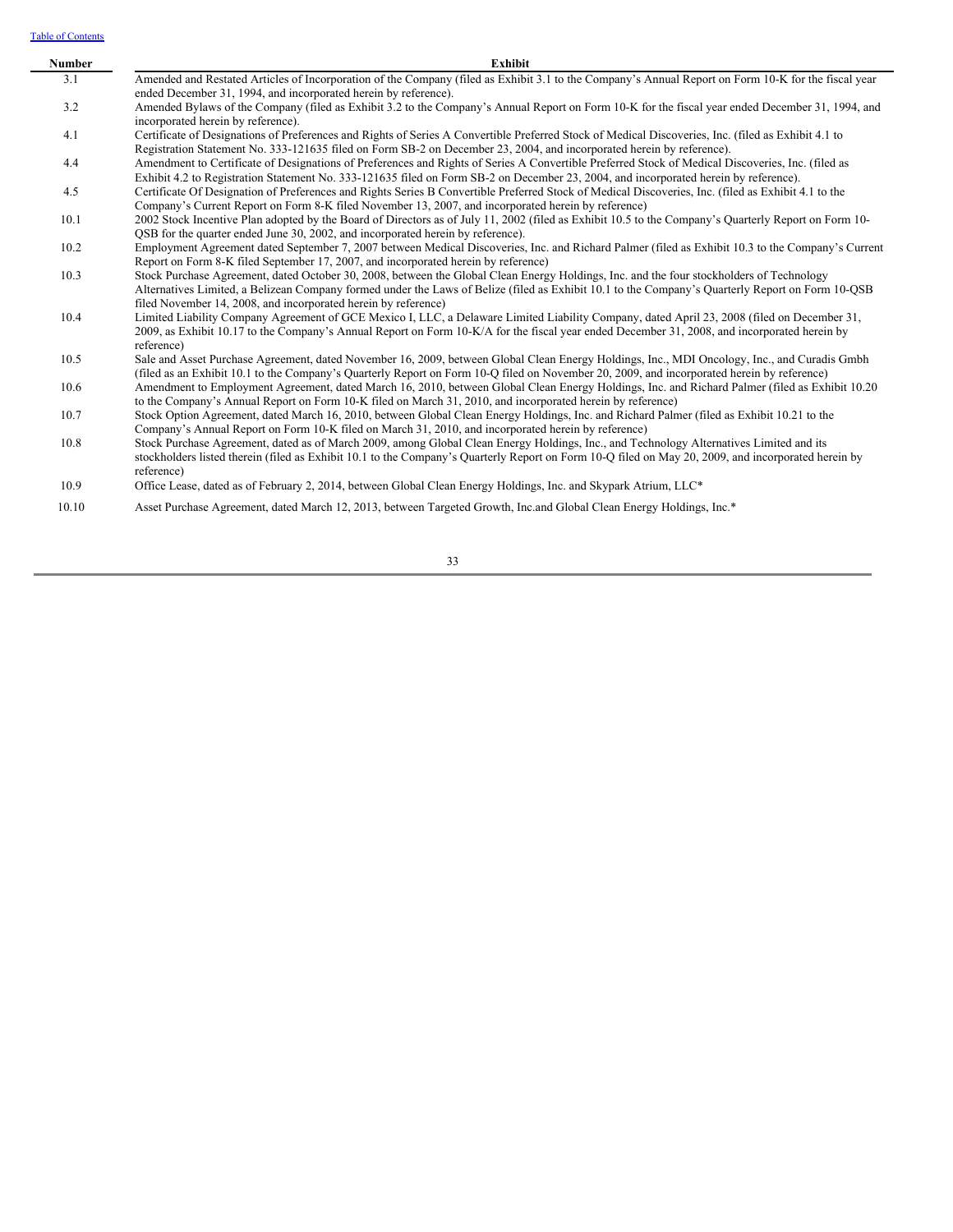| Number | Exhibit |
|---|---|
| 3.1 | Amended and Restated Articles of Incorporation of the Company (filed as Exhibit 3.1 to the Company's Annual Report on Form 10-K for the fiscal year ended December 31, 1994, and incorporated herein by reference). |
| 3.2 | Amended Bylaws of the Company (filed as Exhibit 3.2 to the Company's Annual Report on Form 10-K for the fiscal year ended December 31, 1994, and incorporated herein by reference). |
| 4.1 | Certificate of Designations of Preferences and Rights of Series A Convertible Preferred Stock of Medical Discoveries, Inc. (filed as Exhibit 4.1 to Registration Statement No. 333-121635 filed on Form SB-2 on December 23, 2004, and incorporated herein by reference). |
| 4.4 | Amendment to Certificate of Designations of Preferences and Rights of Series A Convertible Preferred Stock of Medical Discoveries, Inc. (filed as Exhibit 4.2 to Registration Statement No. 333-121635 filed on Form SB-2 on December 23, 2004, and incorporated herein by reference). |
| 4.5 | Certificate Of Designation of Preferences and Rights Series B Convertible Preferred Stock of Medical Discoveries, Inc. (filed as Exhibit 4.1 to the Company's Current Report on Form 8-K filed November 13, 2007, and incorporated herein by reference) |
| 10.1 | 2002 Stock Incentive Plan adopted by the Board of Directors as of July 11, 2002 (filed as Exhibit 10.5 to the Company's Quarterly Report on Form 10-QSB for the quarter ended June 30, 2002, and incorporated herein by reference). |
| 10.2 | Employment Agreement dated September 7, 2007 between Medical Discoveries, Inc. and Richard Palmer (filed as Exhibit 10.3 to the Company's Current Report on Form 8-K filed September 17, 2007, and incorporated herein by reference) |
| 10.3 | Stock Purchase Agreement, dated October 30, 2008, between the Global Clean Energy Holdings, Inc. and the four stockholders of Technology Alternatives Limited, a Belizean Company formed under the Laws of Belize (filed as Exhibit 10.1 to the Company's Quarterly Report on Form 10-QSB filed November 14, 2008, and incorporated herein by reference) |
| 10.4 | Limited Liability Company Agreement of GCE Mexico I, LLC, a Delaware Limited Liability Company, dated April 23, 2008 (filed on December 31, 2009, as Exhibit 10.17 to the Company's Annual Report on Form 10-K/A for the fiscal year ended December 31, 2008, and incorporated herein by reference) |
| 10.5 | Sale and Asset Purchase Agreement, dated November 16, 2009, between Global Clean Energy Holdings, Inc., MDI Oncology, Inc., and Curadis Gmbh (filed as an Exhibit 10.1 to the Company's Quarterly Report on Form 10-Q filed on November 20, 2009, and incorporated herein by reference) |
| 10.6 | Amendment to Employment Agreement, dated March 16, 2010, between Global Clean Energy Holdings, Inc. and Richard Palmer (filed as Exhibit 10.20 to the Company's Annual Report on Form 10-K filed on March 31, 2010, and incorporated herein by reference) |
| 10.7 | Stock Option Agreement, dated March 16, 2010, between Global Clean Energy Holdings, Inc. and Richard Palmer (filed as Exhibit 10.21 to the Company's Annual Report on Form 10-K filed on March 31, 2010, and incorporated herein by reference) |
| 10.8 | Stock Purchase Agreement, dated as of March 2009, among Global Clean Energy Holdings, Inc., and Technology Alternatives Limited and its stockholders listed therein (filed as Exhibit 10.1 to the Company's Quarterly Report on Form 10-Q filed on May 20, 2009, and incorporated herein by reference) |
| 10.9 | Office Lease, dated as of February 2, 2014, between Global Clean Energy Holdings, Inc. and Skypark Atrium, LLC* |
| 10.10 | Asset Purchase Agreement, dated March 12, 2013, between Targeted Growth, Inc.and Global Clean Energy Holdings, Inc.* |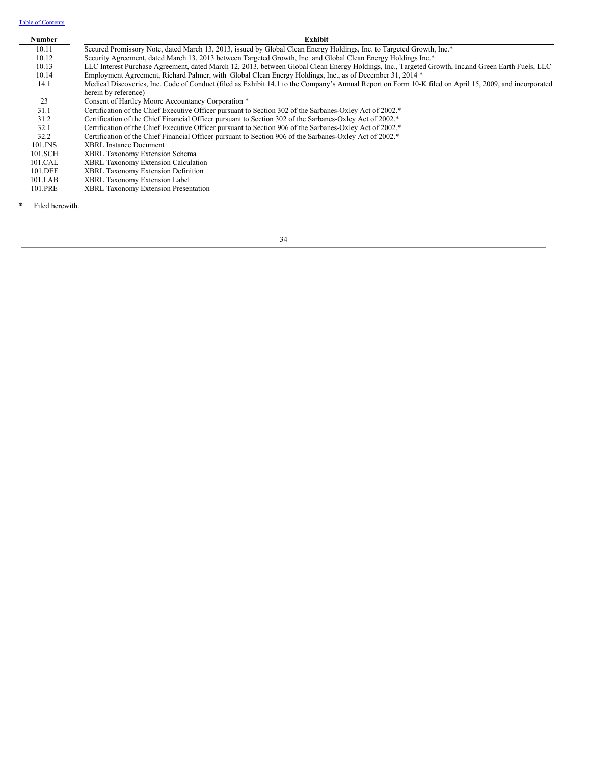[Table of Contents](#)

| Number | Exhibit |
|---|---|
| 10.11 | Secured Promissory Note, dated March 13, 2013, issued by Global Clean Energy Holdings, Inc. to Targeted Growth, Inc.* |
| 10.12 | Security Agreement, dated March 13, 2013 between Targeted Growth, Inc. and Global Clean Energy Holdings Inc.* |
| 10.13 | LLC Interest Purchase Agreement, dated March 12, 2013, between Global Clean Energy Holdings, Inc., Targeted Growth, Inc.and Green Earth Fuels, LLC |
| 10.14 | Employment Agreement, Richard Palmer, with Global Clean Energy Holdings, Inc., as of December 31, 2014 * |
| 14.1 | Medical Discoveries, Inc. Code of Conduct (filed as Exhibit 14.1 to the Company's Annual Report on Form 10-K filed on April 15, 2009, and incorporated herein by reference) |
| 23 | Consent of Hartley Moore Accountancy Corporation * |
| 31.1 | Certification of the Chief Executive Officer pursuant to Section 302 of the Sarbanes-Oxley Act of 2002.* |
| 31.2 | Certification of the Chief Financial Officer pursuant to Section 302 of the Sarbanes-Oxley Act of 2002.* |
| 32.1 | Certification of the Chief Executive Officer pursuant to Section 906 of the Sarbanes-Oxley Act of 2002.* |
| 32.2 | Certification of the Chief Financial Officer pursuant to Section 906 of the Sarbanes-Oxley Act of 2002.* |
| 101.INS | XBRL Instance Document |
| 101.SCH | XBRL Taxonomy Extension Schema |
| 101.CAL | XBRL Taxonomy Extension Calculation |
| 101.DEF | XBRL Taxonomy Extension Definition |
| 101.LAB | XBRL Taxonomy Extension Label |
| 101.PRE | XBRL Taxonomy Extension Presentation |

\* Filed herewith.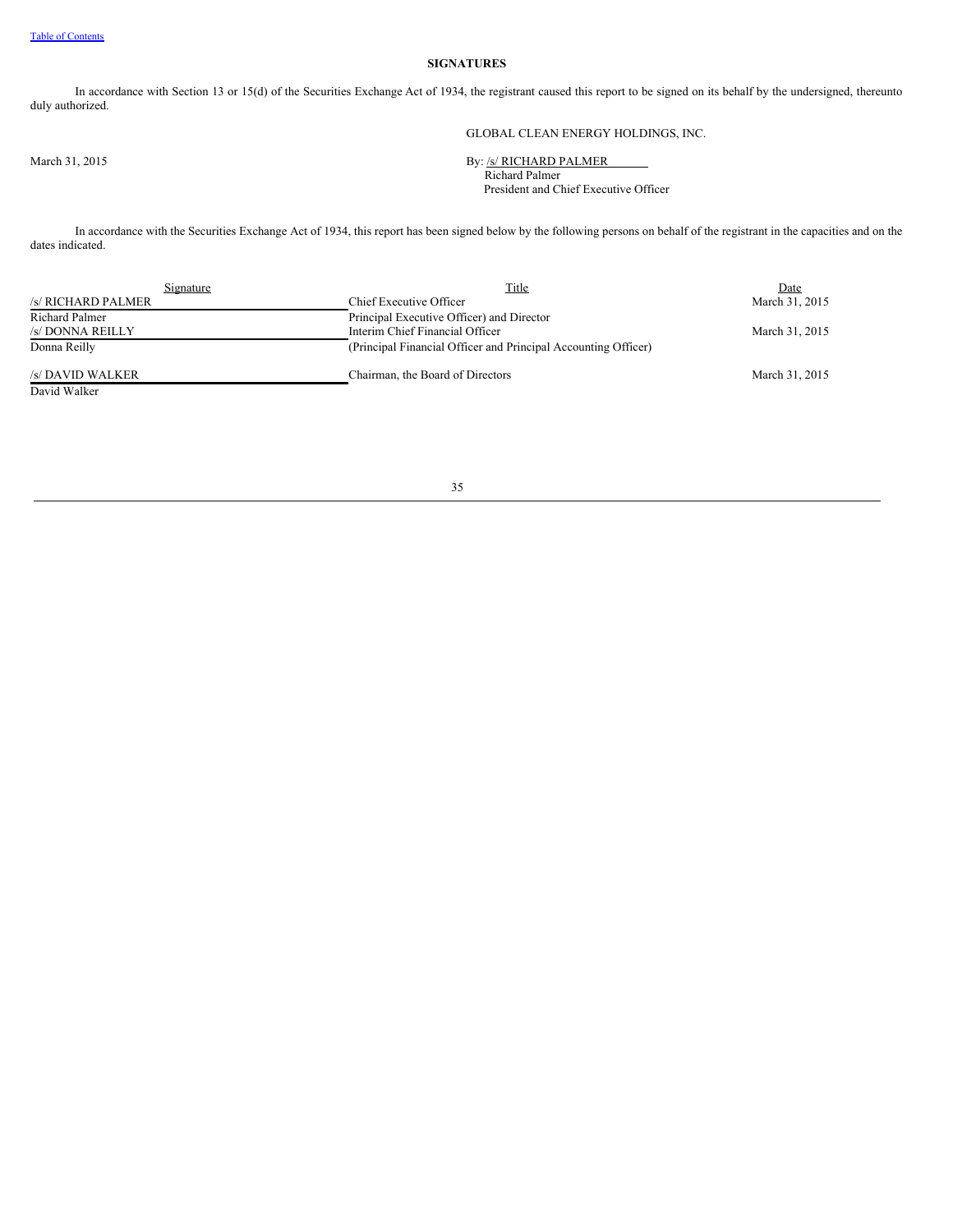[Table of Contents](#)

## SIGNATURES

In accordance with Section 13 or 15(d) of the Securities Exchange Act of 1934, the registrant caused this report to be signed on its behalf by the undersigned, thereunto duly authorized.

GLOBAL CLEAN ENERGY HOLDINGS, INC.

March 31, 2015

By: /s/ RICHARD PALMER
Richard Palmer
President and Chief Executive Officer

In accordance with the Securities Exchange Act of 1934, this report has been signed below by the following persons on behalf of the registrant in the capacities and on the dates indicated.

| Signature | Title | Date |
|---|---|---|
| /s/ RICHARD PALMER<br>Richard Palmer | Chief Executive Officer<br>Principal Executive Officer) and Director | March 31, 2015 |
| /s/ DONNA REILLY<br>Donna Reilly | Interim Chief Financial Officer<br>(Principal Financial Officer and Principal Accounting Officer) | March 31, 2015 |
| /s/ DAVID WALKER<br>David Walker | Chairman, the Board of Directors | March 31, 2015 |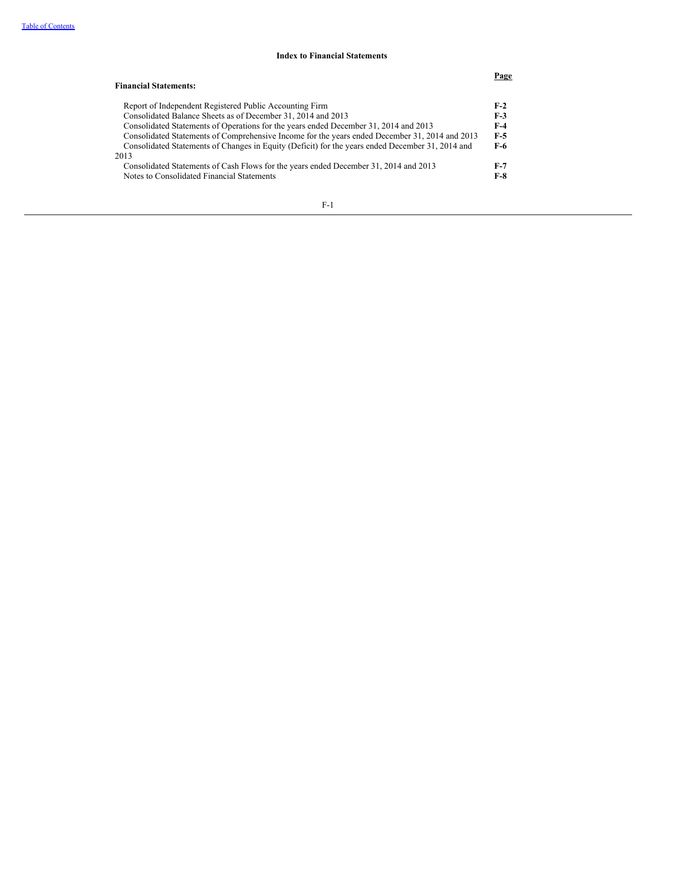[Table of Contents](#)

## Index to Financial Statements

| **Financial Statements:** | **Page** |
| --- | --- |
| Report of Independent Registered Public Accounting Firm | **F-2** |
| Consolidated Balance Sheets as of December 31, 2014 and 2013 | **F-3** |
| Consolidated Statements of Operations for the years ended December 31, 2014 and 2013 | **F-4** |
| Consolidated Statements of Comprehensive Income for the years ended December 31, 2014 and 2013 | **F-5** |
| Consolidated Statements of Changes in Equity (Deficit) for the years ended December 31, 2014 and 2013 | **F-6** |
| Consolidated Statements of Cash Flows for the years ended December 31, 2014 and 2013 | **F-7** |
| Notes to Consolidated Financial Statements | **F-8** |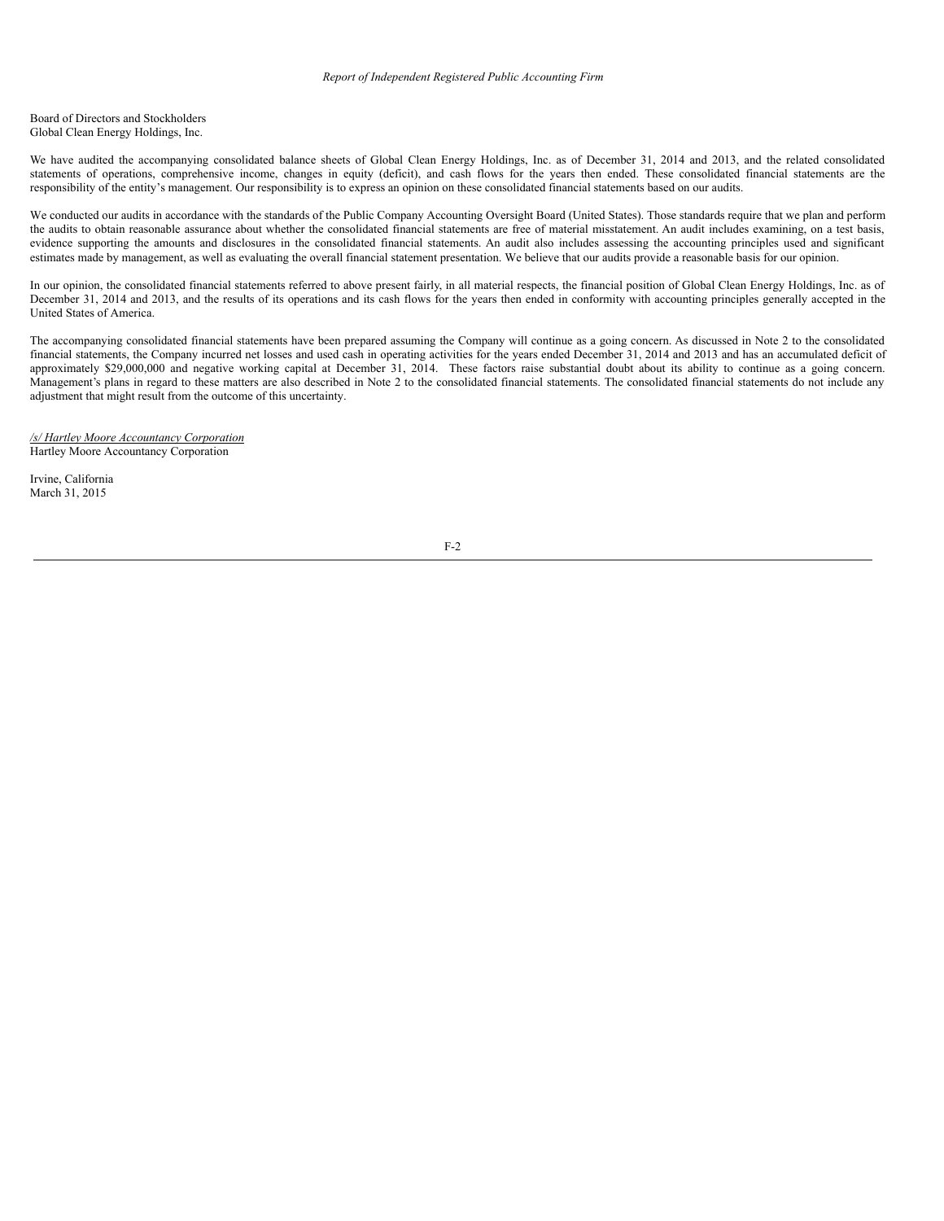*Report of Independent Registered Public Accounting Firm*

Board of Directors and Stockholders
Global Clean Energy Holdings, Inc.

We have audited the accompanying consolidated balance sheets of Global Clean Energy Holdings, Inc. as of December 31, 2014 and 2013, and the related consolidated statements of operations, comprehensive income, changes in equity (deficit), and cash flows for the years then ended. These consolidated financial statements are the responsibility of the entity's management. Our responsibility is to express an opinion on these consolidated financial statements based on our audits.

We conducted our audits in accordance with the standards of the Public Company Accounting Oversight Board (United States). Those standards require that we plan and perform the audits to obtain reasonable assurance about whether the consolidated financial statements are free of material misstatement. An audit includes examining, on a test basis, evidence supporting the amounts and disclosures in the consolidated financial statements. An audit also includes assessing the accounting principles used and significant estimates made by management, as well as evaluating the overall financial statement presentation. We believe that our audits provide a reasonable basis for our opinion.

In our opinion, the consolidated financial statements referred to above present fairly, in all material respects, the financial position of Global Clean Energy Holdings, Inc. as of December 31, 2014 and 2013, and the results of its operations and its cash flows for the years then ended in conformity with accounting principles generally accepted in the United States of America.

The accompanying consolidated financial statements have been prepared assuming the Company will continue as a going concern. As discussed in Note 2 to the consolidated financial statements, the Company incurred net losses and used cash in operating activities for the years ended December 31, 2014 and 2013 and has an accumulated deficit of approximately $29,000,000 and negative working capital at December 31, 2014. These factors raise substantial doubt about its ability to continue as a going concern. Management's plans in regard to these matters are also described in Note 2 to the consolidated financial statements. The consolidated financial statements do not include any adjustment that might result from the outcome of this uncertainty.

*/s/ Hartley Moore Accountancy Corporation*
Hartley Moore Accountancy Corporation

Irvine, California
March 31, 2015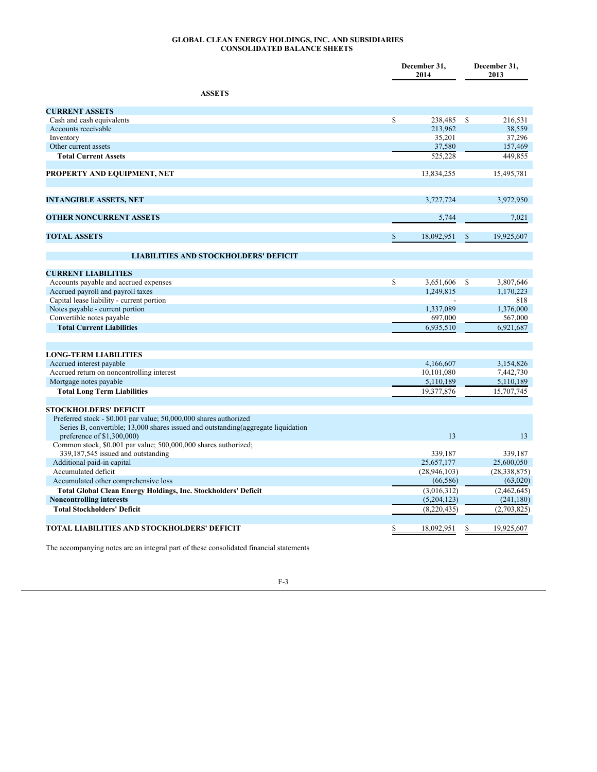**GLOBAL CLEAN ENERGY HOLDINGS, INC. AND SUBSIDIARIES**
**CONSOLIDATED BALANCE SHEETS**

| | December 31, 2014 | December 31, 2013 |
|---|---|---|
| **ASSETS** | | |
| **CURRENT ASSETS** | | |
| Cash and cash equivalents | $ 238,485 | $ 216,531 |
| Accounts receivable | 213,962 | 38,559 |
| Inventory | 35,201 | 37,296 |
| Other current assets | 37,580 | 157,469 |
| **Total Current Assets** | 525,228 | 449,855 |
| **PROPERTY AND EQUIPMENT, NET** | 13,834,255 | 15,495,781 |
| **INTANGIBLE ASSETS, NET** | 3,727,724 | 3,972,950 |
| **OTHER NONCURRENT ASSETS** | 5,744 | 7,021 |
| **TOTAL ASSETS** | $ 18,092,951 | $ 19,925,607 |
| **LIABILITIES AND STOCKHOLDERS' DEFICIT** | | |
| **CURRENT LIABILITIES** | | |
| Accounts payable and accrued expenses | $ 3,651,606 | $ 3,807,646 |
| Accrued payroll and payroll taxes | 1,249,815 | 1,170,223 |
| Capital lease liability - current portion | - | 818 |
| Notes payable - current portion | 1,337,089 | 1,376,000 |
| Convertible notes payable | 697,000 | 567,000 |
| **Total Current Liabilities** | 6,935,510 | 6,921,687 |
| **LONG-TERM LIABILITIES** | | |
| Accrued interest payable | 4,166,607 | 3,154,826 |
| Accrued return on noncontrolling interest | 10,101,080 | 7,442,730 |
| Mortgage notes payable | 5,110,189 | 5,110,189 |
| **Total Long Term Liabilities** | 19,377,876 | 15,707,745 |
| **STOCKHOLDERS' DEFICIT** | | |
| Preferred stock - $0.001 par value; 50,000,000 shares authorized Series B, convertible; 13,000 shares issued and outstanding(aggregate liquidation preference of $1,300,000) | 13 | 13 |
| Common stock, $0.001 par value; 500,000,000 shares authorized; 339,187,545 issued and outstanding | 339,187 | 339,187 |
| Additional paid-in capital | 25,657,177 | 25,600,050 |
| Accumulated deficit | (28,946,103) | (28,338,875) |
| Accumulated other comprehensive loss | (66,586) | (63,020) |
| **Total Global Clean Energy Holdings, Inc. Stockholders' Deficit** | (3,016,312) | (2,462,645) |
| **Noncontrolling interests** | (5,204,123) | (241,180) |
| **Total Stockholders' Deficit** | (8,220,435) | (2,703,825) |
| **TOTAL LIABILITIES AND STOCKHOLDERS' DEFICIT** | $ 18,092,951 | $ 19,925,607 |

The accompanying notes are an integral part of these consolidated financial statements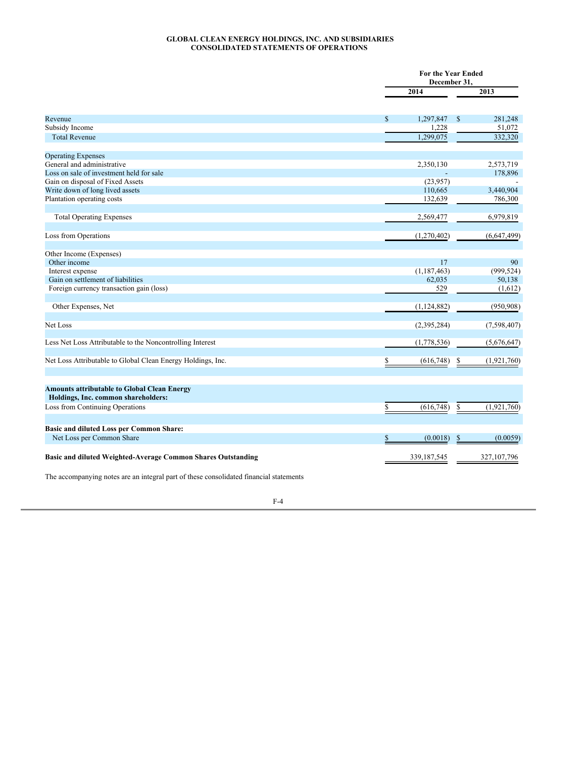**GLOBAL CLEAN ENERGY HOLDINGS, INC. AND SUBSIDIARIES**
**CONSOLIDATED STATEMENTS OF OPERATIONS**

| | For the Year Ended December 31, | |
|---|---|---|
| | 2014 | 2013 |
| Revenue | $ 1,297,847 | $ 281,248 |
| Subsidy Income | 1,228 | 51,072 |
| Total Revenue | 1,299,075 | 332,320 |
| | | |
| Operating Expenses | | |
| General and administrative | 2,350,130 | 2,573,719 |
| Loss on sale of investment held for sale | - | 178,896 |
| Gain on disposal of Fixed Assets | (23,957) | - |
| Write down of long lived assets | 110,665 | 3,440,904 |
| Plantation operating costs | 132,639 | 786,300 |
| | | |
| Total Operating Expenses | 2,569,477 | 6,979,819 |
| | | |
| Loss from Operations | (1,270,402) | (6,647,499) |
| | | |
| Other Income (Expenses) | | |
| Other income | 17 | 90 |
| Interest expense | (1,187,463) | (999,524) |
| Gain on settlement of liabilities | 62,035 | 50,138 |
| Foreign currency transaction gain (loss) | 529 | (1,612) |
| | | |
| Other Expenses, Net | (1,124,882) | (950,908) |
| | | |
| Net Loss | (2,395,284) | (7,598,407) |
| | | |
| Less Net Loss Attributable to the Noncontrolling Interest | (1,778,536) | (5,676,647) |
| | | |
| Net Loss Attributable to Global Clean Energy Holdings, Inc. | $ (616,748) | $ (1,921,760) |
| | | |
| **Amounts attributable to Global Clean Energy Holdings, Inc. common shareholders:** | | |
| Loss from Continuing Operations | $ (616,748) | $ (1,921,760) |
| | | |
| **Basic and diluted Loss per Common Share:** | | |
| Net Loss per Common Share | $ (0.0018) | $ (0.0059) |
| | | |
| **Basic and diluted Weighted-Average Common Shares Outstanding** | 339,187,545 | 327,107,796 |

The accompanying notes are an integral part of these consolidated financial statements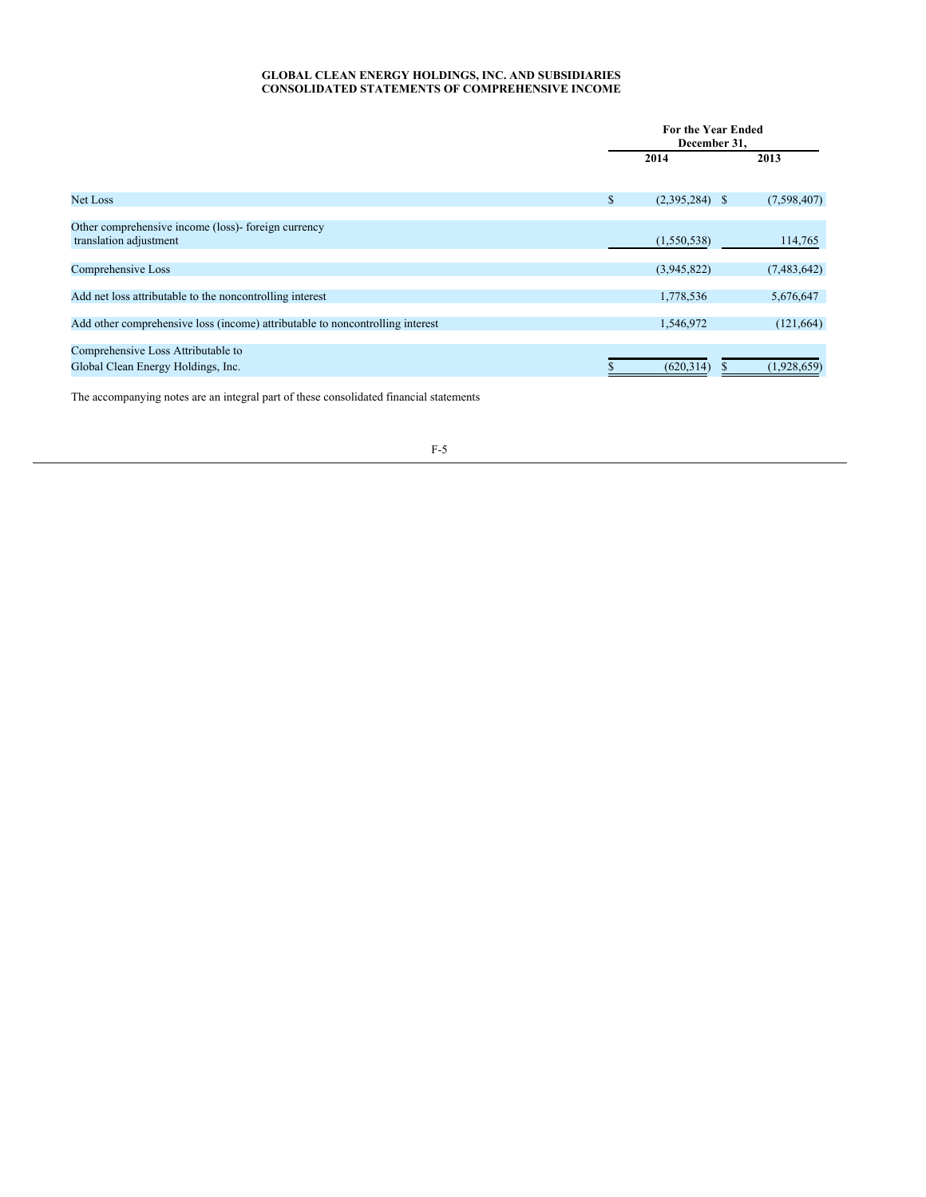**GLOBAL CLEAN ENERGY HOLDINGS, INC. AND SUBSIDIARIES**
**CONSOLIDATED STATEMENTS OF COMPREHENSIVE INCOME**

| | For the Year Ended December 31, | |
|---|---|---|
| | 2014 | 2013 |
| Net Loss | $ (2,395,284) | $ (7,598,407) |
| Other comprehensive income (loss)- foreign currency translation adjustment | (1,550,538) | 114,765 |
| Comprehensive Loss | (3,945,822) | (7,483,642) |
| Add net loss attributable to the noncontrolling interest | 1,778,536 | 5,676,647 |
| Add other comprehensive loss (income) attributable to noncontrolling interest | 1,546,972 | (121,664) |
| Comprehensive Loss Attributable to Global Clean Energy Holdings, Inc. | $ (620,314) | $ (1,928,659) |

The accompanying notes are an integral part of these consolidated financial statements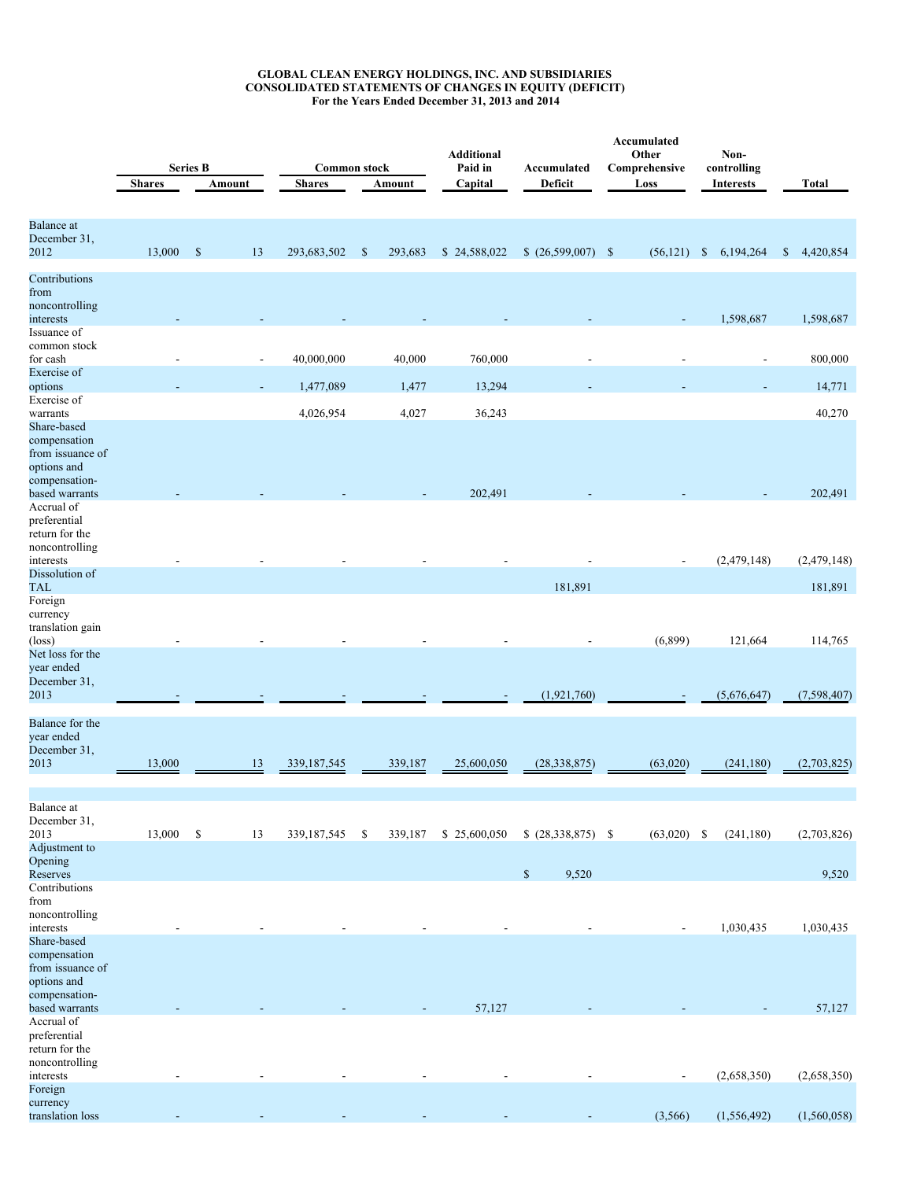**GLOBAL CLEAN ENERGY HOLDINGS, INC. AND SUBSIDIARIES**
**CONSOLIDATED STATEMENTS OF CHANGES IN EQUITY (DEFICIT)**
**For the Years Ended December 31, 2013 and 2014**

| | Series B | | Common stock | | Additional Paid in | Accumulated | Accumulated Other Comprehensive | Non-controlling | |
|---|---|---|---|---|---|---|---|---|---|
| | Shares | Amount | Shares | Amount | Capital | Deficit | Loss | Interests | Total |
| Balance at December 31, 2012 | 13,000 | $ 13 | 293,683,502 | $ 293,683 | $ 24,588,022 | $ (26,599,007) | $ (56,121) | $ 6,194,264 | $ 4,420,854 |
| Contributions from noncontrolling interests | - | - | - | - | - | - | - | 1,598,687 | 1,598,687 |
| Issuance of common stock for cash | - | - | 40,000,000 | 40,000 | 760,000 | - | - | - | 800,000 |
| Exercise of options | - | - | 1,477,089 | 1,477 | 13,294 | - | - | - | 14,771 |
| Exercise of warrants | | | 4,026,954 | 4,027 | 36,243 | | | | 40,270 |
| Share-based compensation from issuance of options and compensation-based warrants | - | - | - | - | 202,491 | - | - | - | 202,491 |
| Accrual of preferential return for the noncontrolling interests | - | - | - | - | - | - | - | (2,479,148) | (2,479,148) |
| Dissolution of TAL | | | | | | 181,891 | | | 181,891 |
| Foreign currency translation gain (loss) | - | - | - | - | - | - | (6,899) | 121,664 | 114,765 |
| Net loss for the year ended December 31, 2013 | - | - | - | - | - | (1,921,760) | - | (5,676,647) | (7,598,407) |
| Balance for the year ended December 31, 2013 | 13,000 | 13 | 339,187,545 | 339,187 | 25,600,050 | (28,338,875) | (63,020) | (241,180) | (2,703,825) |
| | | | | | | | | | |
| Balance at December 31, 2013 | 13,000 | $ 13 | 339,187,545 | $ 339,187 | $ 25,600,050 | $ (28,338,875) | $ (63,020) | $ (241,180) | (2,703,826) |
| Adjustment to Opening Reserves | | | | | | $ 9,520 | | | 9,520 |
| Contributions from noncontrolling interests | - | - | - | - | - | - | - | 1,030,435 | 1,030,435 |
| Share-based compensation from issuance of options and compensation-based warrants | - | - | - | - | 57,127 | - | - | - | 57,127 |
| Accrual of preferential return for the noncontrolling interests | - | - | - | - | - | - | - | (2,658,350) | (2,658,350) |
| Foreign currency translation loss | - | - | - | - | - | - | (3,566) | (1,556,492) | (1,560,058) |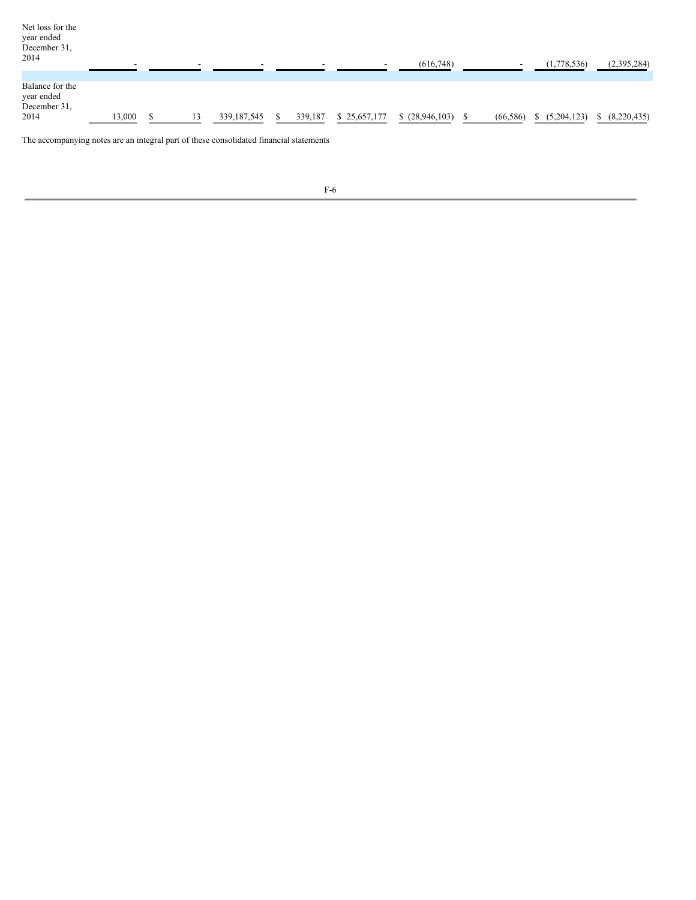| | | | | | | | | | |
|---|---|---|---|---|---|---|---|---|---|
| Net loss for the year ended December 31, 2014 | - | - | - | - | - | (616,748) | - | (1,778,536) | (2,395,284) |
| Balance for the year ended December 31, 2014 | 13,000 | $ 13 | 339,187,545 | $ 339,187 | $ 25,657,177 | $ (28,946,103) | $ (66,586) | $ (5,204,123) | $ (8,220,435) |

The accompanying notes are an integral part of these consolidated financial statements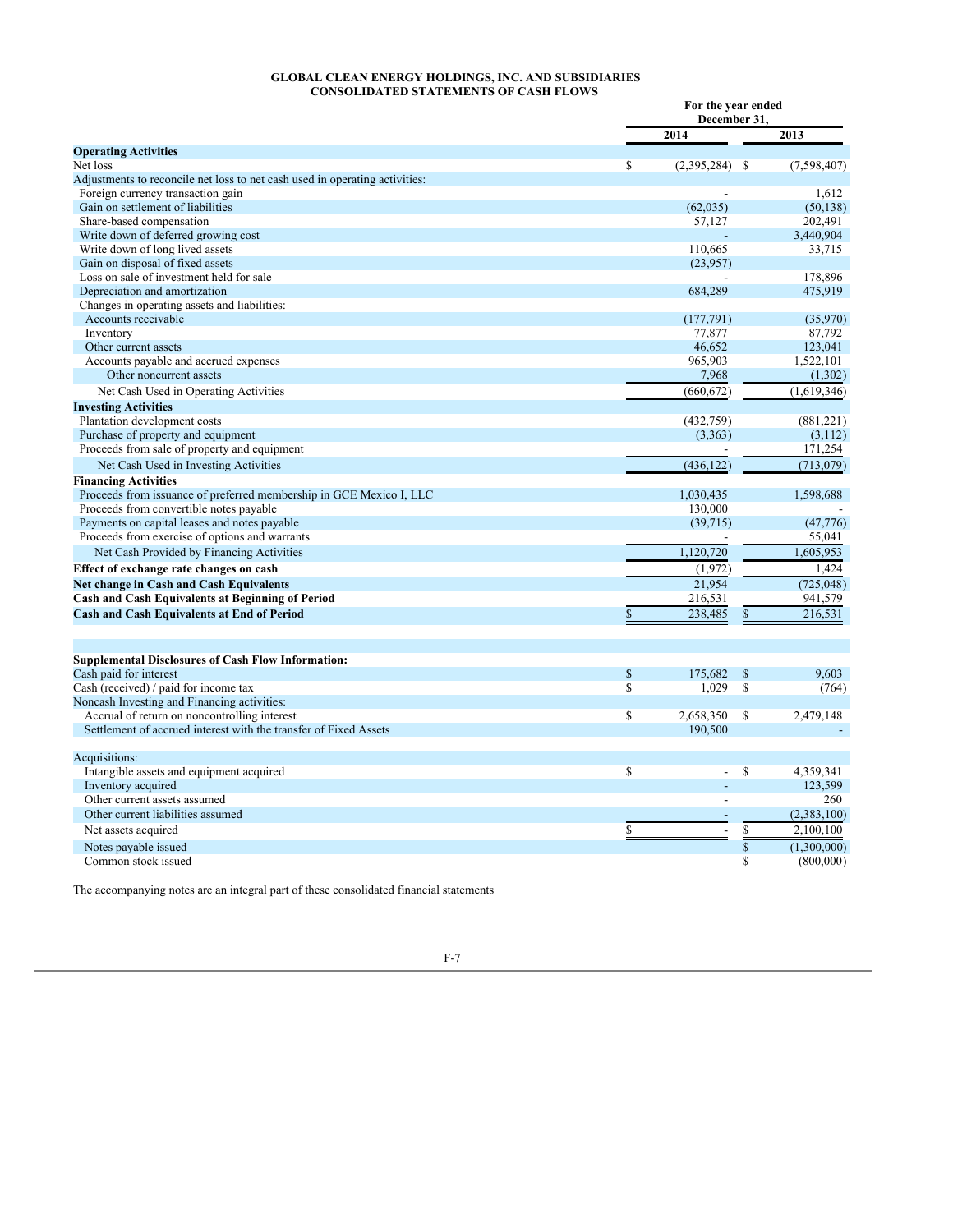# GLOBAL CLEAN ENERGY HOLDINGS, INC. AND SUBSIDIARIES
## CONSOLIDATED STATEMENTS OF CASH FLOWS

| | For the year ended December 31, 2014 | 2013 |
|---|---|---|
| **Operating Activities** | | |
| Net loss | $ (2,395,284) | $ (7,598,407) |
| Adjustments to reconcile net loss to net cash used in operating activities: | | |
| Foreign currency transaction gain | - | 1,612 |
| Gain on settlement of liabilities | (62,035) | (50,138) |
| Share-based compensation | 57,127 | 202,491 |
| Write down of deferred growing cost | - | 3,440,904 |
| Write down of long lived assets | 110,665 | 33,715 |
| Gain on disposal of fixed assets | (23,957) | |
| Loss on sale of investment held for sale | - | 178,896 |
| Depreciation and amortization | 684,289 | 475,919 |
| Changes in operating assets and liabilities: | | |
| Accounts receivable | (177,791) | (35,970) |
| Inventory | 77,877 | 87,792 |
| Other current assets | 46,652 | 123,041 |
| Accounts payable and accrued expenses | 965,903 | 1,522,101 |
| Other noncurrent assets | 7,968 | (1,302) |
| Net Cash Used in Operating Activities | (660,672) | (1,619,346) |
| **Investing Activities** | | |
| Plantation development costs | (432,759) | (881,221) |
| Purchase of property and equipment | (3,363) | (3,112) |
| Proceeds from sale of property and equipment | - | 171,254 |
| Net Cash Used in Investing Activities | (436,122) | (713,079) |
| **Financing Activities** | | |
| Proceeds from issuance of preferred membership in GCE Mexico I, LLC | 1,030,435 | 1,598,688 |
| Proceeds from convertible notes payable | 130,000 | - |
| Payments on capital leases and notes payable | (39,715) | (47,776) |
| Proceeds from exercise of options and warrants | - | 55,041 |
| Net Cash Provided by Financing Activities | 1,120,720 | 1,605,953 |
| **Effect of exchange rate changes on cash** | (1,972) | 1,424 |
| **Net change in Cash and Cash Equivalents** | 21,954 | (725,048) |
| **Cash and Cash Equivalents at Beginning of Period** | 216,531 | 941,579 |
| **Cash and Cash Equivalents at End of Period** | $ 238,485 | $ 216,531 |
| | | |
| **Supplemental Disclosures of Cash Flow Information:** | | |
| Cash paid for interest | $ 175,682 | $ 9,603 |
| Cash (received) / paid for income tax | $ 1,029 | $ (764) |
| Noncash Investing and Financing activities: | | |
| Accrual of return on noncontrolling interest | $ 2,658,350 | $ 2,479,148 |
| Settlement of accrued interest with the transfer of Fixed Assets | 190,500 | - |
| | | |
| Acquisitions: | | |
| Intangible assets and equipment acquired | $ - | $ 4,359,341 |
| Inventory acquired | - | 123,599 |
| Other current assets assumed | - | 260 |
| Other current liabilities assumed | - | (2,383,100) |
| Net assets acquired | $ - | $ 2,100,100 |
| Notes payable issued | | $ (1,300,000) |
| Common stock issued | | $ (800,000) |

The accompanying notes are an integral part of these consolidated financial statements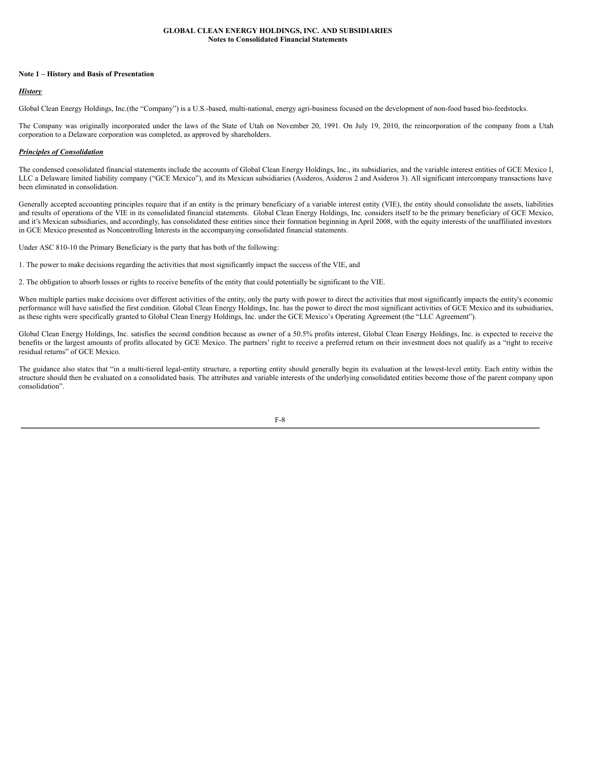**GLOBAL CLEAN ENERGY HOLDINGS, INC. AND SUBSIDIARIES**
**Notes to Consolidated Financial Statements**

## Note 1 – History and Basis of Presentation

***History***

Global Clean Energy Holdings, Inc.(the "Company") is a U.S.-based, multi-national, energy agri-business focused on the development of non-food based bio-feedstocks.

The Company was originally incorporated under the laws of the State of Utah on November 20, 1991. On July 19, 2010, the reincorporation of the company from a Utah corporation to a Delaware corporation was completed, as approved by shareholders.

***Principles of Consolidation***

The condensed consolidated financial statements include the accounts of Global Clean Energy Holdings, Inc., its subsidiaries, and the variable interest entities of GCE Mexico I, LLC a Delaware limited liability company ("GCE Mexico"), and its Mexican subsidiaries (Asideros, Asideros 2 and Asideros 3). All significant intercompany transactions have been eliminated in consolidation.

Generally accepted accounting principles require that if an entity is the primary beneficiary of a variable interest entity (VIE), the entity should consolidate the assets, liabilities and results of operations of the VIE in its consolidated financial statements. Global Clean Energy Holdings, Inc. considers itself to be the primary beneficiary of GCE Mexico, and it's Mexican subsidiaries, and accordingly, has consolidated these entities since their formation beginning in April 2008, with the equity interests of the unaffiliated investors in GCE Mexico presented as Noncontrolling Interests in the accompanying consolidated financial statements.

Under ASC 810-10 the Primary Beneficiary is the party that has both of the following:

1. The power to make decisions regarding the activities that most significantly impact the success of the VIE, and

2. The obligation to absorb losses or rights to receive benefits of the entity that could potentially be significant to the VIE.

When multiple parties make decisions over different activities of the entity, only the party with power to direct the activities that most significantly impacts the entity's economic performance will have satisfied the first condition. Global Clean Energy Holdings, Inc. has the power to direct the most significant activities of GCE Mexico and its subsidiaries, as these rights were specifically granted to Global Clean Energy Holdings, Inc. under the GCE Mexico's Operating Agreement (the "LLC Agreement").

Global Clean Energy Holdings, Inc. satisfies the second condition because as owner of a 50.5% profits interest, Global Clean Energy Holdings, Inc. is expected to receive the benefits or the largest amounts of profits allocated by GCE Mexico. The partners' right to receive a preferred return on their investment does not qualify as a "right to receive residual returns" of GCE Mexico.

The guidance also states that "in a multi-tiered legal-entity structure, a reporting entity should generally begin its evaluation at the lowest-level entity. Each entity within the structure should then be evaluated on a consolidated basis. The attributes and variable interests of the underlying consolidated entities become those of the parent company upon consolidation".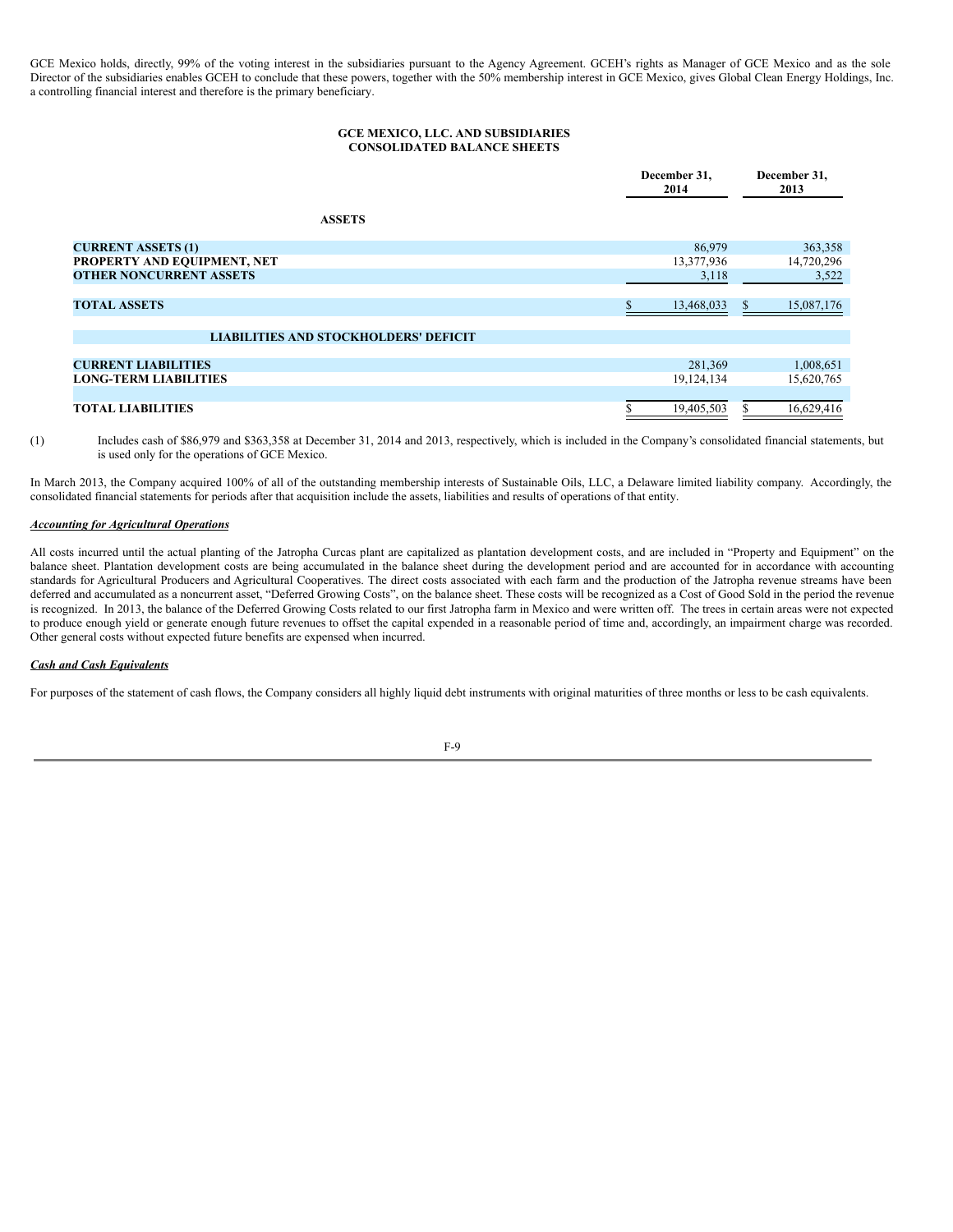GCE Mexico holds, directly, 99% of the voting interest in the subsidiaries pursuant to the Agency Agreement. GCEH's rights as Manager of GCE Mexico and as the sole Director of the subsidiaries enables GCEH to conclude that these powers, together with the 50% membership interest in GCE Mexico, gives Global Clean Energy Holdings, Inc. a controlling financial interest and therefore is the primary beneficiary.

**GCE MEXICO, LLC. AND SUBSIDIARIES**
**CONSOLIDATED BALANCE SHEETS**

| | December 31, 2014 | December 31, 2013 |
|---|---|---|
| **ASSETS** | | |
| **CURRENT ASSETS (1)** | 86,979 | 363,358 |
| **PROPERTY AND EQUIPMENT, NET** | 13,377,936 | 14,720,296 |
| **OTHER NONCURRENT ASSETS** | 3,118 | 3,522 |
| **TOTAL ASSETS** | $ 13,468,033 | $ 15,087,176 |
| **LIABILITIES AND STOCKHOLDERS' DEFICIT** | | |
| **CURRENT LIABILITIES** | 281,369 | 1,008,651 |
| **LONG-TERM LIABILITIES** | 19,124,134 | 15,620,765 |
| **TOTAL LIABILITIES** | $ 19,405,503 | $ 16,629,416 |

(1) Includes cash of $86,979 and $363,358 at December 31, 2014 and 2013, respectively, which is included in the Company's consolidated financial statements, but is used only for the operations of GCE Mexico.

In March 2013, the Company acquired 100% of all of the outstanding membership interests of Sustainable Oils, LLC, a Delaware limited liability company. Accordingly, the consolidated financial statements for periods after that acquisition include the assets, liabilities and results of operations of that entity.

***Accounting for Agricultural Operations***

All costs incurred until the actual planting of the Jatropha Curcas plant are capitalized as plantation development costs, and are included in "Property and Equipment" on the balance sheet. Plantation development costs are being accumulated in the balance sheet during the development period and are accounted for in accordance with accounting standards for Agricultural Producers and Agricultural Cooperatives. The direct costs associated with each farm and the production of the Jatropha revenue streams have been deferred and accumulated as a noncurrent asset, "Deferred Growing Costs", on the balance sheet. These costs will be recognized as a Cost of Good Sold in the period the revenue is recognized. In 2013, the balance of the Deferred Growing Costs related to our first Jatropha farm in Mexico and were written off. The trees in certain areas were not expected to produce enough yield or generate enough future revenues to offset the capital expended in a reasonable period of time and, accordingly, an impairment charge was recorded. Other general costs without expected future benefits are expensed when incurred.

***Cash and Cash Equivalents***

For purposes of the statement of cash flows, the Company considers all highly liquid debt instruments with original maturities of three months or less to be cash equivalents.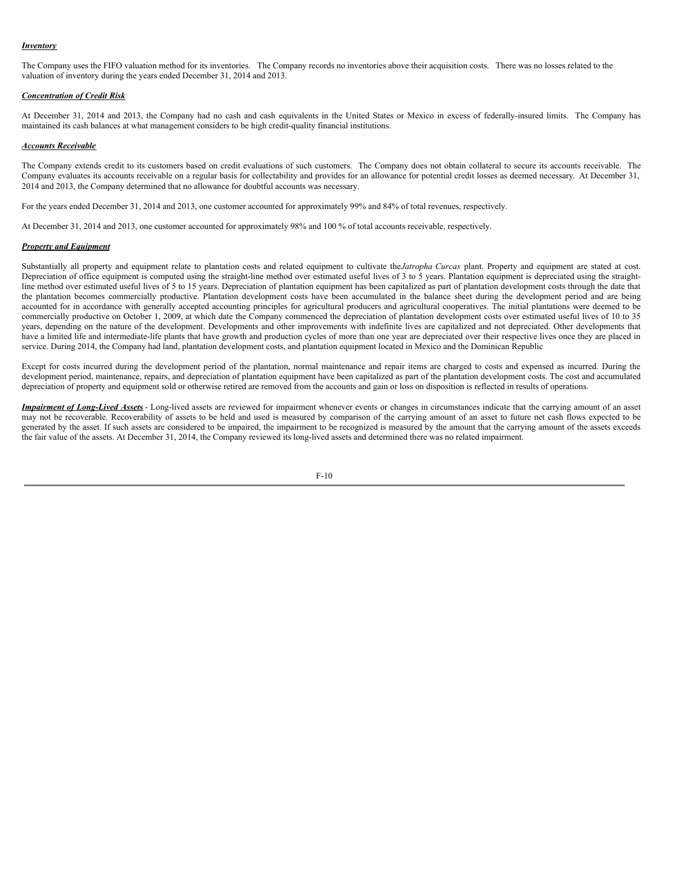***Inventory***

The Company uses the FIFO valuation method for its inventories. The Company records no inventories above their acquisition costs. There was no losses related to the valuation of inventory during the years ended December 31, 2014 and 2013.

***Concentration of Credit Risk***

At December 31, 2014 and 2013, the Company had no cash and cash equivalents in the United States or Mexico in excess of federally-insured limits. The Company has maintained its cash balances at what management considers to be high credit-quality financial institutions.

***Accounts Receivable***

The Company extends credit to its customers based on credit evaluations of such customers. The Company does not obtain collateral to secure its accounts receivable. The Company evaluates its accounts receivable on a regular basis for collectability and provides for an allowance for potential credit losses as deemed necessary. At December 31, 2014 and 2013, the Company determined that no allowance for doubtful accounts was necessary.

For the years ended December 31, 2014 and 2013, one customer accounted for approximately 99% and 84% of total revenues, respectively.

At December 31, 2014 and 2013, one customer accounted for approximately 98% and 100 % of total accounts receivable, respectively.

***Property and Equipment***

Substantially all property and equipment relate to plantation costs and related equipment to cultivate the *Jatropha Curcas* plant. Property and equipment are stated at cost. Depreciation of office equipment is computed using the straight-line method over estimated useful lives of 3 to 5 years. Plantation equipment is depreciated using the straight-line method over estimated useful lives of 5 to 15 years. Depreciation of plantation equipment has been capitalized as part of plantation development costs through the date that the plantation becomes commercially productive. Plantation development costs have been accumulated in the balance sheet during the development period and are being accounted for in accordance with generally accepted accounting principles for agricultural producers and agricultural cooperatives. The initial plantations were deemed to be commercially productive on October 1, 2009, at which date the Company commenced the depreciation of plantation development costs over estimated useful lives of 10 to 35 years, depending on the nature of the development. Developments and other improvements with indefinite lives are capitalized and not depreciated. Other developments that have a limited life and intermediate-life plants that have growth and production cycles of more than one year are depreciated over their respective lives once they are placed in service. During 2014, the Company had land, plantation development costs, and plantation equipment located in Mexico and the Dominican Republic

Except for costs incurred during the development period of the plantation, normal maintenance and repair items are charged to costs and expensed as incurred. During the development period, maintenance, repairs, and depreciation of plantation equipment have been capitalized as part of the plantation development costs. The cost and accumulated depreciation of property and equipment sold or otherwise retired are removed from the accounts and gain or loss on disposition is reflected in results of operations.

***Impairment of Long-Lived Assets*** - Long-lived assets are reviewed for impairment whenever events or changes in circumstances indicate that the carrying amount of an asset may not be recoverable. Recoverability of assets to be held and used is measured by comparison of the carrying amount of an asset to future net cash flows expected to be generated by the asset. If such assets are considered to be impaired, the impairment to be recognized is measured by the amount that the carrying amount of the assets exceeds the fair value of the assets. At December 31, 2014, the Company reviewed its long-lived assets and determined there was no related impairment.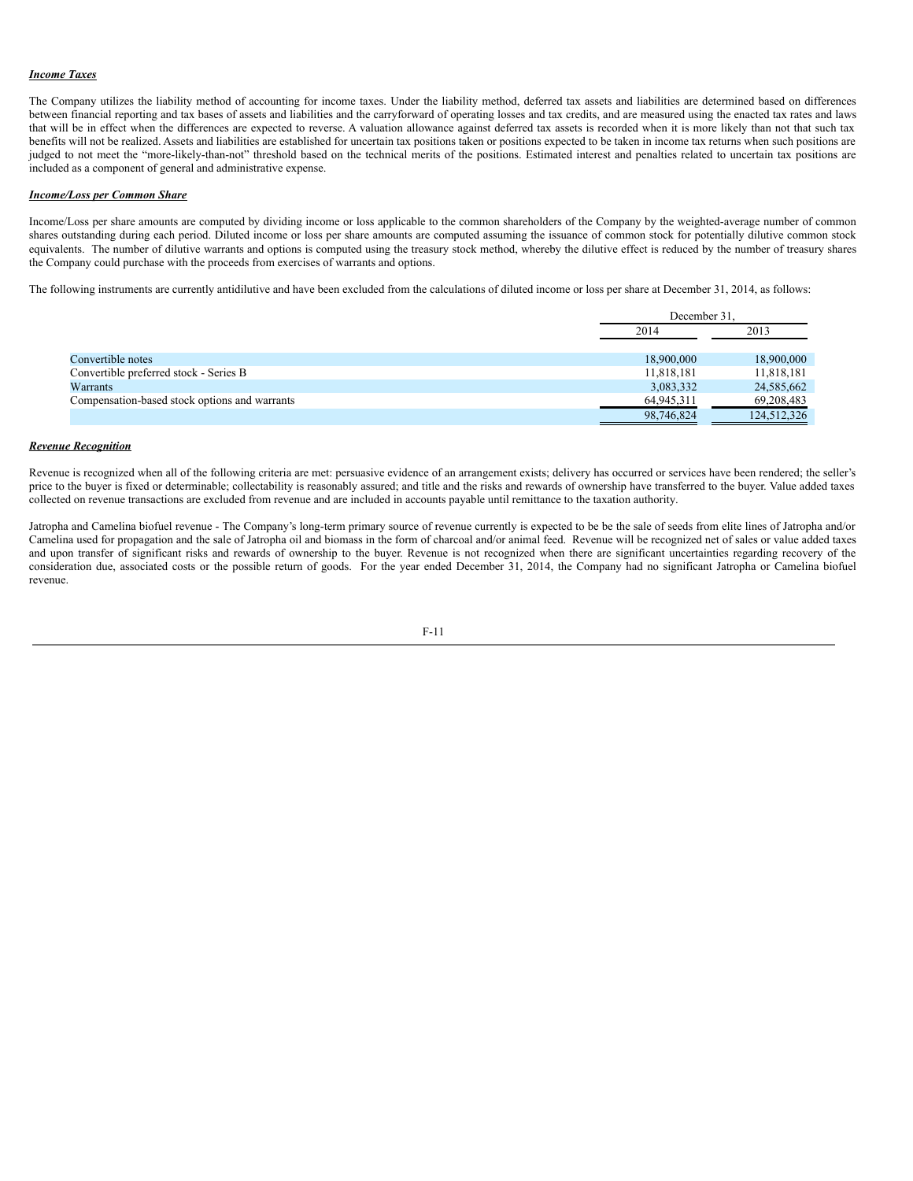***Income Taxes***

The Company utilizes the liability method of accounting for income taxes. Under the liability method, deferred tax assets and liabilities are determined based on differences between financial reporting and tax bases of assets and liabilities and the carryforward of operating losses and tax credits, and are measured using the enacted tax rates and laws that will be in effect when the differences are expected to reverse. A valuation allowance against deferred tax assets is recorded when it is more likely than not that such tax benefits will not be realized. Assets and liabilities are established for uncertain tax positions taken or positions expected to be taken in income tax returns when such positions are judged to not meet the "more-likely-than-not" threshold based on the technical merits of the positions. Estimated interest and penalties related to uncertain tax positions are included as a component of general and administrative expense.

***Income/Loss per Common Share***

Income/Loss per share amounts are computed by dividing income or loss applicable to the common shareholders of the Company by the weighted-average number of common shares outstanding during each period. Diluted income or loss per share amounts are computed assuming the issuance of common stock for potentially dilutive common stock equivalents. The number of dilutive warrants and options is computed using the treasury stock method, whereby the dilutive effect is reduced by the number of treasury shares the Company could purchase with the proceeds from exercises of warrants and options.

The following instruments are currently antidilutive and have been excluded from the calculations of diluted income or loss per share at December 31, 2014, as follows:

| | December 31, | |
|---|---|---|
| | 2014 | 2013 |
| Convertible notes | 18,900,000 | 18,900,000 |
| Convertible preferred stock - Series B | 11,818,181 | 11,818,181 |
| Warrants | 3,083,332 | 24,585,662 |
| Compensation-based stock options and warrants | 64,945,311 | 69,208,483 |
| | 98,746,824 | 124,512,326 |

***Revenue Recognition***

Revenue is recognized when all of the following criteria are met: persuasive evidence of an arrangement exists; delivery has occurred or services have been rendered; the seller's price to the buyer is fixed or determinable; collectability is reasonably assured; and title and the risks and rewards of ownership have transferred to the buyer. Value added taxes collected on revenue transactions are excluded from revenue and are included in accounts payable until remittance to the taxation authority.

Jatropha and Camelina biofuel revenue - The Company's long-term primary source of revenue currently is expected to be be the sale of seeds from elite lines of Jatropha and/or Camelina used for propagation and the sale of Jatropha oil and biomass in the form of charcoal and/or animal feed. Revenue will be recognized net of sales or value added taxes and upon transfer of significant risks and rewards of ownership to the buyer. Revenue is not recognized when there are significant uncertainties regarding recovery of the consideration due, associated costs or the possible return of goods. For the year ended December 31, 2014, the Company had no significant Jatropha or Camelina biofuel revenue.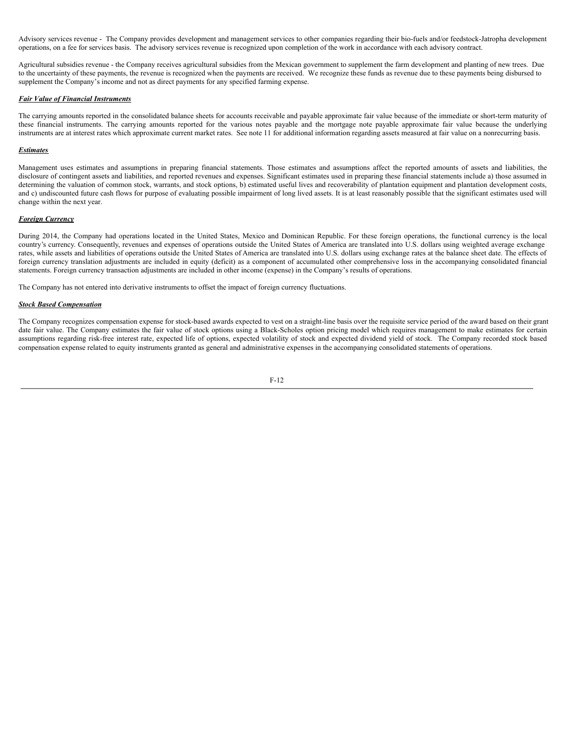Advisory services revenue - The Company provides development and management services to other companies regarding their bio-fuels and/or feedstock-Jatropha development operations, on a fee for services basis. The advisory services revenue is recognized upon completion of the work in accordance with each advisory contract.

Agricultural subsidies revenue - the Company receives agricultural subsidies from the Mexican government to supplement the farm development and planting of new trees. Due to the uncertainty of these payments, the revenue is recognized when the payments are received. We recognize these funds as revenue due to these payments being disbursed to supplement the Company's income and not as direct payments for any specified farming expense.

***Fair Value of Financial Instruments***

The carrying amounts reported in the consolidated balance sheets for accounts receivable and payable approximate fair value because of the immediate or short-term maturity of these financial instruments. The carrying amounts reported for the various notes payable and the mortgage note payable approximate fair value because the underlying instruments are at interest rates which approximate current market rates. See note 11 for additional information regarding assets measured at fair value on a nonrecurring basis.

***Estimates***

Management uses estimates and assumptions in preparing financial statements. Those estimates and assumptions affect the reported amounts of assets and liabilities, the disclosure of contingent assets and liabilities, and reported revenues and expenses. Significant estimates used in preparing these financial statements include a) those assumed in determining the valuation of common stock, warrants, and stock options, b) estimated useful lives and recoverability of plantation equipment and plantation development costs, and c) undiscounted future cash flows for purpose of evaluating possible impairment of long lived assets. It is at least reasonably possible that the significant estimates used will change within the next year.

***Foreign Currency***

During 2014, the Company had operations located in the United States, Mexico and Dominican Republic. For these foreign operations, the functional currency is the local country's currency. Consequently, revenues and expenses of operations outside the United States of America are translated into U.S. dollars using weighted average exchange rates, while assets and liabilities of operations outside the United States of America are translated into U.S. dollars using exchange rates at the balance sheet date. The effects of foreign currency translation adjustments are included in equity (deficit) as a component of accumulated other comprehensive loss in the accompanying consolidated financial statements. Foreign currency transaction adjustments are included in other income (expense) in the Company's results of operations.

The Company has not entered into derivative instruments to offset the impact of foreign currency fluctuations.

***Stock Based Compensation***

The Company recognizes compensation expense for stock-based awards expected to vest on a straight-line basis over the requisite service period of the award based on their grant date fair value. The Company estimates the fair value of stock options using a Black-Scholes option pricing model which requires management to make estimates for certain assumptions regarding risk-free interest rate, expected life of options, expected volatility of stock and expected dividend yield of stock. The Company recorded stock based compensation expense related to equity instruments granted as general and administrative expenses in the accompanying consolidated statements of operations.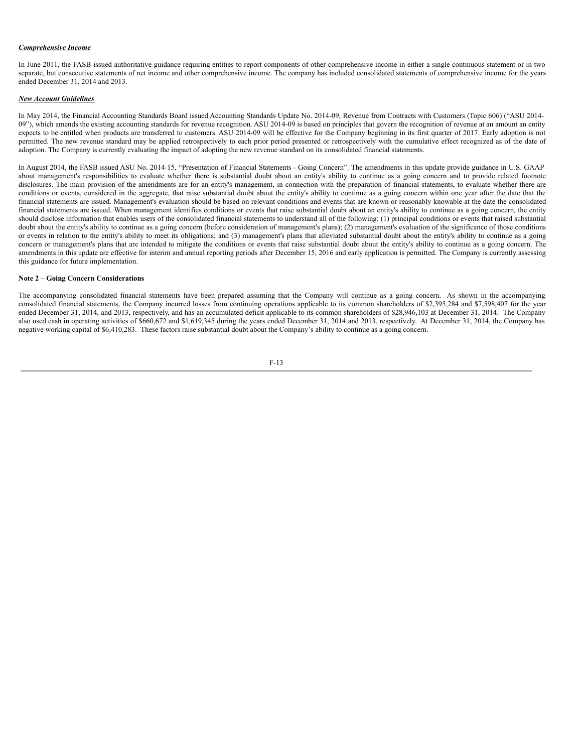***Comprehensive Income***

In June 2011, the FASB issued authoritative guidance requiring entities to report components of other comprehensive income in either a single continuous statement or in two separate, but consecutive statements of net income and other comprehensive income. The company has included consolidated statements of comprehensive income for the years ended December 31, 2014 and 2013.

***New Account Guidelines***

In May 2014, the Financial Accounting Standards Board issued Accounting Standards Update No. 2014-09, Revenue from Contracts with Customers (Topic 606) ("ASU 2014-09"), which amends the existing accounting standards for revenue recognition. ASU 2014-09 is based on principles that govern the recognition of revenue at an amount an entity expects to be entitled when products are transferred to customers. ASU 2014-09 will be effective for the Company beginning in its first quarter of 2017. Early adoption is not permitted. The new revenue standard may be applied retrospectively to each prior period presented or retrospectively with the cumulative effect recognized as of the date of adoption. The Company is currently evaluating the impact of adopting the new revenue standard on its consolidated financial statements.

In August 2014, the FASB issued ASU No. 2014-15, "Presentation of Financial Statements - Going Concern". The amendments in this update provide guidance in U.S. GAAP about management's responsibilities to evaluate whether there is substantial doubt about an entity's ability to continue as a going concern and to provide related footnote disclosures. The main provision of the amendments are for an entity's management, in connection with the preparation of financial statements, to evaluate whether there are conditions or events, considered in the aggregate, that raise substantial doubt about the entity's ability to continue as a going concern within one year after the date that the financial statements are issued. Management's evaluation should be based on relevant conditions and events that are known or reasonably knowable at the date the consolidated financial statements are issued. When management identifies conditions or events that raise substantial doubt about an entity's ability to continue as a going concern, the entity should disclose information that enables users of the consolidated financial statements to understand all of the following: (1) principal conditions or events that raised substantial doubt about the entity's ability to continue as a going concern (before consideration of management's plans); (2) management's evaluation of the significance of those conditions or events in relation to the entity's ability to meet its obligations; and (3) management's plans that alleviated substantial doubt about the entity's ability to continue as a going concern or management's plans that are intended to mitigate the conditions or events that raise substantial doubt about the entity's ability to continue as a going concern. The amendments in this update are effective for interim and annual reporting periods after December 15, 2016 and early application is permitted. The Company is currently assessing this guidance for future implementation.

**Note 2 – Going Concern Considerations**

The accompanying consolidated financial statements have been prepared assuming that the Company will continue as a going concern. As shown in the accompanying consolidated financial statements, the Company incurred losses from continuing operations applicable to its common shareholders of $2,395,284 and $7,598,407 for the year ended December 31, 2014, and 2013, respectively, and has an accumulated deficit applicable to its common shareholders of $28,946,103 at December 31, 2014. The Company also used cash in operating activities of $660,672 and $1,619,345 during the years ended December 31, 2014 and 2013, respectively. At December 31, 2014, the Company has negative working capital of $6,410,283. These factors raise substantial doubt about the Company's ability to continue as a going concern.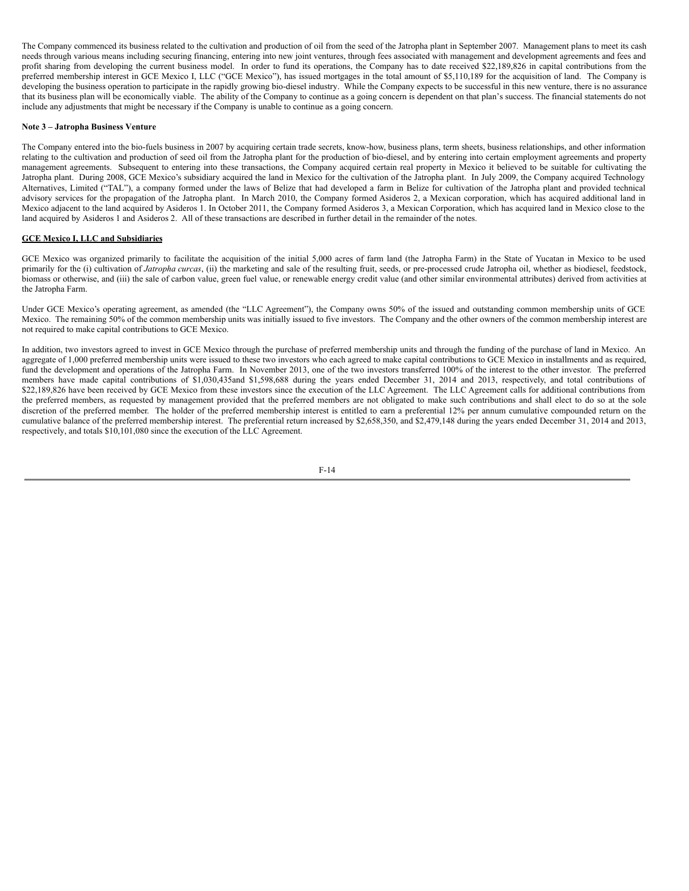The Company commenced its business related to the cultivation and production of oil from the seed of the Jatropha plant in September 2007. Management plans to meet its cash needs through various means including securing financing, entering into new joint ventures, through fees associated with management and development agreements and fees and profit sharing from developing the current business model. In order to fund its operations, the Company has to date received $22,189,826 in capital contributions from the preferred membership interest in GCE Mexico I, LLC ("GCE Mexico"), has issued mortgages in the total amount of $5,110,189 for the acquisition of land. The Company is developing the business operation to participate in the rapidly growing bio-diesel industry. While the Company expects to be successful in this new venture, there is no assurance that its business plan will be economically viable. The ability of the Company to continue as a going concern is dependent on that plan's success. The financial statements do not include any adjustments that might be necessary if the Company is unable to continue as a going concern.

**Note 3 – Jatropha Business Venture**

The Company entered into the bio-fuels business in 2007 by acquiring certain trade secrets, know-how, business plans, term sheets, business relationships, and other information relating to the cultivation and production of seed oil from the Jatropha plant for the production of bio-diesel, and by entering into certain employment agreements and property management agreements. Subsequent to entering into these transactions, the Company acquired certain real property in Mexico it believed to be suitable for cultivating the Jatropha plant. During 2008, GCE Mexico's subsidiary acquired the land in Mexico for the cultivation of the Jatropha plant. In July 2009, the Company acquired Technology Alternatives, Limited ("TAL"), a company formed under the laws of Belize that had developed a farm in Belize for cultivation of the Jatropha plant and provided technical advisory services for the propagation of the Jatropha plant. In March 2010, the Company formed Asideros 2, a Mexican corporation, which has acquired additional land in Mexico adjacent to the land acquired by Asideros 1. In October 2011, the Company formed Asideros 3, a Mexican Corporation, which has acquired land in Mexico close to the land acquired by Asideros 1 and Asideros 2. All of these transactions are described in further detail in the remainder of the notes.

**GCE Mexico I, LLC and Subsidiaries**

GCE Mexico was organized primarily to facilitate the acquisition of the initial 5,000 acres of farm land (the Jatropha Farm) in the State of Yucatan in Mexico to be used primarily for the (i) cultivation of *Jatropha curcas*, (ii) the marketing and sale of the resulting fruit, seeds, or pre-processed crude Jatropha oil, whether as biodiesel, feedstock, biomass or otherwise, and (iii) the sale of carbon value, green fuel value, or renewable energy credit value (and other similar environmental attributes) derived from activities at the Jatropha Farm.

Under GCE Mexico's operating agreement, as amended (the "LLC Agreement"), the Company owns 50% of the issued and outstanding common membership units of GCE Mexico. The remaining 50% of the common membership units was initially issued to five investors. The Company and the other owners of the common membership interest are not required to make capital contributions to GCE Mexico.

In addition, two investors agreed to invest in GCE Mexico through the purchase of preferred membership units and through the funding of the purchase of land in Mexico. An aggregate of 1,000 preferred membership units were issued to these two investors who each agreed to make capital contributions to GCE Mexico in installments and as required, fund the development and operations of the Jatropha Farm. In November 2013, one of the two investors transferred 100% of the interest to the other investor. The preferred members have made capital contributions of $1,030,435and $1,598,688 during the years ended December 31, 2014 and 2013, respectively, and total contributions of $22,189,826 have been received by GCE Mexico from these investors since the execution of the LLC Agreement. The LLC Agreement calls for additional contributions from the preferred members, as requested by management provided that the preferred members are not obligated to make such contributions and shall elect to do so at the sole discretion of the preferred member. The holder of the preferred membership interest is entitled to earn a preferential 12% per annum cumulative compounded return on the cumulative balance of the preferred membership interest. The preferential return increased by $2,658,350, and $2,479,148 during the years ended December 31, 2014 and 2013, respectively, and totals $10,101,080 since the execution of the LLC Agreement.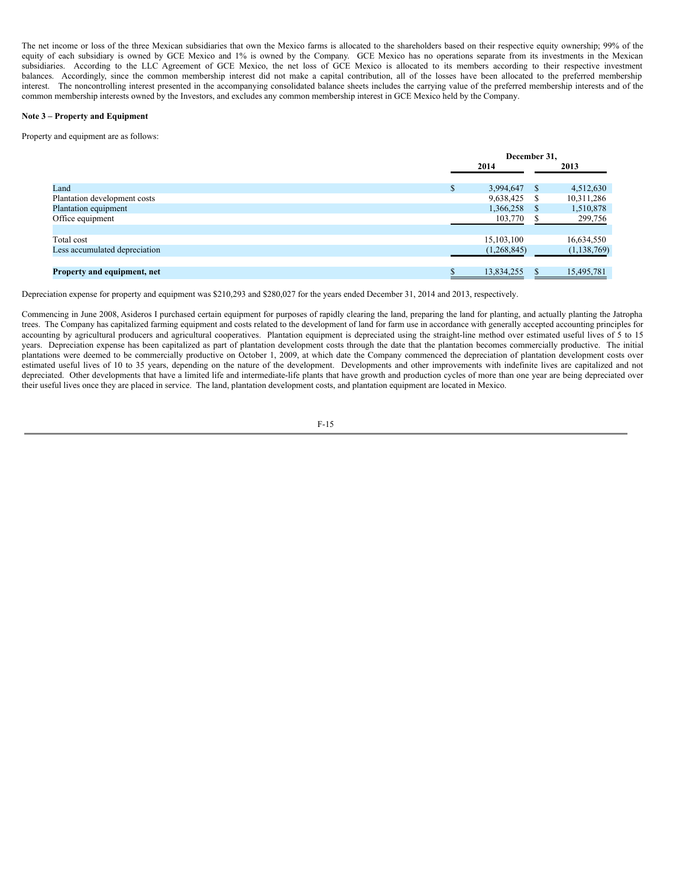The net income or loss of the three Mexican subsidiaries that own the Mexico farms is allocated to the shareholders based on their respective equity ownership; 99% of the equity of each subsidiary is owned by GCE Mexico and 1% is owned by the Company. GCE Mexico has no operations separate from its investments in the Mexican subsidiaries. According to the LLC Agreement of GCE Mexico, the net loss of GCE Mexico is allocated to its members according to their respective investment balances. Accordingly, since the common membership interest did not make a capital contribution, all of the losses have been allocated to the preferred membership interest. The noncontrolling interest presented in the accompanying consolidated balance sheets includes the carrying value of the preferred membership interests and of the common membership interests owned by the Investors, and excludes any common membership interest in GCE Mexico held by the Company.

**Note 3 – Property and Equipment**

Property and equipment are as follows:

| | December 31, 2014 | December 31, 2013 |
|---|---|---|
| Land | $ 3,994,647 | $ 4,512,630 |
| Plantation development costs | 9,638,425 | $ 10,311,286 |
| Plantation equipment | 1,366,258 | $ 1,510,878 |
| Office equipment | 103,770 | $ 299,756 |
| Total cost | 15,103,100 | 16,634,550 |
| Less accumulated depreciation | (1,268,845) | (1,138,769) |
| **Property and equipment, net** | $ 13,834,255 | $ 15,495,781 |

Depreciation expense for property and equipment was $210,293 and $280,027 for the years ended December 31, 2014 and 2013, respectively.

Commencing in June 2008, Asideros I purchased certain equipment for purposes of rapidly clearing the land, preparing the land for planting, and actually planting the Jatropha trees. The Company has capitalized farming equipment and costs related to the development of land for farm use in accordance with generally accepted accounting principles for accounting by agricultural producers and agricultural cooperatives. Plantation equipment is depreciated using the straight-line method over estimated useful lives of 5 to 15 years. Depreciation expense has been capitalized as part of plantation development costs through the date that the plantation becomes commercially productive. The initial plantations were deemed to be commercially productive on October 1, 2009, at which date the Company commenced the depreciation of plantation development costs over estimated useful lives of 10 to 35 years, depending on the nature of the development. Developments and other improvements with indefinite lives are capitalized and not depreciated. Other developments that have a limited life and intermediate-life plants that have growth and production cycles of more than one year are being depreciated over their useful lives once they are placed in service. The land, plantation development costs, and plantation equipment are located in Mexico.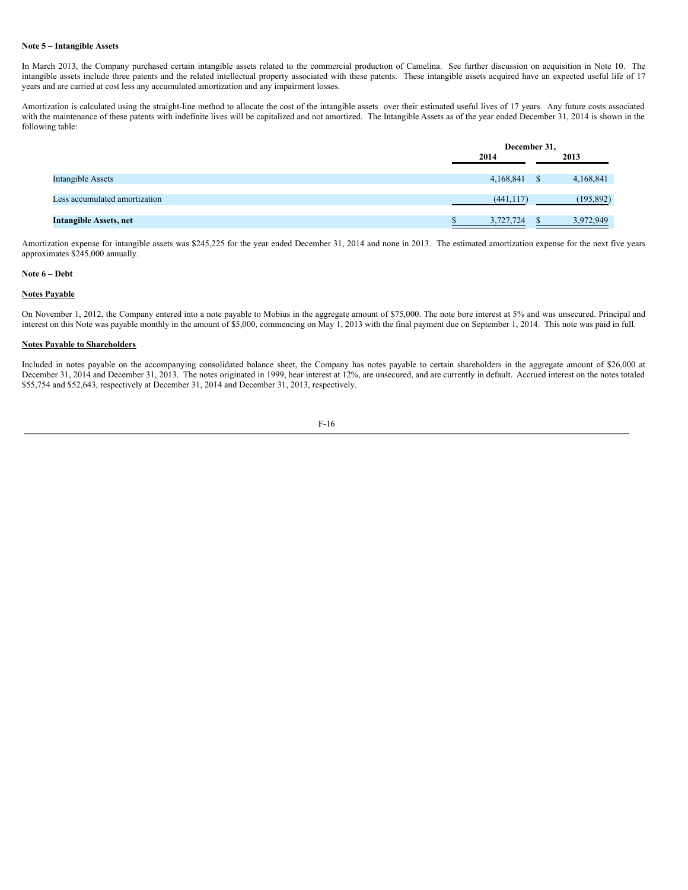**Note 5 – Intangible Assets**

In March 2013, the Company purchased certain intangible assets related to the commercial production of Camelina. See further discussion on acquisition in Note 10. The intangible assets include three patents and the related intellectual property associated with these patents. These intangible assets acquired have an expected useful life of 17 years and are carried at cost less any accumulated amortization and any impairment losses.

Amortization is calculated using the straight-line method to allocate the cost of the intangible assets over their estimated useful lives of 17 years. Any future costs associated with the maintenance of these patents with indefinite lives will be capitalized and not amortized. The Intangible Assets as of the year ended December 31, 2014 is shown in the following table:

| | December 31, 2014 | December 31, 2013 |
|---|---|---|
| Intangible Assets | 4,168,841 | $ 4,168,841 |
| Less accumulated amortization | (441,117) | (195,892) |
| **Intangible Assets, net** | $ 3,727,724 | $ 3,972,949 |

Amortization expense for intangible assets was $245,225 for the year ended December 31, 2014 and none in 2013. The estimated amortization expense for the next five years approximates $245,000 annually.

**Note 6 – Debt**

**Notes Payable**

On November 1, 2012, the Company entered into a note payable to Mobius in the aggregate amount of $75,000. The note bore interest at 5% and was unsecured. Principal and interest on this Note was payable monthly in the amount of $5,000, commencing on May 1, 2013 with the final payment due on September 1, 2014. This note was paid in full.

**Notes Payable to Shareholders**

Included in notes payable on the accompanying consolidated balance sheet, the Company has notes payable to certain shareholders in the aggregate amount of $26,000 at December 31, 2014 and December 31, 2013. The notes originated in 1999, bear interest at 12%, are unsecured, and are currently in default. Accrued interest on the notes totaled $55,754 and $52,643, respectively at December 31, 2014 and December 31, 2013, respectively.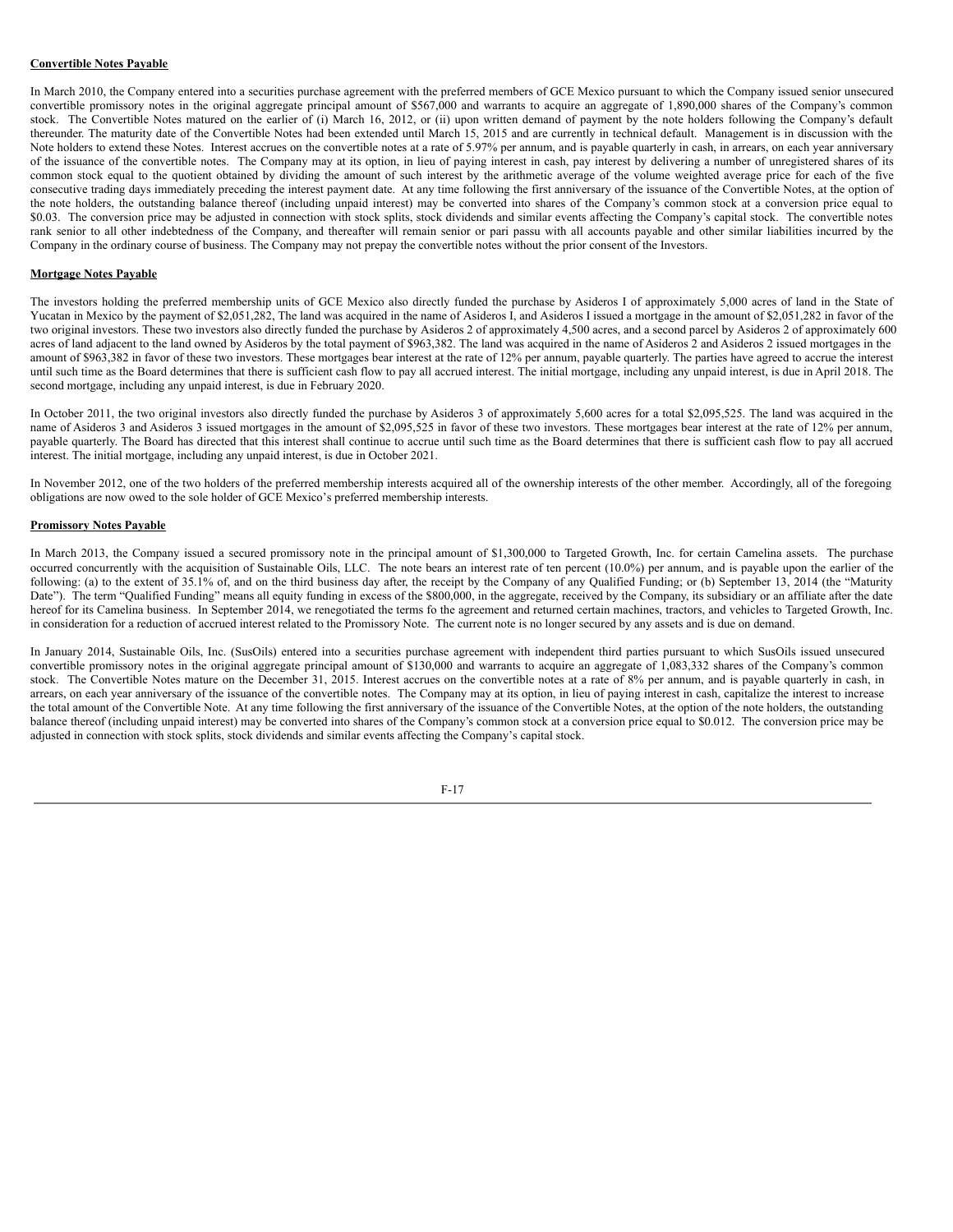**Convertible Notes Payable**

In March 2010, the Company entered into a securities purchase agreement with the preferred members of GCE Mexico pursuant to which the Company issued senior unsecured convertible promissory notes in the original aggregate principal amount of $567,000 and warrants to acquire an aggregate of 1,890,000 shares of the Company's common stock. The Convertible Notes matured on the earlier of (i) March 16, 2012, or (ii) upon written demand of payment by the note holders following the Company's default thereunder. The maturity date of the Convertible Notes had been extended until March 15, 2015 and are currently in technical default. Management is in discussion with the Note holders to extend these Notes. Interest accrues on the convertible notes at a rate of 5.97% per annum, and is payable quarterly in cash, in arrears, on each year anniversary of the issuance of the convertible notes. The Company may at its option, in lieu of paying interest in cash, pay interest by delivering a number of unregistered shares of its common stock equal to the quotient obtained by dividing the amount of such interest by the arithmetic average of the volume weighted average price for each of the five consecutive trading days immediately preceding the interest payment date. At any time following the first anniversary of the issuance of the Convertible Notes, at the option of the note holders, the outstanding balance thereof (including unpaid interest) may be converted into shares of the Company's common stock at a conversion price equal to $0.03. The conversion price may be adjusted in connection with stock splits, stock dividends and similar events affecting the Company's capital stock. The convertible notes rank senior to all other indebtedness of the Company, and thereafter will remain senior or pari passu with all accounts payable and other similar liabilities incurred by the Company in the ordinary course of business. The Company may not prepay the convertible notes without the prior consent of the Investors.

**Mortgage Notes Payable**

The investors holding the preferred membership units of GCE Mexico also directly funded the purchase by Asideros I of approximately 5,000 acres of land in the State of Yucatan in Mexico by the payment of $2,051,282, The land was acquired in the name of Asideros I, and Asideros I issued a mortgage in the amount of $2,051,282 in favor of the two original investors. These two investors also directly funded the purchase by Asideros 2 of approximately 4,500 acres, and a second parcel by Asideros 2 of approximately 600 acres of land adjacent to the land owned by Asideros by the total payment of $963,382. The land was acquired in the name of Asideros 2 and Asideros 2 issued mortgages in the amount of $963,382 in favor of these two investors. These mortgages bear interest at the rate of 12% per annum, payable quarterly. The parties have agreed to accrue the interest until such time as the Board determines that there is sufficient cash flow to pay all accrued interest. The initial mortgage, including any unpaid interest, is due in April 2018. The second mortgage, including any unpaid interest, is due in February 2020.

In October 2011, the two original investors also directly funded the purchase by Asideros 3 of approximately 5,600 acres for a total $2,095,525. The land was acquired in the name of Asideros 3 and Asideros 3 issued mortgages in the amount of $2,095,525 in favor of these two investors. These mortgages bear interest at the rate of 12% per annum, payable quarterly. The Board has directed that this interest shall continue to accrue until such time as the Board determines that there is sufficient cash flow to pay all accrued interest. The initial mortgage, including any unpaid interest, is due in October 2021.

In November 2012, one of the two holders of the preferred membership interests acquired all of the ownership interests of the other member. Accordingly, all of the foregoing obligations are now owed to the sole holder of GCE Mexico's preferred membership interests.

**Promissory Notes Payable**

In March 2013, the Company issued a secured promissory note in the principal amount of $1,300,000 to Targeted Growth, Inc. for certain Camelina assets. The purchase occurred concurrently with the acquisition of Sustainable Oils, LLC. The note bears an interest rate of ten percent (10.0%) per annum, and is payable upon the earlier of the following: (a) to the extent of 35.1% of, and on the third business day after, the receipt by the Company of any Qualified Funding; or (b) September 13, 2014 (the "Maturity Date"). The term "Qualified Funding" means all equity funding in excess of the $800,000, in the aggregate, received by the Company, its subsidiary or an affiliate after the date hereof for its Camelina business. In September 2014, we renegotiated the terms fo the agreement and returned certain machines, tractors, and vehicles to Targeted Growth, Inc. in consideration for a reduction of accrued interest related to the Promissory Note. The current note is no longer secured by any assets and is due on demand.

In January 2014, Sustainable Oils, Inc. (SusOils) entered into a securities purchase agreement with independent third parties pursuant to which SusOils issued unsecured convertible promissory notes in the original aggregate principal amount of $130,000 and warrants to acquire an aggregate of 1,083,332 shares of the Company's common stock. The Convertible Notes mature on the December 31, 2015. Interest accrues on the convertible notes at a rate of 8% per annum, and is payable quarterly in cash, in arrears, on each year anniversary of the issuance of the convertible notes. The Company may at its option, in lieu of paying interest in cash, capitalize the interest to increase the total amount of the Convertible Note. At any time following the first anniversary of the issuance of the Convertible Notes, at the option of the note holders, the outstanding balance thereof (including unpaid interest) may be converted into shares of the Company's common stock at a conversion price equal to $0.012. The conversion price may be adjusted in connection with stock splits, stock dividends and similar events affecting the Company's capital stock.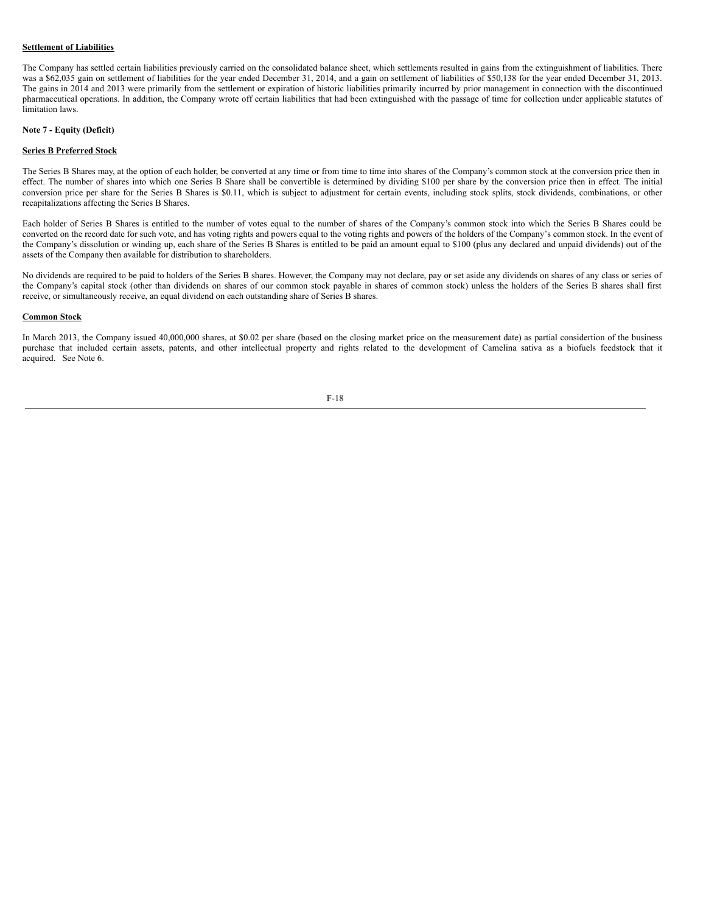**Settlement of Liabilities**

The Company has settled certain liabilities previously carried on the consolidated balance sheet, which settlements resulted in gains from the extinguishment of liabilities. There was a $62,035 gain on settlement of liabilities for the year ended December 31, 2014, and a gain on settlement of liabilities of $50,138 for the year ended December 31, 2013. The gains in 2014 and 2013 were primarily from the settlement or expiration of historic liabilities primarily incurred by prior management in connection with the discontinued pharmaceutical operations. In addition, the Company wrote off certain liabilities that had been extinguished with the passage of time for collection under applicable statutes of limitation laws.

**Note 7 - Equity (Deficit)**

**Series B Preferred Stock**

The Series B Shares may, at the option of each holder, be converted at any time or from time to time into shares of the Company's common stock at the conversion price then in effect. The number of shares into which one Series B Share shall be convertible is determined by dividing $100 per share by the conversion price then in effect. The initial conversion price per share for the Series B Shares is $0.11, which is subject to adjustment for certain events, including stock splits, stock dividends, combinations, or other recapitalizations affecting the Series B Shares.

Each holder of Series B Shares is entitled to the number of votes equal to the number of shares of the Company's common stock into which the Series B Shares could be converted on the record date for such vote, and has voting rights and powers equal to the voting rights and powers of the holders of the Company's common stock. In the event of the Company's dissolution or winding up, each share of the Series B Shares is entitled to be paid an amount equal to $100 (plus any declared and unpaid dividends) out of the assets of the Company then available for distribution to shareholders.

No dividends are required to be paid to holders of the Series B shares. However, the Company may not declare, pay or set aside any dividends on shares of any class or series of the Company's capital stock (other than dividends on shares of our common stock payable in shares of common stock) unless the holders of the Series B shares shall first receive, or simultaneously receive, an equal dividend on each outstanding share of Series B shares.

**Common Stock**

In March 2013, the Company issued 40,000,000 shares, at $0.02 per share (based on the closing market price on the measurement date) as partial considertion of the business purchase that included certain assets, patents, and other intellectual property and rights related to the development of Camelina sativa as a biofuels feedstock that it acquired. See Note 6.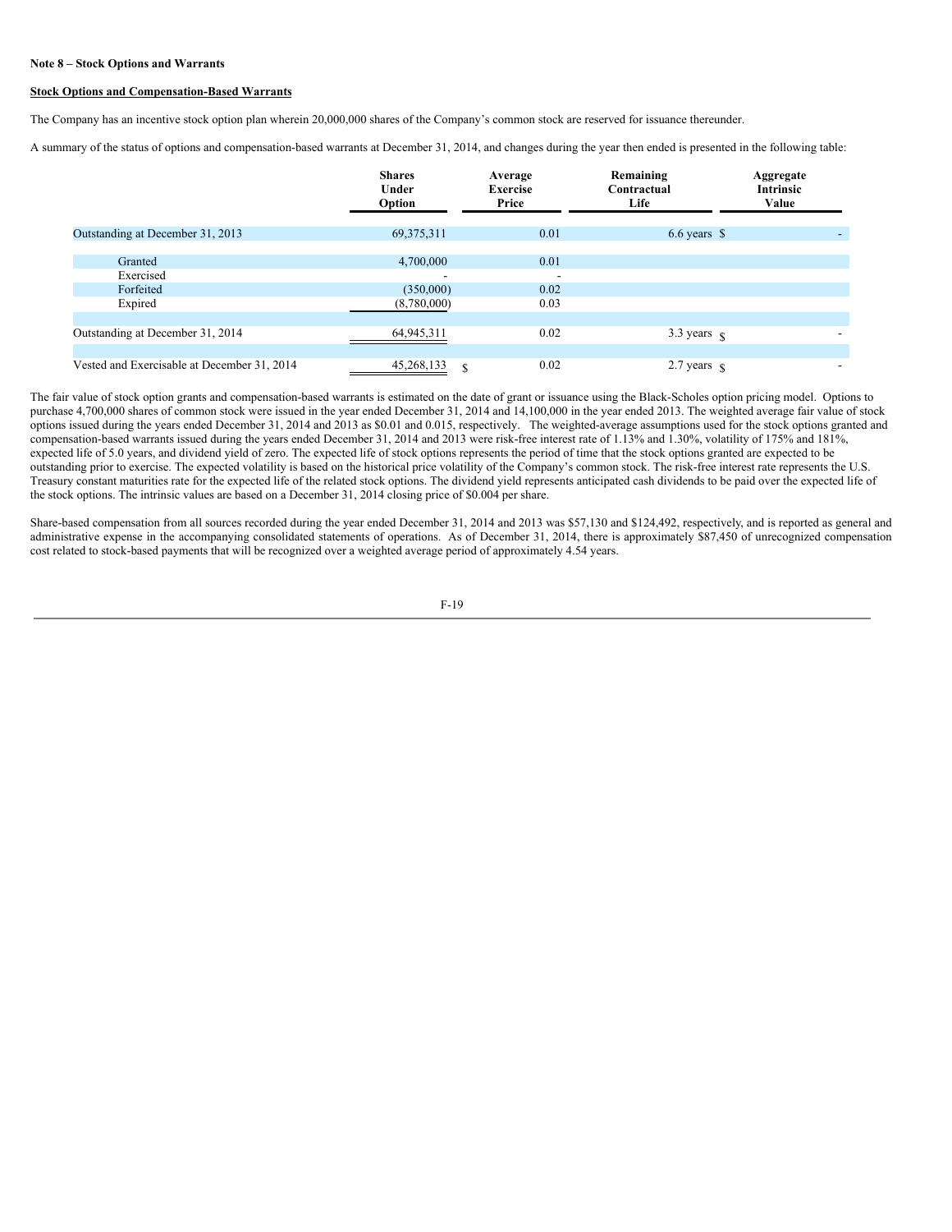**Note 8 – Stock Options and Warrants**

**Stock Options and Compensation-Based Warrants**

The Company has an incentive stock option plan wherein 20,000,000 shares of the Company's common stock are reserved for issuance thereunder.

A summary of the status of options and compensation-based warrants at December 31, 2014, and changes during the year then ended is presented in the following table:

| | Shares Under Option | Average Exercise Price | Remaining Contractual Life | Aggregate Intrinsic Value |
|---|---|---|---|---|
| Outstanding at December 31, 2013 | 69,375,311 | 0.01 | 6.6 years | $ - |
| Granted | 4,700,000 | 0.01 | | |
| Exercised | - | - | | |
| Forfeited | (350,000) | 0.02 | | |
| Expired | (8,780,000) | 0.03 | | |
| Outstanding at December 31, 2014 | 64,945,311 | 0.02 | 3.3 years | $ - |
| Vested and Exercisable at December 31, 2014 | 45,268,133 | $ 0.02 | 2.7 years | $ - |

The fair value of stock option grants and compensation-based warrants is estimated on the date of grant or issuance using the Black-Scholes option pricing model. Options to purchase 4,700,000 shares of common stock were issued in the year ended December 31, 2014 and 14,100,000 in the year ended 2013. The weighted average fair value of stock options issued during the years ended December 31, 2014 and 2013 as $0.01 and 0.015, respectively. The weighted-average assumptions used for the stock options granted and compensation-based warrants issued during the years ended December 31, 2014 and 2013 were risk-free interest rate of 1.13% and 1.30%, volatility of 175% and 181%, expected life of 5.0 years, and dividend yield of zero. The expected life of stock options represents the period of time that the stock options granted are expected to be outstanding prior to exercise. The expected volatility is based on the historical price volatility of the Company's common stock. The risk-free interest rate represents the U.S. Treasury constant maturities rate for the expected life of the related stock options. The dividend yield represents anticipated cash dividends to be paid over the expected life of the stock options. The intrinsic values are based on a December 31, 2014 closing price of $0.004 per share.

Share-based compensation from all sources recorded during the year ended December 31, 2014 and 2013 was $57,130 and $124,492, respectively, and is reported as general and administrative expense in the accompanying consolidated statements of operations. As of December 31, 2014, there is approximately $87,450 of unrecognized compensation cost related to stock-based payments that will be recognized over a weighted average period of approximately 4.54 years.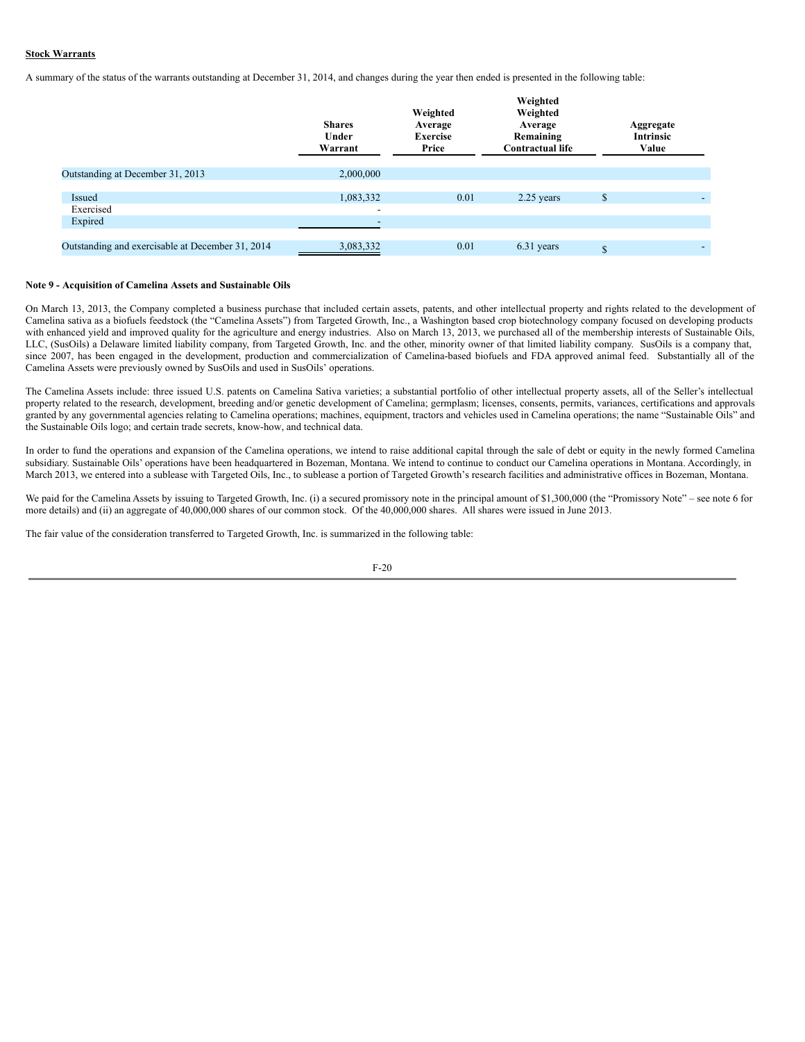**Stock Warrants**

A summary of the status of the warrants outstanding at December 31, 2014, and changes during the year then ended is presented in the following table:

| | Shares Under Warrant | Weighted Average Exercise Price | Weighted Weighted Average Remaining Contractual life | Aggregate Intrinsic Value |
|---|---|---|---|---|
| Outstanding at December 31, 2013 | 2,000,000 | | | |
| Issued | 1,083,332 | 0.01 | 2.25 years | $ - |
| Exercised | - | | | |
| Expired | - | | | |
| Outstanding and exercisable at December 31, 2014 | 3,083,332 | 0.01 | 6.31 years | $ - |

**Note 9 - Acquisition of Camelina Assets and Sustainable Oils**

On March 13, 2013, the Company completed a business purchase that included certain assets, patents, and other intellectual property and rights related to the development of Camelina sativa as a biofuels feedstock (the "Camelina Assets") from Targeted Growth, Inc., a Washington based crop biotechnology company focused on developing products with enhanced yield and improved quality for the agriculture and energy industries. Also on March 13, 2013, we purchased all of the membership interests of Sustainable Oils, LLC, (SusOils) a Delaware limited liability company, from Targeted Growth, Inc. and the other, minority owner of that limited liability company. SusOils is a company that, since 2007, has been engaged in the development, production and commercialization of Camelina-based biofuels and FDA approved animal feed. Substantially all of the Camelina Assets were previously owned by SusOils and used in SusOils' operations.

The Camelina Assets include: three issued U.S. patents on Camelina Sativa varieties; a substantial portfolio of other intellectual property assets, all of the Seller's intellectual property related to the research, development, breeding and/or genetic development of Camelina; germplasm; licenses, consents, permits, variances, certifications and approvals granted by any governmental agencies relating to Camelina operations; machines, equipment, tractors and vehicles used in Camelina operations; the name "Sustainable Oils" and the Sustainable Oils logo; and certain trade secrets, know-how, and technical data.

In order to fund the operations and expansion of the Camelina operations, we intend to raise additional capital through the sale of debt or equity in the newly formed Camelina subsidiary. Sustainable Oils' operations have been headquartered in Bozeman, Montana. We intend to continue to conduct our Camelina operations in Montana. Accordingly, in March 2013, we entered into a sublease with Targeted Oils, Inc., to sublease a portion of Targeted Growth's research facilities and administrative offices in Bozeman, Montana.

We paid for the Camelina Assets by issuing to Targeted Growth, Inc. (i) a secured promissory note in the principal amount of $1,300,000 (the "Promissory Note" – see note 6 for more details) and (ii) an aggregate of 40,000,000 shares of our common stock. Of the 40,000,000 shares. All shares were issued in June 2013.

The fair value of the consideration transferred to Targeted Growth, Inc. is summarized in the following table: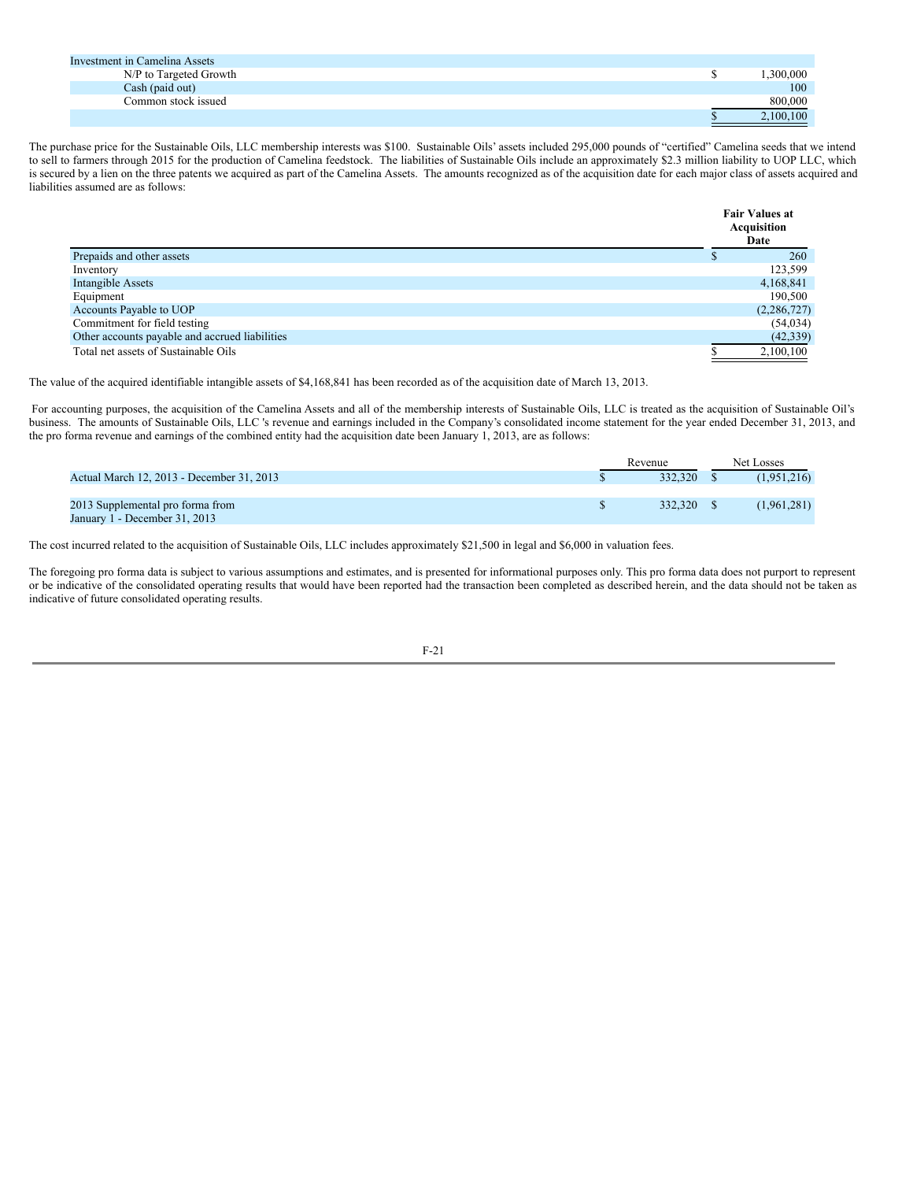| Investment in Camelina Assets | | |
|---|---|---|
| N/P to Targeted Growth | $ | 1,300,000 |
| Cash (paid out) | | 100 |
| Common stock issued | | 800,000 |
| | $ | 2,100,100 |

The purchase price for the Sustainable Oils, LLC membership interests was $100. Sustainable Oils' assets included 295,000 pounds of "certified" Camelina seeds that we intend to sell to farmers through 2015 for the production of Camelina feedstock. The liabilities of Sustainable Oils include an approximately $2.3 million liability to UOP LLC, which is secured by a lien on the three patents we acquired as part of the Camelina Assets. The amounts recognized as of the acquisition date for each major class of assets acquired and liabilities assumed are as follows:

| | | Fair Values at Acquisition Date |
|---|---|---|
| Prepaids and other assets | $ | 260 |
| Inventory | | 123,599 |
| Intangible Assets | | 4,168,841 |
| Equipment | | 190,500 |
| Accounts Payable to UOP | | (2,286,727) |
| Commitment for field testing | | (54,034) |
| Other accounts payable and accrued liabilities | | (42,339) |
| Total net assets of Sustainable Oils | $ | 2,100,100 |

The value of the acquired identifiable intangible assets of $4,168,841 has been recorded as of the acquisition date of March 13, 2013.

For accounting purposes, the acquisition of the Camelina Assets and all of the membership interests of Sustainable Oils, LLC is treated as the acquisition of Sustainable Oil's business. The amounts of Sustainable Oils, LLC 's revenue and earnings included in the Company's consolidated income statement for the year ended December 31, 2013, and the pro forma revenue and earnings of the combined entity had the acquisition date been January 1, 2013, are as follows:

| | | Revenue | | Net Losses |
|---|---|---|---|---|
| Actual March 12, 2013 - December 31, 2013 | $ | 332,320 | $ | (1,951,216) |
| 2013 Supplemental pro forma from January 1 - December 31, 2013 | $ | 332,320 | $ | (1,961,281) |

The cost incurred related to the acquisition of Sustainable Oils, LLC includes approximately $21,500 in legal and $6,000 in valuation fees.

The foregoing pro forma data is subject to various assumptions and estimates, and is presented for informational purposes only. This pro forma data does not purport to represent or be indicative of the consolidated operating results that would have been reported had the transaction been completed as described herein, and the data should not be taken as indicative of future consolidated operating results.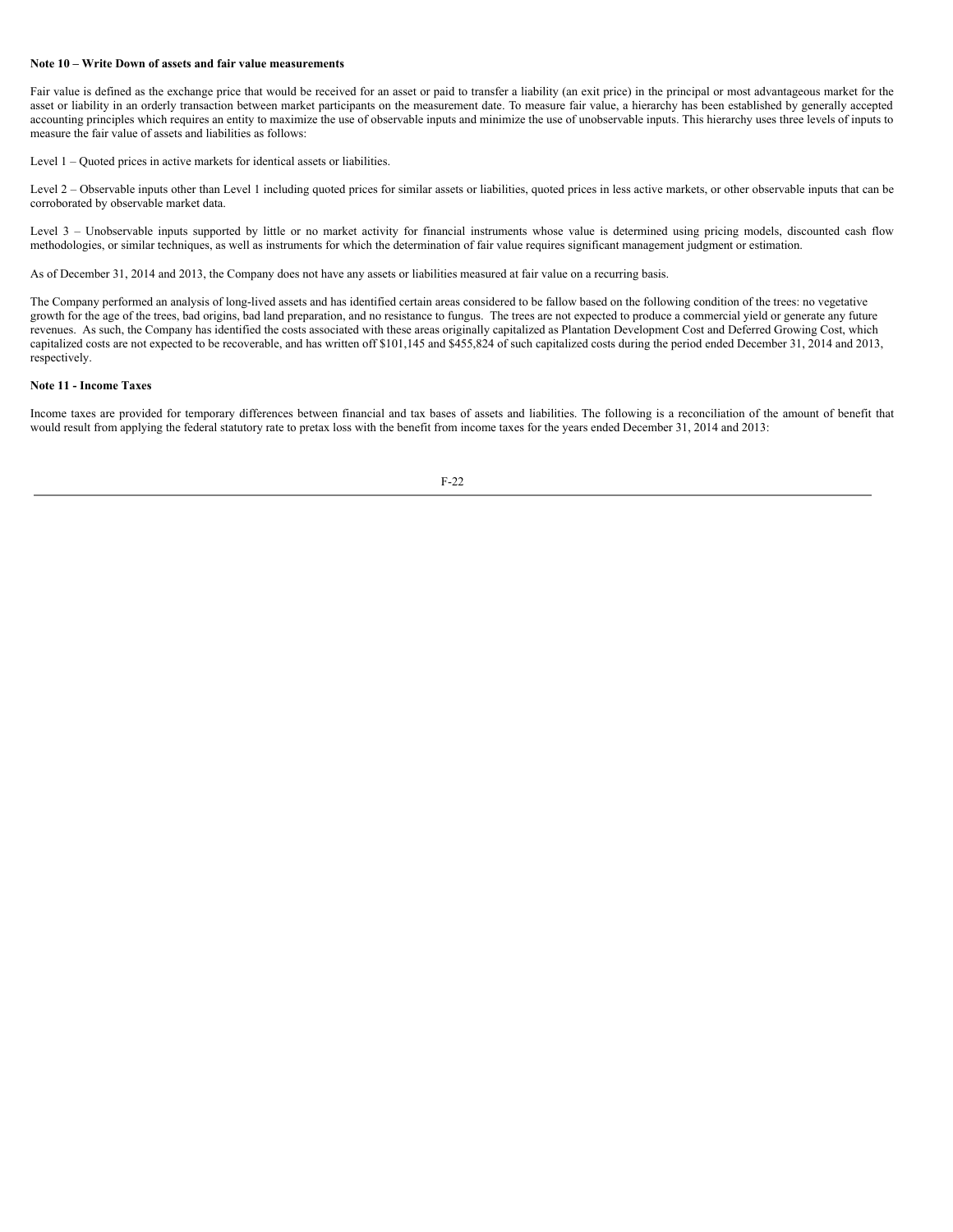**Note 10 – Write Down of assets and fair value measurements**

Fair value is defined as the exchange price that would be received for an asset or paid to transfer a liability (an exit price) in the principal or most advantageous market for the asset or liability in an orderly transaction between market participants on the measurement date. To measure fair value, a hierarchy has been established by generally accepted accounting principles which requires an entity to maximize the use of observable inputs and minimize the use of unobservable inputs. This hierarchy uses three levels of inputs to measure the fair value of assets and liabilities as follows:

Level 1 – Quoted prices in active markets for identical assets or liabilities.

Level 2 – Observable inputs other than Level 1 including quoted prices for similar assets or liabilities, quoted prices in less active markets, or other observable inputs that can be corroborated by observable market data.

Level 3 – Unobservable inputs supported by little or no market activity for financial instruments whose value is determined using pricing models, discounted cash flow methodologies, or similar techniques, as well as instruments for which the determination of fair value requires significant management judgment or estimation.

As of December 31, 2014 and 2013, the Company does not have any assets or liabilities measured at fair value on a recurring basis.

The Company performed an analysis of long-lived assets and has identified certain areas considered to be fallow based on the following condition of the trees: no vegetative growth for the age of the trees, bad origins, bad land preparation, and no resistance to fungus. The trees are not expected to produce a commercial yield or generate any future revenues. As such, the Company has identified the costs associated with these areas originally capitalized as Plantation Development Cost and Deferred Growing Cost, which capitalized costs are not expected to be recoverable, and has written off $101,145 and $455,824 of such capitalized costs during the period ended December 31, 2014 and 2013, respectively.

**Note 11 - Income Taxes**

Income taxes are provided for temporary differences between financial and tax bases of assets and liabilities. The following is a reconciliation of the amount of benefit that would result from applying the federal statutory rate to pretax loss with the benefit from income taxes for the years ended December 31, 2014 and 2013: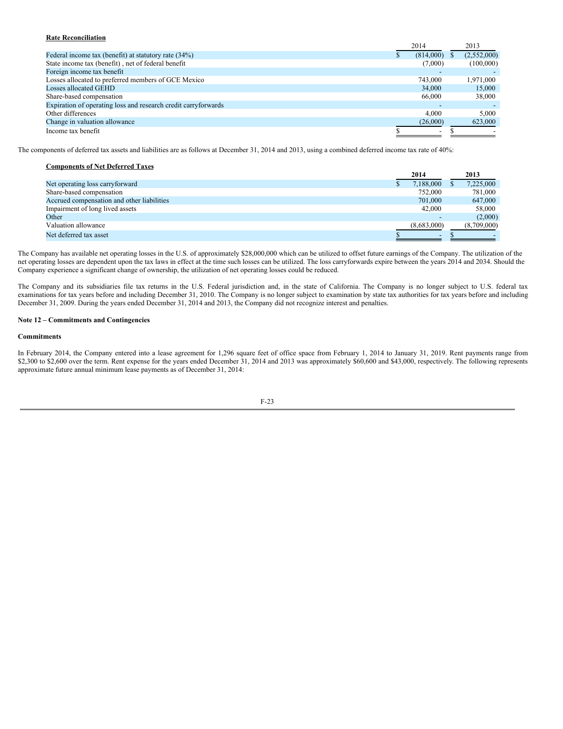**Rate Reconciliation**

| | 2014 | 2013 |
|---|---|---|
| Federal income tax (benefit) at statutory rate (34%) | $ (814,000) | $ (2,552,000) |
| State income tax (benefit) , net of federal benefit | (7,000) | (100,000) |
| Foreign income tax benefit | - | - |
| Losses allocated to preferred members of GCE Mexico | 743,000 | 1,971,000 |
| Losses allocated GEHD | 34,000 | 15,000 |
| Share-based compensation | 66,000 | 38,000 |
| Expiration of operating loss and research credit carryforwards | - | - |
| Other differences | 4,000 | 5,000 |
| Change in valuation allowance | (26,000) | 623,000 |
| Income tax benefit | $ - | $ - |

The components of deferred tax assets and liabilities are as follows at December 31, 2014 and 2013, using a combined deferred income tax rate of 40%:

**Components of Net Deferred Taxes**

| | **2014** | **2013** |
|---|---|---|
| Net operating loss carryforward | $ 7,188,000 | $ 7,225,000 |
| Share-based compensation | 752,000 | 781,000 |
| Accrued compensation and other liabilities | 701,000 | 647,000 |
| Impairment of long lived assets | 42,000 | 58,000 |
| Other | - | (2,000) |
| Valuation allowance | (8,683,000) | (8,709,000) |
| Net deferred tax asset | $ - | $ - |

The Company has available net operating losses in the U.S. of approximately $28,000,000 which can be utilized to offset future earnings of the Company. The utilization of the net operating losses are dependent upon the tax laws in effect at the time such losses can be utilized. The loss carryforwards expire between the years 2014 and 2034. Should the Company experience a significant change of ownership, the utilization of net operating losses could be reduced.

The Company and its subsidiaries file tax returns in the U.S. Federal jurisdiction and, in the state of California. The Company is no longer subject to U.S. federal tax examinations for tax years before and including December 31, 2010. The Company is no longer subject to examination by state tax authorities for tax years before and including December 31, 2009. During the years ended December 31, 2014 and 2013, the Company did not recognize interest and penalties.

**Note 12 – Commitments and Contingencies**

**Commitments**

In February 2014, the Company entered into a lease agreement for 1,296 square feet of office space from February 1, 2014 to January 31, 2019. Rent payments range from $2,300 to $2,600 over the term. Rent expense for the years ended December 31, 2014 and 2013 was approximately $60,600 and $43,000, respectively. The following represents approximate future annual minimum lease payments as of December 31, 2014: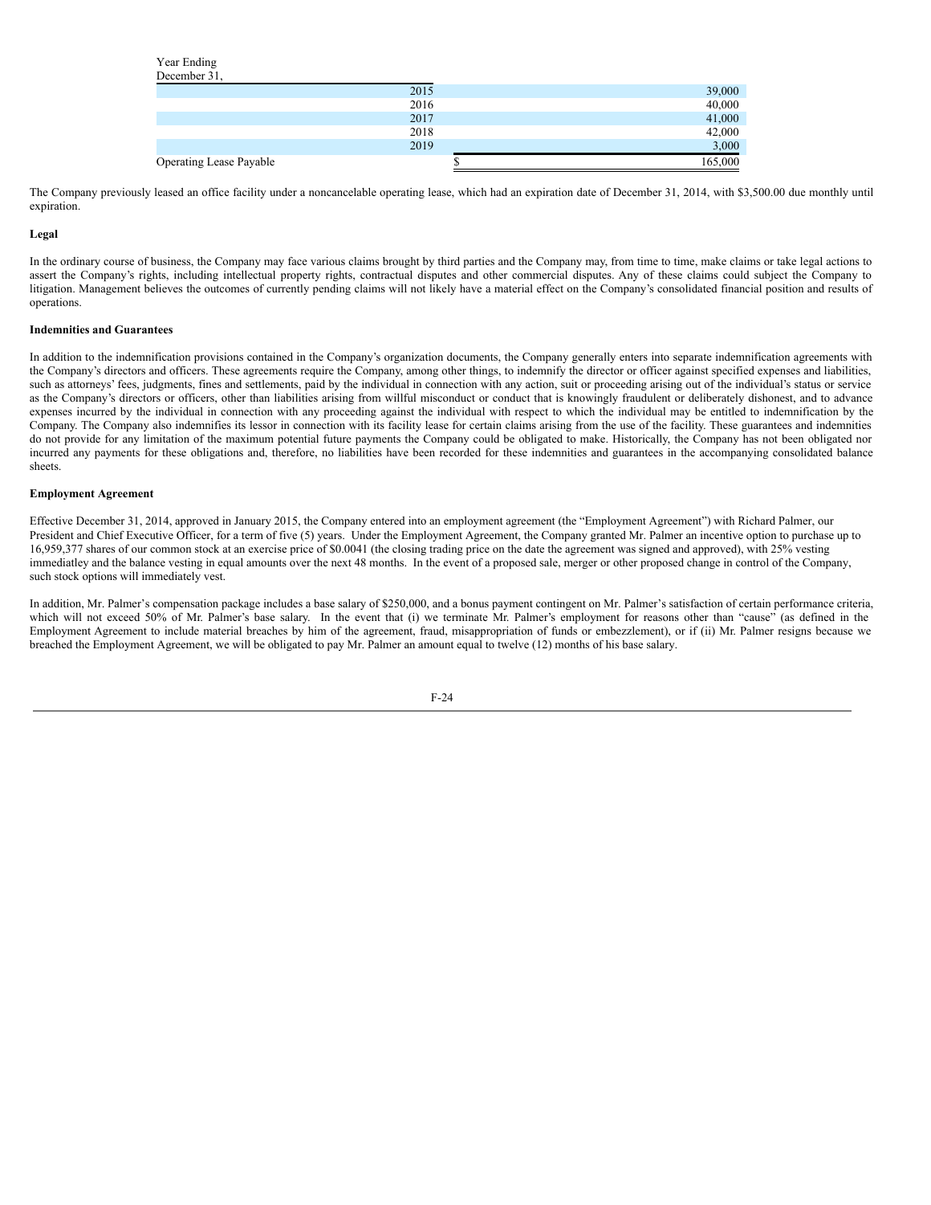| Year Ending December 31, | | |
|---|---|---|
| 2015 | | 39,000 |
| 2016 | | 40,000 |
| 2017 | | 41,000 |
| 2018 | | 42,000 |
| 2019 | | 3,000 |
| Operating Lease Payable | $ | 165,000 |

The Company previously leased an office facility under a noncancelable operating lease, which had an expiration date of December 31, 2014, with $3,500.00 due monthly until expiration.

**Legal**

In the ordinary course of business, the Company may face various claims brought by third parties and the Company may, from time to time, make claims or take legal actions to assert the Company's rights, including intellectual property rights, contractual disputes and other commercial disputes. Any of these claims could subject the Company to litigation. Management believes the outcomes of currently pending claims will not likely have a material effect on the Company's consolidated financial position and results of operations.

**Indemnities and Guarantees**

In addition to the indemnification provisions contained in the Company's organization documents, the Company generally enters into separate indemnification agreements with the Company's directors and officers. These agreements require the Company, among other things, to indemnify the director or officer against specified expenses and liabilities, such as attorneys' fees, judgments, fines and settlements, paid by the individual in connection with any action, suit or proceeding arising out of the individual's status or service as the Company's directors or officers, other than liabilities arising from willful misconduct or conduct that is knowingly fraudulent or deliberately dishonest, and to advance expenses incurred by the individual in connection with any proceeding against the individual with respect to which the individual may be entitled to indemnification by the Company. The Company also indemnifies its lessor in connection with its facility lease for certain claims arising from the use of the facility. These guarantees and indemnities do not provide for any limitation of the maximum potential future payments the Company could be obligated to make. Historically, the Company has not been obligated nor incurred any payments for these obligations and, therefore, no liabilities have been recorded for these indemnities and guarantees in the accompanying consolidated balance sheets.

**Employment Agreement**

Effective December 31, 2014, approved in January 2015, the Company entered into an employment agreement (the "Employment Agreement") with Richard Palmer, our President and Chief Executive Officer, for a term of five (5) years. Under the Employment Agreement, the Company granted Mr. Palmer an incentive option to purchase up to 16,959,377 shares of our common stock at an exercise price of $0.0041 (the closing trading price on the date the agreement was signed and approved), with 25% vesting immediatley and the balance vesting in equal amounts over the next 48 months. In the event of a proposed sale, merger or other proposed change in control of the Company, such stock options will immediately vest.

In addition, Mr. Palmer's compensation package includes a base salary of $250,000, and a bonus payment contingent on Mr. Palmer's satisfaction of certain performance criteria, which will not exceed 50% of Mr. Palmer's base salary. In the event that (i) we terminate Mr. Palmer's employment for reasons other than "cause" (as defined in the Employment Agreement to include material breaches by him of the agreement, fraud, misappropriation of funds or embezzlement), or if (ii) Mr. Palmer resigns because we breached the Employment Agreement, we will be obligated to pay Mr. Palmer an amount equal to twelve (12) months of his base salary.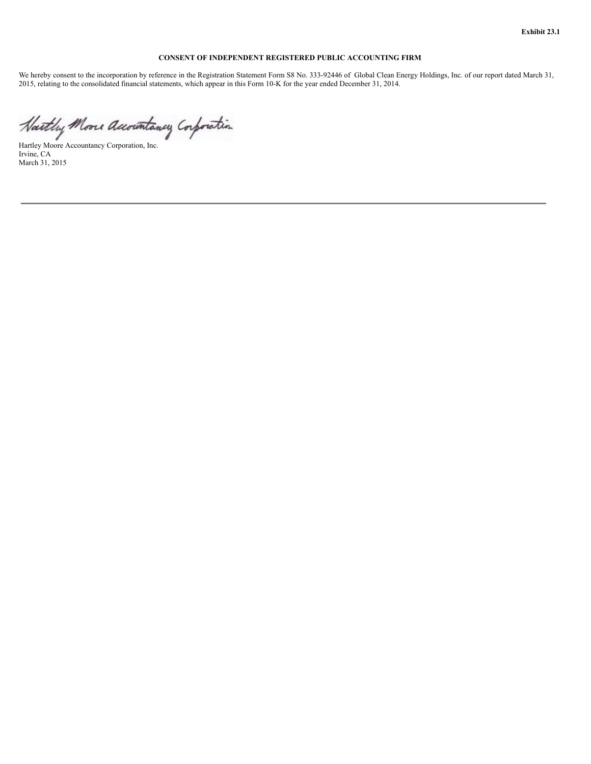**Exhibit 23.1**

**CONSENT OF INDEPENDENT REGISTERED PUBLIC ACCOUNTING FIRM**

We hereby consent to the incorporation by reference in the Registration Statement Form S8 No. 333-92446 of Global Clean Energy Holdings, Inc. of our report dated March 31, 2015, relating to the consolidated financial statements, which appear in this Form 10-K for the year ended December 31, 2014.

Hartley Moore Accountancy Corporation

Hartley Moore Accountancy Corporation, Inc.
Irvine, CA
March 31, 2015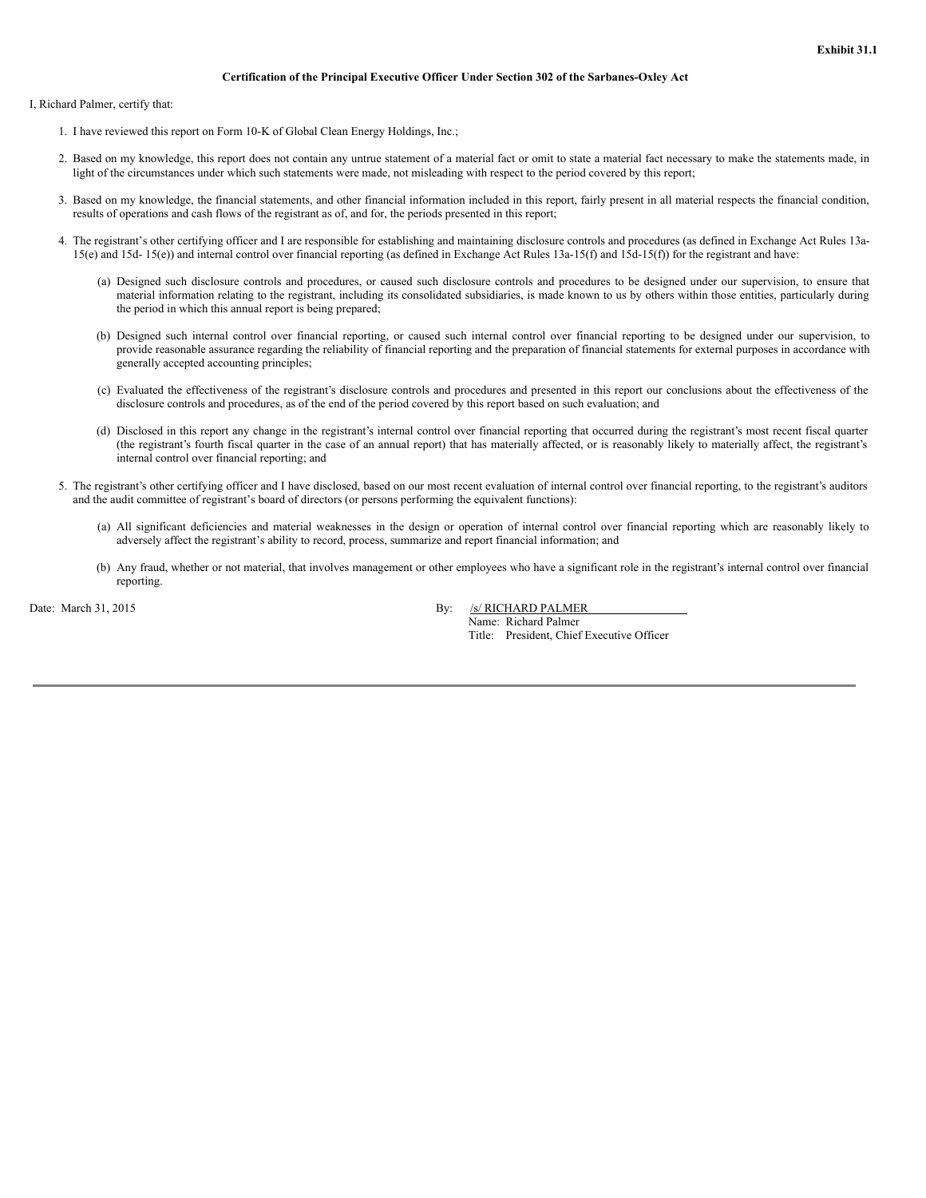**Exhibit 31.1**

**Certification of the Principal Executive Officer Under Section 302 of the Sarbanes-Oxley Act**

I, Richard Palmer, certify that:

1. I have reviewed this report on Form 10-K of Global Clean Energy Holdings, Inc.;

2. Based on my knowledge, this report does not contain any untrue statement of a material fact or omit to state a material fact necessary to make the statements made, in light of the circumstances under which such statements were made, not misleading with respect to the period covered by this report;

3. Based on my knowledge, the financial statements, and other financial information included in this report, fairly present in all material respects the financial condition, results of operations and cash flows of the registrant as of, and for, the periods presented in this report;

4. The registrant's other certifying officer and I are responsible for establishing and maintaining disclosure controls and procedures (as defined in Exchange Act Rules 13a-15(e) and 15d- 15(e)) and internal control over financial reporting (as defined in Exchange Act Rules 13a-15(f) and 15d-15(f)) for the registrant and have:

   (a) Designed such disclosure controls and procedures, or caused such disclosure controls and procedures to be designed under our supervision, to ensure that material information relating to the registrant, including its consolidated subsidiaries, is made known to us by others within those entities, particularly during the period in which this annual report is being prepared;

   (b) Designed such internal control over financial reporting, or caused such internal control over financial reporting to be designed under our supervision, to provide reasonable assurance regarding the reliability of financial reporting and the preparation of financial statements for external purposes in accordance with generally accepted accounting principles;

   (c) Evaluated the effectiveness of the registrant's disclosure controls and procedures and presented in this report our conclusions about the effectiveness of the disclosure controls and procedures, as of the end of the period covered by this report based on such evaluation; and

   (d) Disclosed in this report any change in the registrant's internal control over financial reporting that occurred during the registrant's most recent fiscal quarter (the registrant's fourth fiscal quarter in the case of an annual report) that has materially affected, or is reasonably likely to materially affect, the registrant's internal control over financial reporting; and

5. The registrant's other certifying officer and I have disclosed, based on our most recent evaluation of internal control over financial reporting, to the registrant's auditors and the audit committee of registrant's board of directors (or persons performing the equivalent functions):

   (a) All significant deficiencies and material weaknesses in the design or operation of internal control over financial reporting which are reasonably likely to adversely affect the registrant's ability to record, process, summarize and report financial information; and

   (b) Any fraud, whether or not material, that involves management or other employees who have a significant role in the registrant's internal control over financial reporting.

Date: March 31, 2015

By: /s/ RICHARD PALMER
Name: Richard Palmer
Title: President, Chief Executive Officer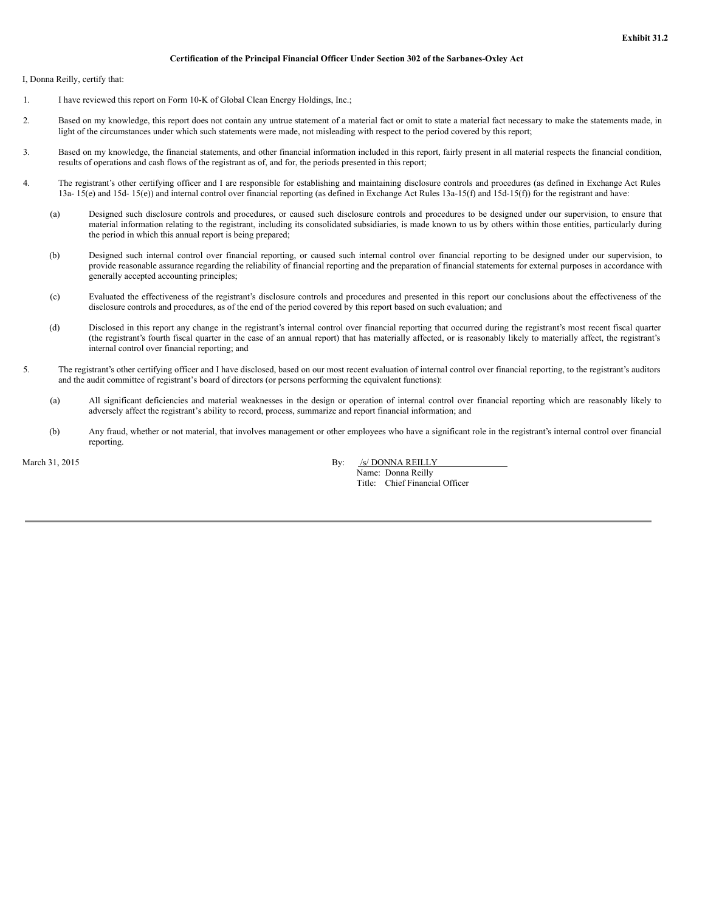**Exhibit 31.2**

**Certification of the Principal Financial Officer Under Section 302 of the Sarbanes-Oxley Act**

I, Donna Reilly, certify that:

1. I have reviewed this report on Form 10-K of Global Clean Energy Holdings, Inc.;

2. Based on my knowledge, this report does not contain any untrue statement of a material fact or omit to state a material fact necessary to make the statements made, in light of the circumstances under which such statements were made, not misleading with respect to the period covered by this report;

3. Based on my knowledge, the financial statements, and other financial information included in this report, fairly present in all material respects the financial condition, results of operations and cash flows of the registrant as of, and for, the periods presented in this report;

4. The registrant's other certifying officer and I are responsible for establishing and maintaining disclosure controls and procedures (as defined in Exchange Act Rules 13a- 15(e) and 15d- 15(e)) and internal control over financial reporting (as defined in Exchange Act Rules 13a-15(f) and 15d-15(f)) for the registrant and have:

   (a) Designed such disclosure controls and procedures, or caused such disclosure controls and procedures to be designed under our supervision, to ensure that material information relating to the registrant, including its consolidated subsidiaries, is made known to us by others within those entities, particularly during the period in which this annual report is being prepared;

   (b) Designed such internal control over financial reporting, or caused such internal control over financial reporting to be designed under our supervision, to provide reasonable assurance regarding the reliability of financial reporting and the preparation of financial statements for external purposes in accordance with generally accepted accounting principles;

   (c) Evaluated the effectiveness of the registrant's disclosure controls and procedures and presented in this report our conclusions about the effectiveness of the disclosure controls and procedures, as of the end of the period covered by this report based on such evaluation; and

   (d) Disclosed in this report any change in the registrant's internal control over financial reporting that occurred during the registrant's most recent fiscal quarter (the registrant's fourth fiscal quarter in the case of an annual report) that has materially affected, or is reasonably likely to materially affect, the registrant's internal control over financial reporting; and

5. The registrant's other certifying officer and I have disclosed, based on our most recent evaluation of internal control over financial reporting, to the registrant's auditors and the audit committee of registrant's board of directors (or persons performing the equivalent functions):

   (a) All significant deficiencies and material weaknesses in the design or operation of internal control over financial reporting which are reasonably likely to adversely affect the registrant's ability to record, process, summarize and report financial information; and

   (b) Any fraud, whether or not material, that involves management or other employees who have a significant role in the registrant's internal control over financial reporting.

March 31, 2015

By: /s/ DONNA REILLY
Name: Donna Reilly
Title: Chief Financial Officer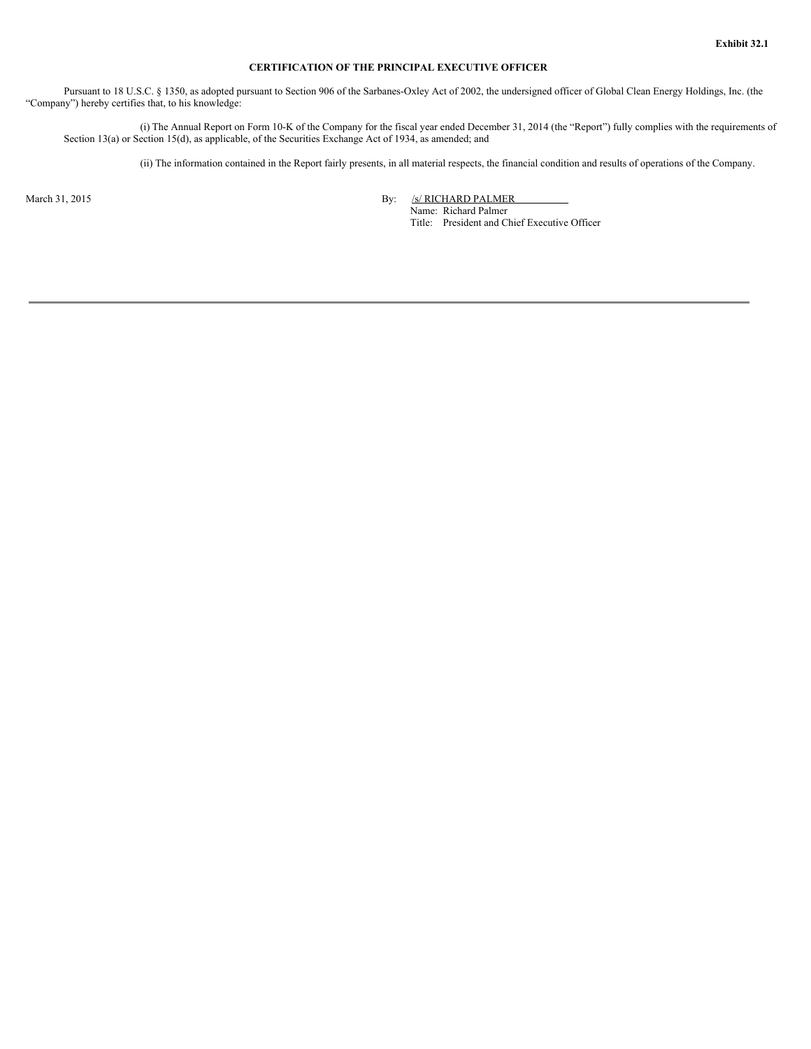**Exhibit 32.1**

**CERTIFICATION OF THE PRINCIPAL EXECUTIVE OFFICER**

Pursuant to 18 U.S.C. § 1350, as adopted pursuant to Section 906 of the Sarbanes-Oxley Act of 2002, the undersigned officer of Global Clean Energy Holdings, Inc. (the "Company") hereby certifies that, to his knowledge:

(i) The Annual Report on Form 10-K of the Company for the fiscal year ended December 31, 2014 (the "Report") fully complies with the requirements of Section 13(a) or Section 15(d), as applicable, of the Securities Exchange Act of 1934, as amended; and

(ii) The information contained in the Report fairly presents, in all material respects, the financial condition and results of operations of the Company.

March 31, 2015

By: /s/ RICHARD PALMER
Name: Richard Palmer
Title: President and Chief Executive Officer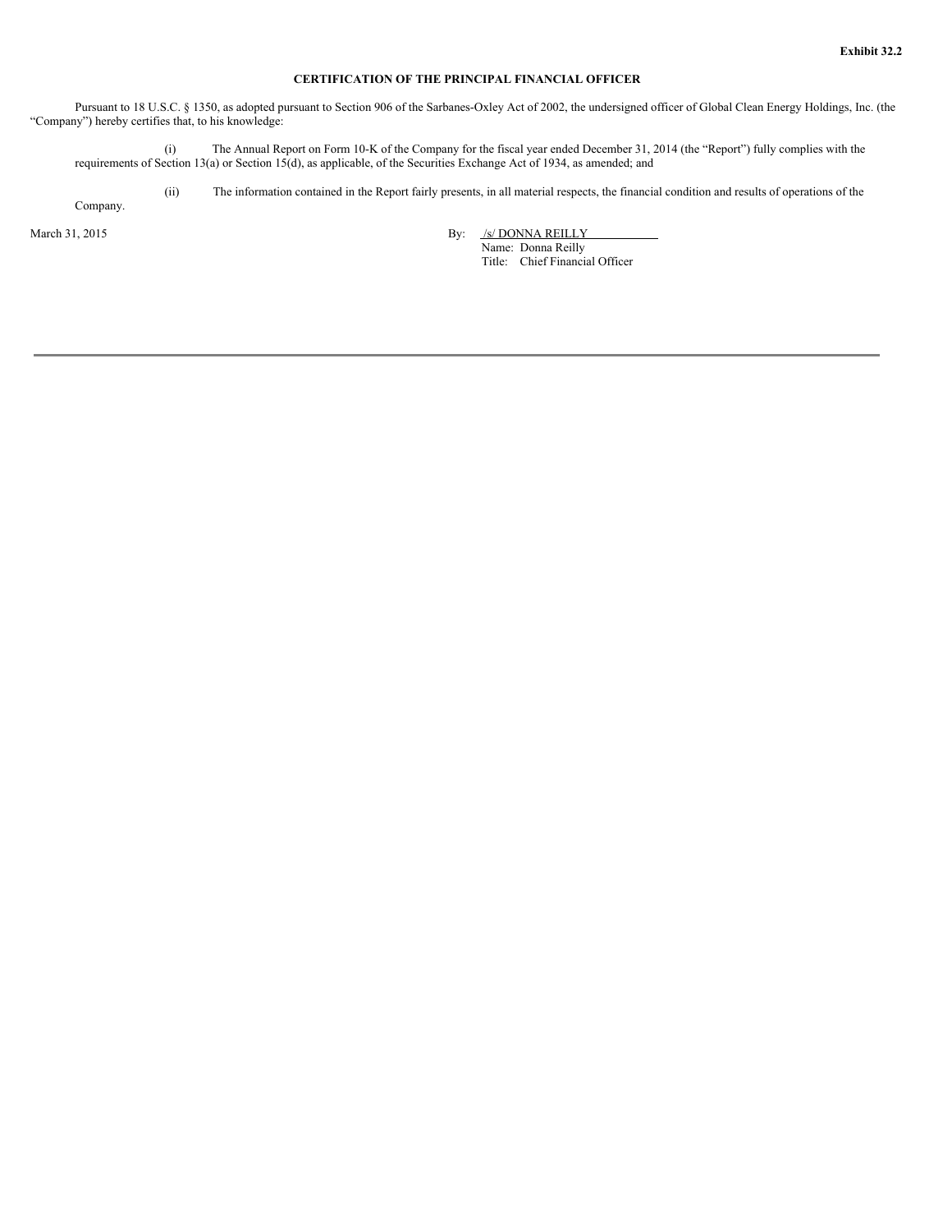**Exhibit 32.2**

**CERTIFICATION OF THE PRINCIPAL FINANCIAL OFFICER**

Pursuant to 18 U.S.C. § 1350, as adopted pursuant to Section 906 of the Sarbanes-Oxley Act of 2002, the undersigned officer of Global Clean Energy Holdings, Inc. (the "Company") hereby certifies that, to his knowledge:

(i) The Annual Report on Form 10-K of the Company for the fiscal year ended December 31, 2014 (the "Report") fully complies with the requirements of Section 13(a) or Section 15(d), as applicable, of the Securities Exchange Act of 1934, as amended; and

(ii) The information contained in the Report fairly presents, in all material respects, the financial condition and results of operations of the Company.

March 31, 2015

By: /s/ DONNA REILLY
Name: Donna Reilly
Title: Chief Financial Officer